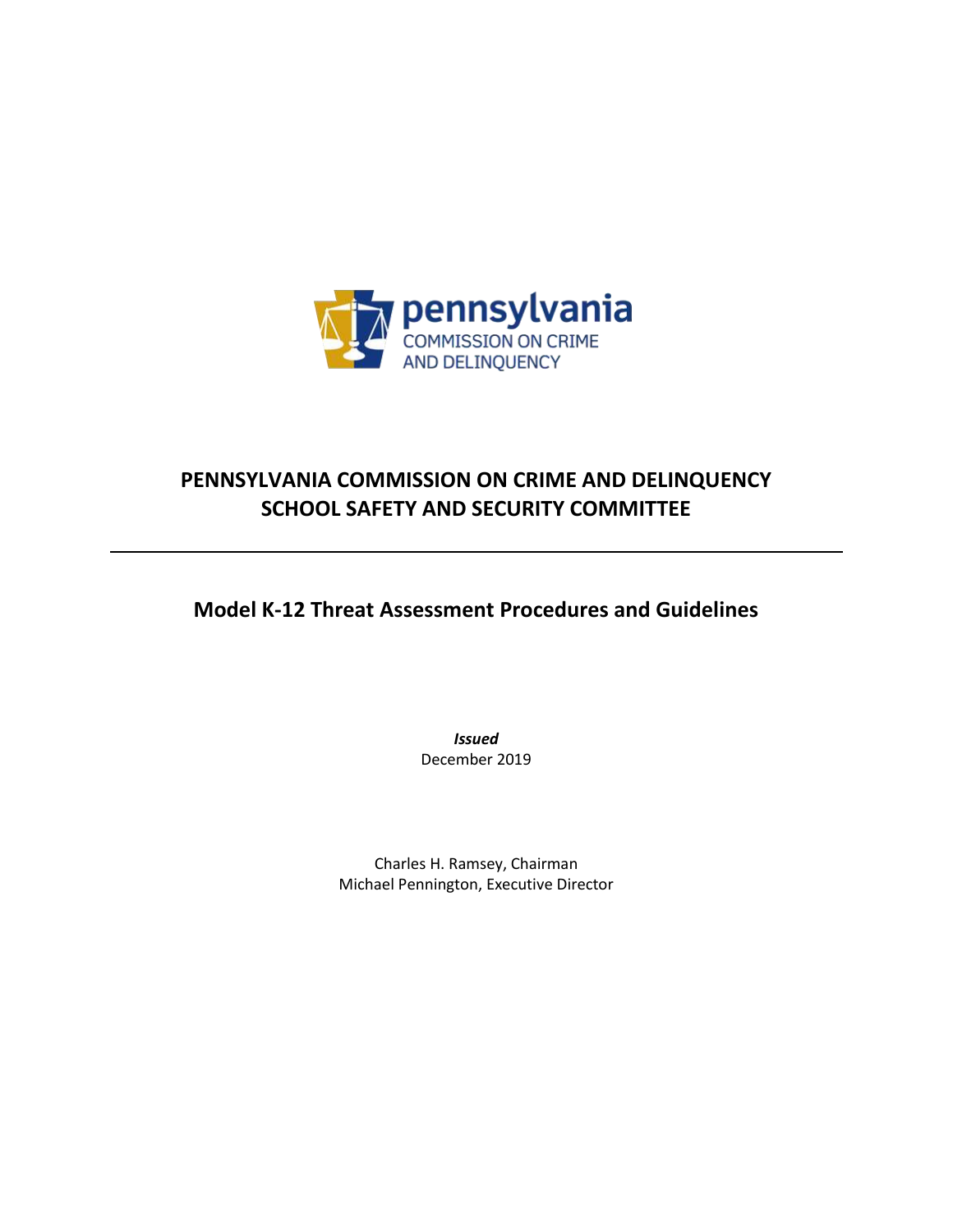pennsylvania
COMMISSION ON CRIME
AND DELINQUENCY

# PENNSYLVANIA COMMISSION ON CRIME AND DELINQUENCY
# SCHOOL SAFETY AND SECURITY COMMITTEE

---

## Model K-12 Threat Assessment Procedures and Guidelines

***Issued***
December 2019

Charles H. Ramsey, Chairman
Michael Pennington, Executive Director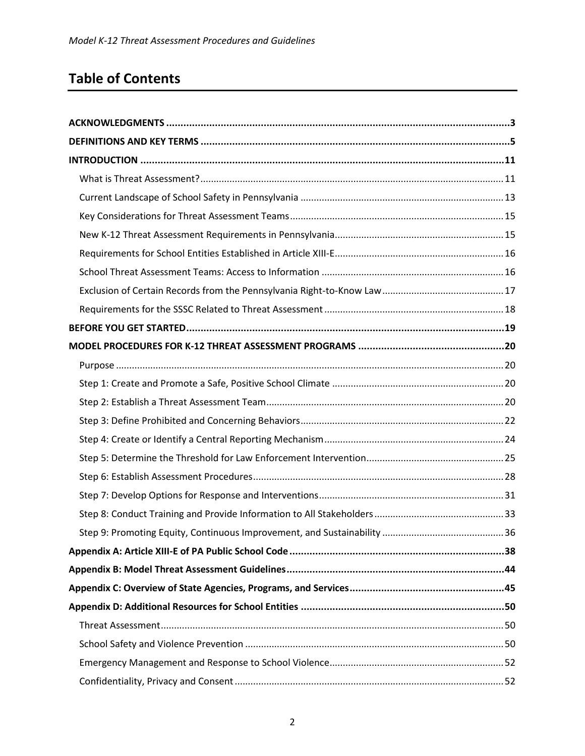## Table of Contents

**ACKNOWLEDGMENTS** ..... **3**

**DEFINITIONS AND KEY TERMS** ..... **5**

**INTRODUCTION** ..... **11**

- What is Threat Assessment? ..... 11
- Current Landscape of School Safety in Pennsylvania ..... 13
- Key Considerations for Threat Assessment Teams ..... 15
- New K-12 Threat Assessment Requirements in Pennsylvania ..... 15
- Requirements for School Entities Established in Article XIII-E ..... 16
- School Threat Assessment Teams: Access to Information ..... 16
- Exclusion of Certain Records from the Pennsylvania Right-to-Know Law ..... 17
- Requirements for the SSSC Related to Threat Assessment ..... 18

**BEFORE YOU GET STARTED** ..... **19**

**MODEL PROCEDURES FOR K-12 THREAT ASSESSMENT PROGRAMS** ..... **20**

- Purpose ..... 20
- Step 1: Create and Promote a Safe, Positive School Climate ..... 20
- Step 2: Establish a Threat Assessment Team ..... 20
- Step 3: Define Prohibited and Concerning Behaviors ..... 22
- Step 4: Create or Identify a Central Reporting Mechanism ..... 24
- Step 5: Determine the Threshold for Law Enforcement Intervention ..... 25
- Step 6: Establish Assessment Procedures ..... 28
- Step 7: Develop Options for Response and Interventions ..... 31
- Step 8: Conduct Training and Provide Information to All Stakeholders ..... 33
- Step 9: Promoting Equity, Continuous Improvement, and Sustainability ..... 36

**Appendix A: Article XIII-E of PA Public School Code** ..... **38**

**Appendix B: Model Threat Assessment Guidelines** ..... **44**

**Appendix C: Overview of State Agencies, Programs, and Services** ..... **45**

**Appendix D: Additional Resources for School Entities** ..... **50**

- Threat Assessment ..... 50
- School Safety and Violence Prevention ..... 50
- Emergency Management and Response to School Violence ..... 52
- Confidentiality, Privacy and Consent ..... 52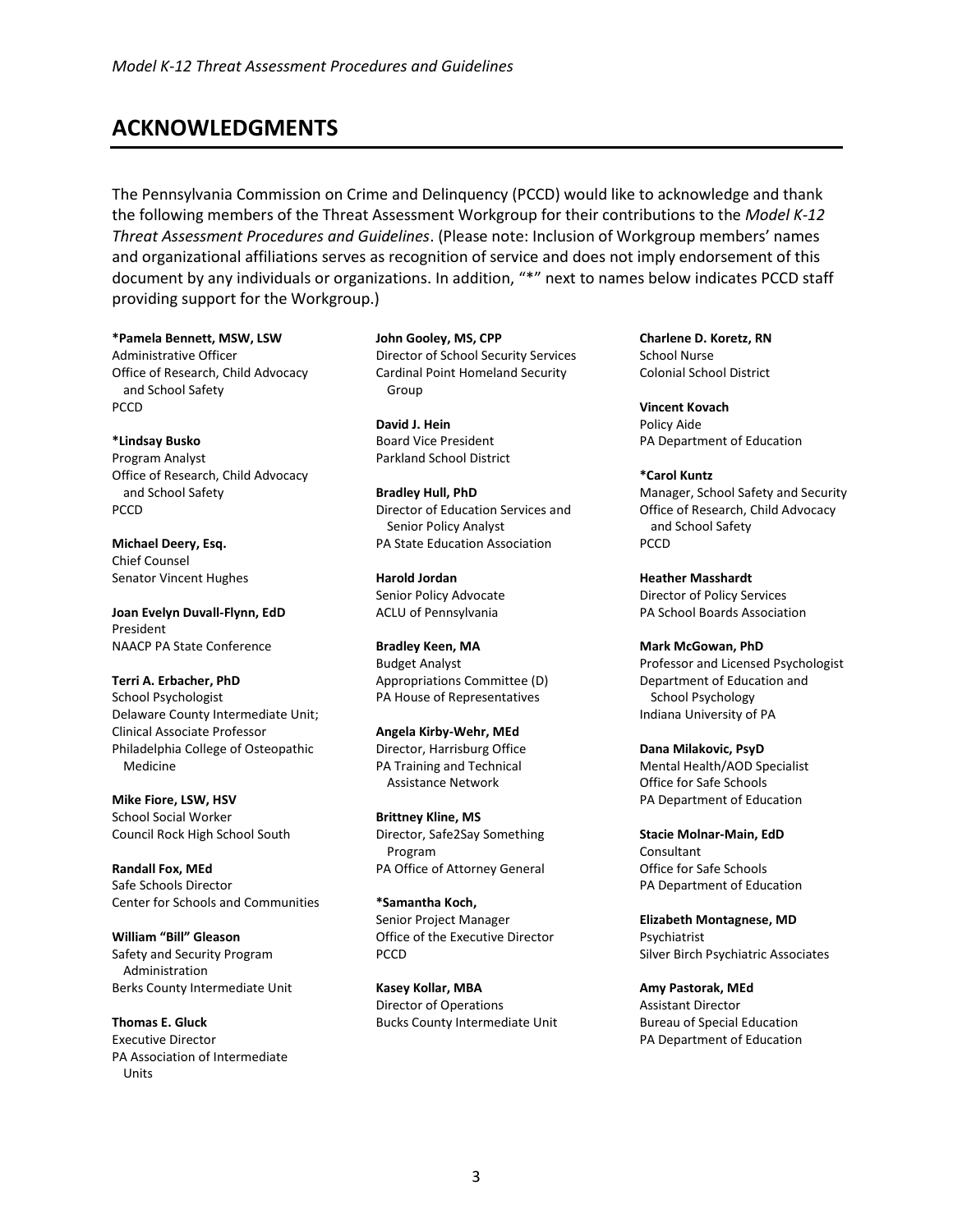## ACKNOWLEDGMENTS

The Pennsylvania Commission on Crime and Delinquency (PCCD) would like to acknowledge and thank the following members of the Threat Assessment Workgroup for their contributions to the *Model K-12 Threat Assessment Procedures and Guidelines*. (Please note: Inclusion of Workgroup members' names and organizational affiliations serves as recognition of service and does not imply endorsement of this document by any individuals or organizations. In addition, "*" next to names below indicates PCCD staff providing support for the Workgroup.)

**\*Pamela Bennett, MSW, LSW**
Administrative Officer
Office of Research, Child Advocacy and School Safety
PCCD

**\*Lindsay Busko**
Program Analyst
Office of Research, Child Advocacy and School Safety
PCCD

**Michael Deery, Esq.**
Chief Counsel
Senator Vincent Hughes

**Joan Evelyn Duvall-Flynn, EdD**
President
NAACP PA State Conference

**Terri A. Erbacher, PhD**
School Psychologist
Delaware County Intermediate Unit;
Clinical Associate Professor
Philadelphia College of Osteopathic Medicine

**Mike Fiore, LSW, HSV**
School Social Worker
Council Rock High School South

**Randall Fox, MEd**
Safe Schools Director
Center for Schools and Communities

**William "Bill" Gleason**
Safety and Security Program Administration
Berks County Intermediate Unit

**Thomas E. Gluck**
Executive Director
PA Association of Intermediate Units

**John Gooley, MS, CPP**
Director of School Security Services
Cardinal Point Homeland Security Group

**David J. Hein**
Board Vice President
Parkland School District

**Bradley Hull, PhD**
Director of Education Services and Senior Policy Analyst
PA State Education Association

**Harold Jordan**
Senior Policy Advocate
ACLU of Pennsylvania

**Bradley Keen, MA**
Budget Analyst
Appropriations Committee (D)
PA House of Representatives

**Angela Kirby-Wehr, MEd**
Director, Harrisburg Office
PA Training and Technical Assistance Network

**Brittney Kline, MS**
Director, Safe2Say Something Program
PA Office of Attorney General

**\*Samantha Koch,**
Senior Project Manager
Office of the Executive Director
PCCD

**Kasey Kollar, MBA**
Director of Operations
Bucks County Intermediate Unit

**Charlene D. Koretz, RN**
School Nurse
Colonial School District

**Vincent Kovach**
Policy Aide
PA Department of Education

**\*Carol Kuntz**
Manager, School Safety and Security
Office of Research, Child Advocacy and School Safety
PCCD

**Heather Masshardt**
Director of Policy Services
PA School Boards Association

**Mark McGowan, PhD**
Professor and Licensed Psychologist
Department of Education and School Psychology
Indiana University of PA

**Dana Milakovic, PsyD**
Mental Health/AOD Specialist
Office for Safe Schools
PA Department of Education

**Stacie Molnar-Main, EdD**
Consultant
Office for Safe Schools
PA Department of Education

**Elizabeth Montagnese, MD**
Psychiatrist
Silver Birch Psychiatric Associates

**Amy Pastorak, MEd**
Assistant Director
Bureau of Special Education
PA Department of Education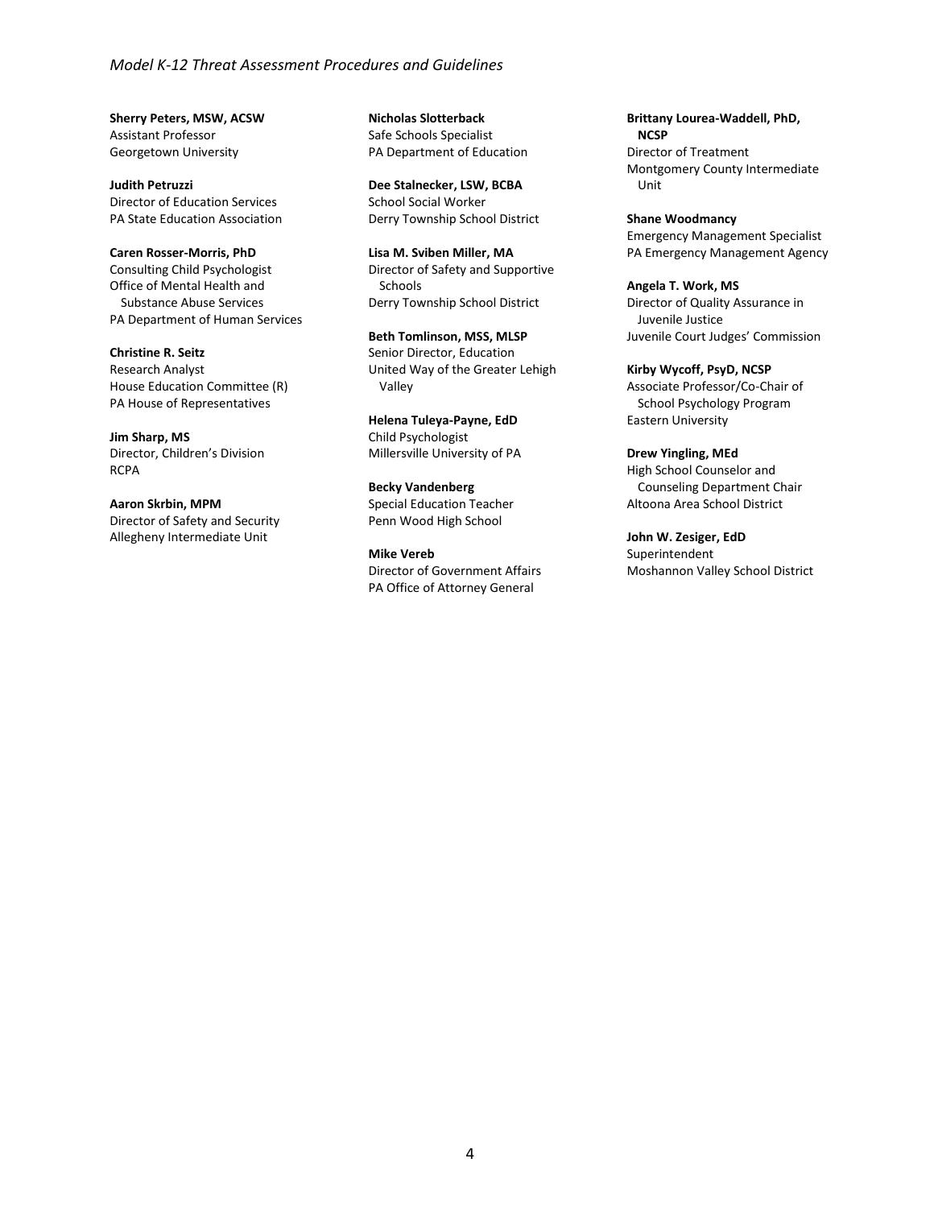**Sherry Peters, MSW, ACSW**
Assistant Professor
Georgetown University

**Judith Petruzzi**
Director of Education Services
PA State Education Association

**Caren Rosser-Morris, PhD**
Consulting Child Psychologist
Office of Mental Health and Substance Abuse Services
PA Department of Human Services

**Christine R. Seitz**
Research Analyst
House Education Committee (R)
PA House of Representatives

**Jim Sharp, MS**
Director, Children's Division
RCPA

**Aaron Skrbin, MPM**
Director of Safety and Security
Allegheny Intermediate Unit

**Nicholas Slotterback**
Safe Schools Specialist
PA Department of Education

**Dee Stalnecker, LSW, BCBA**
School Social Worker
Derry Township School District

**Lisa M. Sviben Miller, MA**
Director of Safety and Supportive Schools
Derry Township School District

**Beth Tomlinson, MSS, MLSP**
Senior Director, Education
United Way of the Greater Lehigh Valley

**Helena Tuleya-Payne, EdD**
Child Psychologist
Millersville University of PA

**Becky Vandenberg**
Special Education Teacher
Penn Wood High School

**Mike Vereb**
Director of Government Affairs
PA Office of Attorney General

**Brittany Lourea-Waddell, PhD, NCSP**
Director of Treatment
Montgomery County Intermediate Unit

**Shane Woodmancy**
Emergency Management Specialist
PA Emergency Management Agency

**Angela T. Work, MS**
Director of Quality Assurance in Juvenile Justice
Juvenile Court Judges' Commission

**Kirby Wycoff, PsyD, NCSP**
Associate Professor/Co-Chair of School Psychology Program
Eastern University

**Drew Yingling, MEd**
High School Counselor and Counseling Department Chair
Altoona Area School District

**John W. Zesiger, EdD**
Superintendent
Moshannon Valley School District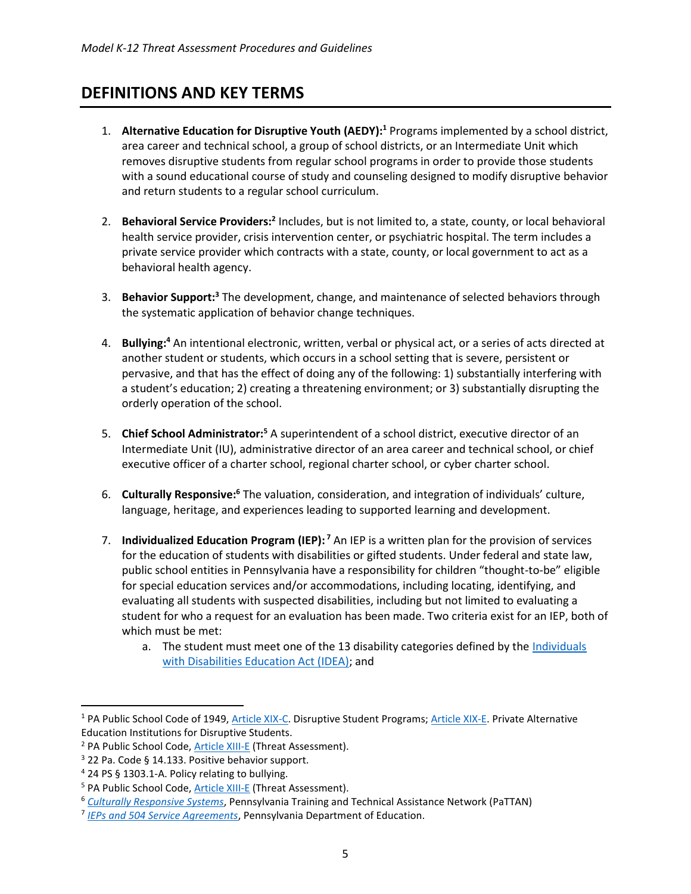## DEFINITIONS AND KEY TERMS

1. **Alternative Education for Disruptive Youth (AEDY):**[1] Programs implemented by a school district, area career and technical school, a group of school districts, or an Intermediate Unit which removes disruptive students from regular school programs in order to provide those students with a sound educational course of study and counseling designed to modify disruptive behavior and return students to a regular school curriculum.

2. **Behavioral Service Providers:**[2] Includes, but is not limited to, a state, county, or local behavioral health service provider, crisis intervention center, or psychiatric hospital. The term includes a private service provider which contracts with a state, county, or local government to act as a behavioral health agency.

3. **Behavior Support:**[3] The development, change, and maintenance of selected behaviors through the systematic application of behavior change techniques.

4. **Bullying:**[4] An intentional electronic, written, verbal or physical act, or a series of acts directed at another student or students, which occurs in a school setting that is severe, persistent or pervasive, and that has the effect of doing any of the following: 1) substantially interfering with a student's education; 2) creating a threatening environment; or 3) substantially disrupting the orderly operation of the school.

5. **Chief School Administrator:**[5] A superintendent of a school district, executive director of an Intermediate Unit (IU), administrative director of an area career and technical school, or chief executive officer of a charter school, regional charter school, or cyber charter school.

6. **Culturally Responsive:**[6] The valuation, consideration, and integration of individuals' culture, language, heritage, and experiences leading to supported learning and development.

7. **Individualized Education Program (IEP):**[7] An IEP is a written plan for the provision of services for the education of students with disabilities or gifted students. Under federal and state law, public school entities in Pennsylvania have a responsibility for children "thought-to-be" eligible for special education services and/or accommodations, including locating, identifying, and evaluating all students with suspected disabilities, including but not limited to evaluating a student for who a request for an evaluation has been made. Two criteria exist for an IEP, both of which must be met:
   a. The student must meet one of the 13 disability categories defined by the Individuals with Disabilities Education Act (IDEA); and

---

[1] PA Public School Code of 1949, Article XIX-C. Disruptive Student Programs; Article XIX-E. Private Alternative Education Institutions for Disruptive Students.
[2] PA Public School Code, Article XIII-E (Threat Assessment).
[3] 22 Pa. Code § 14.133. Positive behavior support.
[4] 24 PS § 1303.1-A. Policy relating to bullying.
[5] PA Public School Code, Article XIII-E (Threat Assessment).
[6] *Culturally Responsive Systems*, Pennsylvania Training and Technical Assistance Network (PaTTAN)
[7] *IEPs and 504 Service Agreements*, Pennsylvania Department of Education.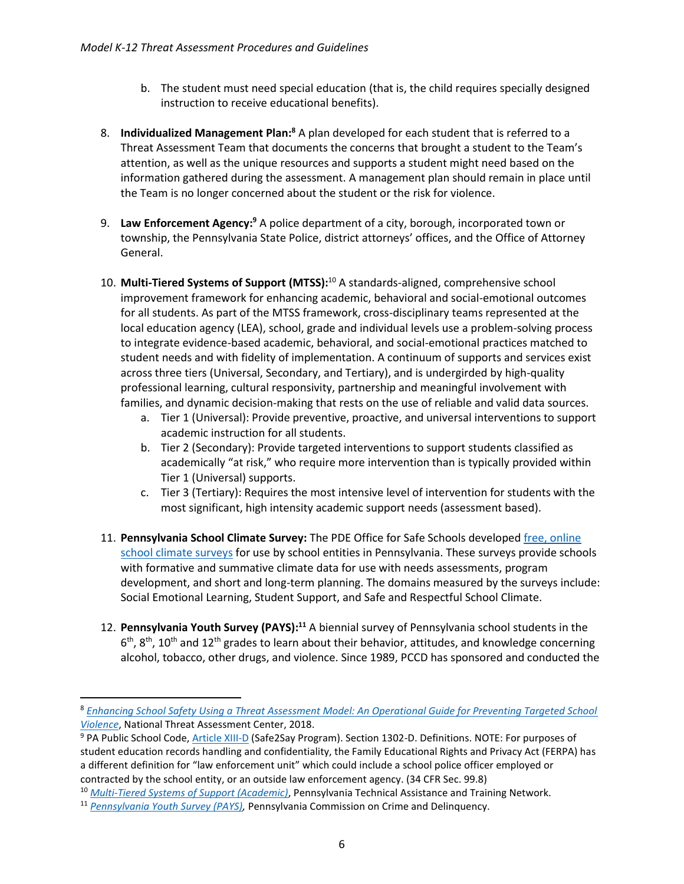b. The student must need special education (that is, the child requires specially designed instruction to receive educational benefits).

8. **Individualized Management Plan:**[8] A plan developed for each student that is referred to a Threat Assessment Team that documents the concerns that brought a student to the Team's attention, as well as the unique resources and supports a student might need based on the information gathered during the assessment. A management plan should remain in place until the Team is no longer concerned about the student or the risk for violence.

9. **Law Enforcement Agency:**[9] A police department of a city, borough, incorporated town or township, the Pennsylvania State Police, district attorneys' offices, and the Office of Attorney General.

10. **Multi-Tiered Systems of Support (MTSS):**[10] A standards-aligned, comprehensive school improvement framework for enhancing academic, behavioral and social-emotional outcomes for all students. As part of the MTSS framework, cross-disciplinary teams represented at the local education agency (LEA), school, grade and individual levels use a problem-solving process to integrate evidence-based academic, behavioral, and social-emotional practices matched to student needs and with fidelity of implementation. A continuum of supports and services exist across three tiers (Universal, Secondary, and Tertiary), and is undergirded by high-quality professional learning, cultural responsivity, partnership and meaningful involvement with families, and dynamic decision-making that rests on the use of reliable and valid data sources.
    a. Tier 1 (Universal): Provide preventive, proactive, and universal interventions to support academic instruction for all students.
    b. Tier 2 (Secondary): Provide targeted interventions to support students classified as academically "at risk," who require more intervention than is typically provided within Tier 1 (Universal) supports.
    c. Tier 3 (Tertiary): Requires the most intensive level of intervention for students with the most significant, high intensity academic support needs (assessment based).

11. **Pennsylvania School Climate Survey:** The PDE Office for Safe Schools developed free, online school climate surveys for use by school entities in Pennsylvania. These surveys provide schools with formative and summative climate data for use with needs assessments, program development, and short and long-term planning. The domains measured by the surveys include: Social Emotional Learning, Student Support, and Safe and Respectful School Climate.

12. **Pennsylvania Youth Survey (PAYS):**[11] A biennial survey of Pennsylvania school students in the 6th, 8th, 10th and 12th grades to learn about their behavior, attitudes, and knowledge concerning alcohol, tobacco, other drugs, and violence. Since 1989, PCCD has sponsored and conducted the

---

[8] *Enhancing School Safety Using a Threat Assessment Model: An Operational Guide for Preventing Targeted School Violence*, National Threat Assessment Center, 2018.

[9] PA Public School Code, Article XIII-D (Safe2Say Program). Section 1302-D. Definitions. NOTE: For purposes of student education records handling and confidentiality, the Family Educational Rights and Privacy Act (FERPA) has a different definition for "law enforcement unit" which could include a school police officer employed or contracted by the school entity, or an outside law enforcement agency. (34 CFR Sec. 99.8)

[10] *Multi-Tiered Systems of Support (Academic)*, Pennsylvania Technical Assistance and Training Network.

[11] *Pennsylvania Youth Survey (PAYS)*, Pennsylvania Commission on Crime and Delinquency.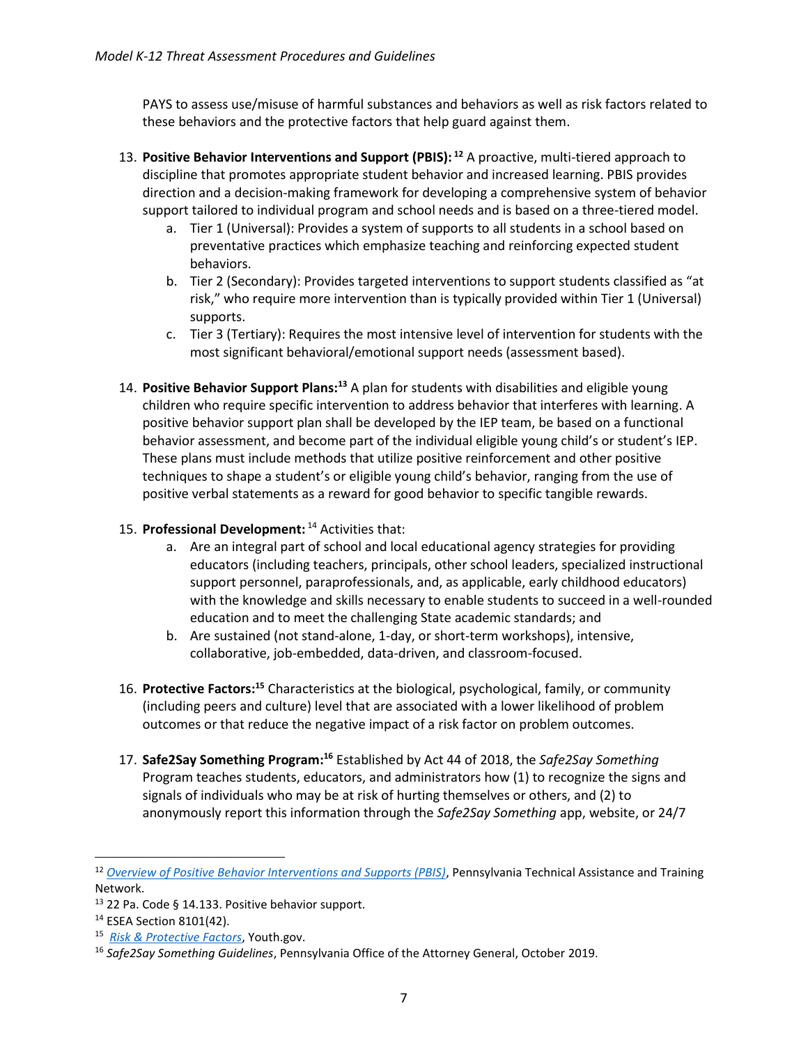PAYS to assess use/misuse of harmful substances and behaviors as well as risk factors related to these behaviors and the protective factors that help guard against them.

13. **Positive Behavior Interventions and Support (PBIS):** [12] A proactive, multi-tiered approach to discipline that promotes appropriate student behavior and increased learning. PBIS provides direction and a decision-making framework for developing a comprehensive system of behavior support tailored to individual program and school needs and is based on a three-tiered model.
    a. Tier 1 (Universal): Provides a system of supports to all students in a school based on preventative practices which emphasize teaching and reinforcing expected student behaviors.
    b. Tier 2 (Secondary): Provides targeted interventions to support students classified as "at risk," who require more intervention than is typically provided within Tier 1 (Universal) supports.
    c. Tier 3 (Tertiary): Requires the most intensive level of intervention for students with the most significant behavioral/emotional support needs (assessment based).

14. **Positive Behavior Support Plans:**[13] A plan for students with disabilities and eligible young children who require specific intervention to address behavior that interferes with learning. A positive behavior support plan shall be developed by the IEP team, be based on a functional behavior assessment, and become part of the individual eligible young child's or student's IEP. These plans must include methods that utilize positive reinforcement and other positive techniques to shape a student's or eligible young child's behavior, ranging from the use of positive verbal statements as a reward for good behavior to specific tangible rewards.

15. **Professional Development:** [14] Activities that:
    a. Are an integral part of school and local educational agency strategies for providing educators (including teachers, principals, other school leaders, specialized instructional support personnel, paraprofessionals, and, as applicable, early childhood educators) with the knowledge and skills necessary to enable students to succeed in a well-rounded education and to meet the challenging State academic standards; and
    b. Are sustained (not stand-alone, 1-day, or short-term workshops), intensive, collaborative, job-embedded, data-driven, and classroom-focused.

16. **Protective Factors:**[15] Characteristics at the biological, psychological, family, or community (including peers and culture) level that are associated with a lower likelihood of problem outcomes or that reduce the negative impact of a risk factor on problem outcomes.

17. **Safe2Say Something Program:**[16] Established by Act 44 of 2018, the *Safe2Say Something* Program teaches students, educators, and administrators how (1) to recognize the signs and signals of individuals who may be at risk of hurting themselves or others, and (2) to anonymously report this information through the *Safe2Say Something* app, website, or 24/7

---

[12] *Overview of Positive Behavior Interventions and Supports (PBIS)*, Pennsylvania Technical Assistance and Training Network.

[13] 22 Pa. Code § 14.133. Positive behavior support.

[14] ESEA Section 8101(42).

[15] *Risk & Protective Factors*, Youth.gov.

[16] *Safe2Say Something Guidelines*, Pennsylvania Office of the Attorney General, October 2019.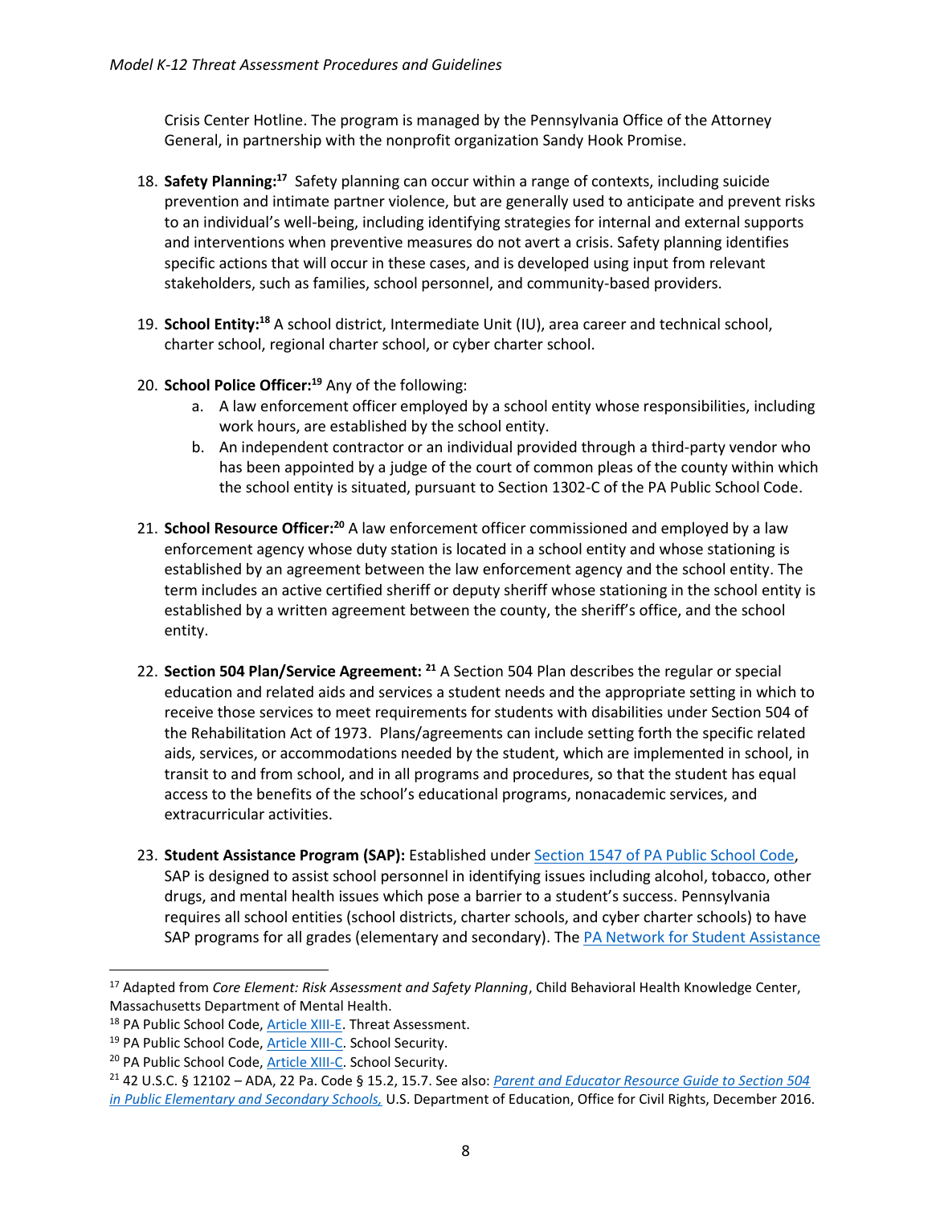Crisis Center Hotline. The program is managed by the Pennsylvania Office of the Attorney General, in partnership with the nonprofit organization Sandy Hook Promise.

18. **Safety Planning:**[17] Safety planning can occur within a range of contexts, including suicide prevention and intimate partner violence, but are generally used to anticipate and prevent risks to an individual's well-being, including identifying strategies for internal and external supports and interventions when preventive measures do not avert a crisis. Safety planning identifies specific actions that will occur in these cases, and is developed using input from relevant stakeholders, such as families, school personnel, and community-based providers.

19. **School Entity:**[18] A school district, Intermediate Unit (IU), area career and technical school, charter school, regional charter school, or cyber charter school.

20. **School Police Officer:**[19] Any of the following:
    a. A law enforcement officer employed by a school entity whose responsibilities, including work hours, are established by the school entity.
    b. An independent contractor or an individual provided through a third-party vendor who has been appointed by a judge of the court of common pleas of the county within which the school entity is situated, pursuant to Section 1302-C of the PA Public School Code.

21. **School Resource Officer:**[20] A law enforcement officer commissioned and employed by a law enforcement agency whose duty station is located in a school entity and whose stationing is established by an agreement between the law enforcement agency and the school entity. The term includes an active certified sheriff or deputy sheriff whose stationing in the school entity is established by a written agreement between the county, the sheriff's office, and the school entity.

22. **Section 504 Plan/Service Agreement:** [21] A Section 504 Plan describes the regular or special education and related aids and services a student needs and the appropriate setting in which to receive those services to meet requirements for students with disabilities under Section 504 of the Rehabilitation Act of 1973. Plans/agreements can include setting forth the specific related aids, services, or accommodations needed by the student, which are implemented in school, in transit to and from school, and in all programs and procedures, so that the student has equal access to the benefits of the school's educational programs, nonacademic services, and extracurricular activities.

23. **Student Assistance Program (SAP):** Established under Section 1547 of PA Public School Code, SAP is designed to assist school personnel in identifying issues including alcohol, tobacco, other drugs, and mental health issues which pose a barrier to a student's success. Pennsylvania requires all school entities (school districts, charter schools, and cyber charter schools) to have SAP programs for all grades (elementary and secondary). The PA Network for Student Assistance

---

[17] Adapted from *Core Element: Risk Assessment and Safety Planning*, Child Behavioral Health Knowledge Center, Massachusetts Department of Mental Health.

[18] PA Public School Code, Article XIII-E. Threat Assessment.

[19] PA Public School Code, Article XIII-C. School Security.

[20] PA Public School Code, Article XIII-C. School Security.

[21] 42 U.S.C. § 12102 – ADA, 22 Pa. Code § 15.2, 15.7. See also: *Parent and Educator Resource Guide to Section 504 in Public Elementary and Secondary Schools,* U.S. Department of Education, Office for Civil Rights, December 2016.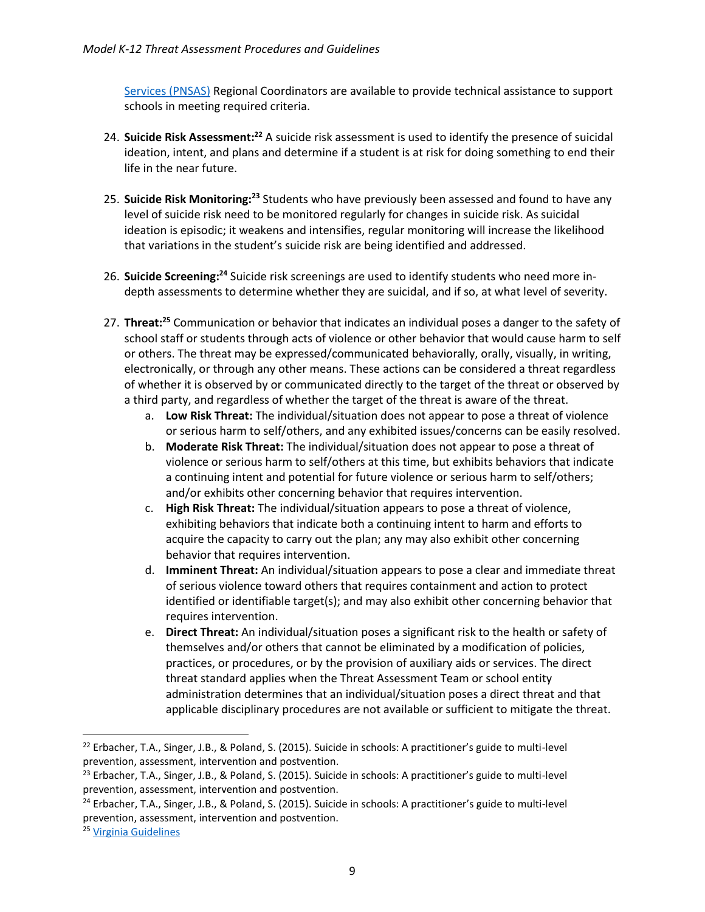Services (PNSAS) Regional Coordinators are available to provide technical assistance to support schools in meeting required criteria.

24. **Suicide Risk Assessment:**[22] A suicide risk assessment is used to identify the presence of suicidal ideation, intent, and plans and determine if a student is at risk for doing something to end their life in the near future.

25. **Suicide Risk Monitoring:**[23] Students who have previously been assessed and found to have any level of suicide risk need to be monitored regularly for changes in suicide risk. As suicidal ideation is episodic; it weakens and intensifies, regular monitoring will increase the likelihood that variations in the student's suicide risk are being identified and addressed.

26. **Suicide Screening:**[24] Suicide risk screenings are used to identify students who need more in-depth assessments to determine whether they are suicidal, and if so, at what level of severity.

27. **Threat:**[25] Communication or behavior that indicates an individual poses a danger to the safety of school staff or students through acts of violence or other behavior that would cause harm to self or others. The threat may be expressed/communicated behaviorally, orally, visually, in writing, electronically, or through any other means. These actions can be considered a threat regardless of whether it is observed by or communicated directly to the target of the threat or observed by a third party, and regardless of whether the target of the threat is aware of the threat.
    a. **Low Risk Threat:** The individual/situation does not appear to pose a threat of violence or serious harm to self/others, and any exhibited issues/concerns can be easily resolved.
    b. **Moderate Risk Threat:** The individual/situation does not appear to pose a threat of violence or serious harm to self/others at this time, but exhibits behaviors that indicate a continuing intent and potential for future violence or serious harm to self/others; and/or exhibits other concerning behavior that requires intervention.
    c. **High Risk Threat:** The individual/situation appears to pose a threat of violence, exhibiting behaviors that indicate both a continuing intent to harm and efforts to acquire the capacity to carry out the plan; any may also exhibit other concerning behavior that requires intervention.
    d. **Imminent Threat:** An individual/situation appears to pose a clear and immediate threat of serious violence toward others that requires containment and action to protect identified or identifiable target(s); and may also exhibit other concerning behavior that requires intervention.
    e. **Direct Threat:** An individual/situation poses a significant risk to the health or safety of themselves and/or others that cannot be eliminated by a modification of policies, practices, or procedures, or by the provision of auxiliary aids or services. The direct threat standard applies when the Threat Assessment Team or school entity administration determines that an individual/situation poses a direct threat and that applicable disciplinary procedures are not available or sufficient to mitigate the threat.

---

[22] Erbacher, T.A., Singer, J.B., & Poland, S. (2015). Suicide in schools: A practitioner's guide to multi-level prevention, assessment, intervention and postvention.

[23] Erbacher, T.A., Singer, J.B., & Poland, S. (2015). Suicide in schools: A practitioner's guide to multi-level prevention, assessment, intervention and postvention.

[24] Erbacher, T.A., Singer, J.B., & Poland, S. (2015). Suicide in schools: A practitioner's guide to multi-level prevention, assessment, intervention and postvention.

[25] Virginia Guidelines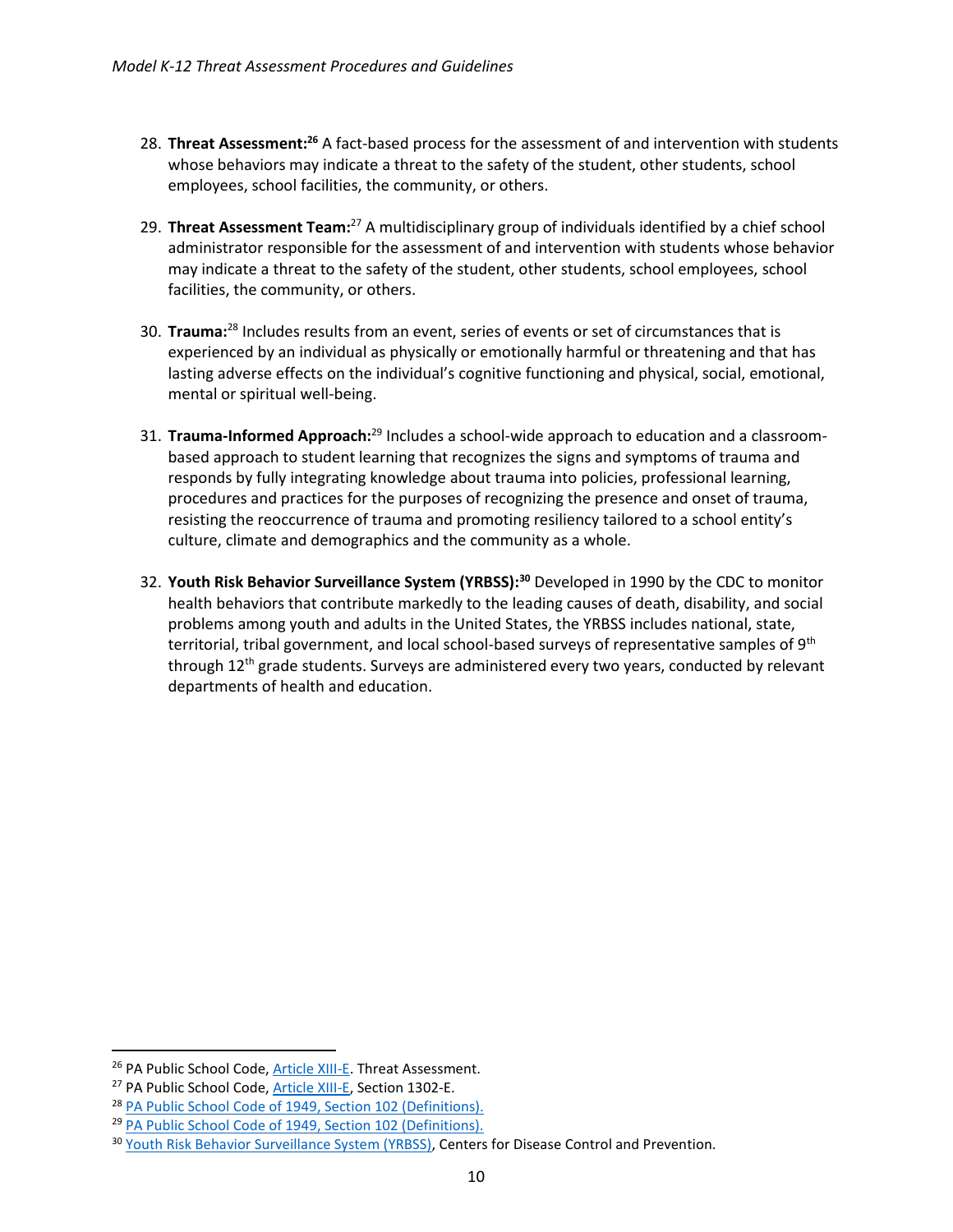28. **Threat Assessment:**[26] A fact-based process for the assessment of and intervention with students whose behaviors may indicate a threat to the safety of the student, other students, school employees, school facilities, the community, or others.

29. **Threat Assessment Team:**[27] A multidisciplinary group of individuals identified by a chief school administrator responsible for the assessment of and intervention with students whose behavior may indicate a threat to the safety of the student, other students, school employees, school facilities, the community, or others.

30. **Trauma:**[28] Includes results from an event, series of events or set of circumstances that is experienced by an individual as physically or emotionally harmful or threatening and that has lasting adverse effects on the individual's cognitive functioning and physical, social, emotional, mental or spiritual well-being.

31. **Trauma-Informed Approach:**[29] Includes a school-wide approach to education and a classroom-based approach to student learning that recognizes the signs and symptoms of trauma and responds by fully integrating knowledge about trauma into policies, professional learning, procedures and practices for the purposes of recognizing the presence and onset of trauma, resisting the reoccurrence of trauma and promoting resiliency tailored to a school entity's culture, climate and demographics and the community as a whole.

32. **Youth Risk Behavior Surveillance System (YRBSS):**[30] Developed in 1990 by the CDC to monitor health behaviors that contribute markedly to the leading causes of death, disability, and social problems among youth and adults in the United States, the YRBSS includes national, state, territorial, tribal government, and local school-based surveys of representative samples of 9th through 12th grade students. Surveys are administered every two years, conducted by relevant departments of health and education.

---

[26] PA Public School Code, Article XIII-E. Threat Assessment.

[27] PA Public School Code, Article XIII-E, Section 1302-E.

[28] PA Public School Code of 1949, Section 102 (Definitions).

[29] PA Public School Code of 1949, Section 102 (Definitions).

[30] Youth Risk Behavior Surveillance System (YRBSS), Centers for Disease Control and Prevention.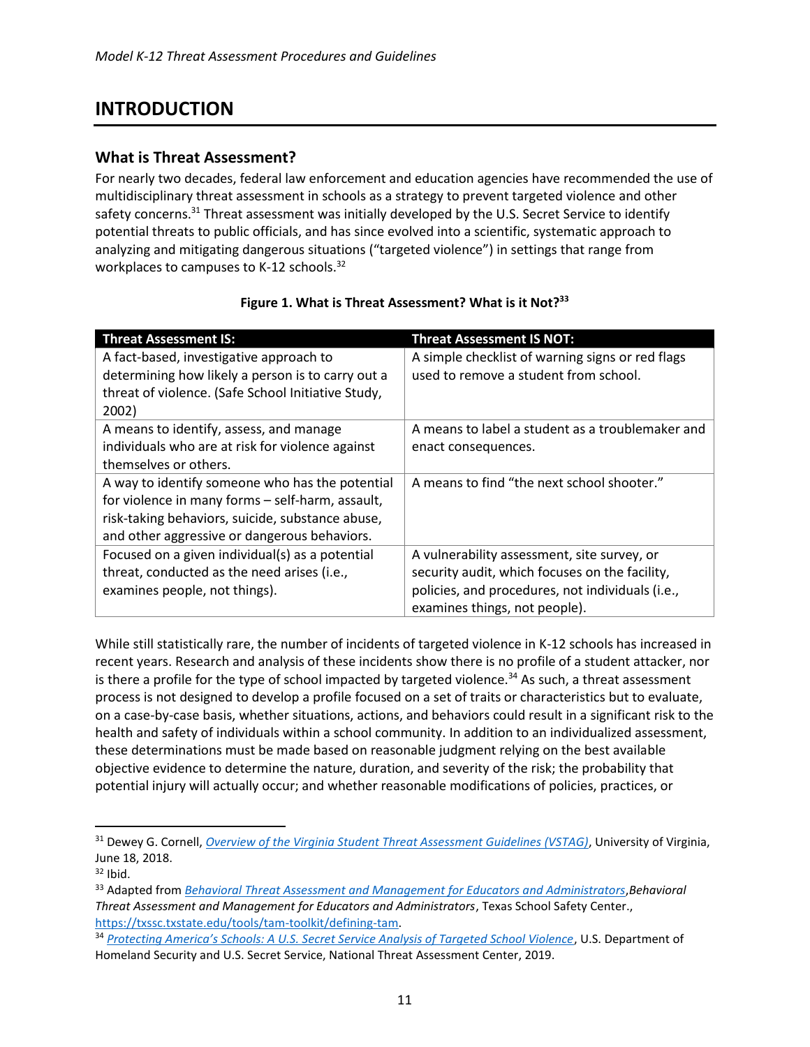# INTRODUCTION

## What is Threat Assessment?

For nearly two decades, federal law enforcement and education agencies have recommended the use of multidisciplinary threat assessment in schools as a strategy to prevent targeted violence and other safety concerns.[31] Threat assessment was initially developed by the U.S. Secret Service to identify potential threats to public officials, and has since evolved into a scientific, systematic approach to analyzing and mitigating dangerous situations ("targeted violence") in settings that range from workplaces to campuses to K-12 schools.[32]

**Figure 1. What is Threat Assessment? What is it Not?[33]**

| Threat Assessment IS: | Threat Assessment IS NOT: |
| --- | --- |
| A fact-based, investigative approach to determining how likely a person is to carry out a threat of violence. (Safe School Initiative Study, 2002) | A simple checklist of warning signs or red flags used to remove a student from school. |
| A means to identify, assess, and manage individuals who are at risk for violence against themselves or others. | A means to label a student as a troublemaker and enact consequences. |
| A way to identify someone who has the potential for violence in many forms – self-harm, assault, risk-taking behaviors, suicide, substance abuse, and other aggressive or dangerous behaviors. | A means to find "the next school shooter." |
| Focused on a given individual(s) as a potential threat, conducted as the need arises (i.e., examines people, not things). | A vulnerability assessment, site survey, or security audit, which focuses on the facility, policies, and procedures, not individuals (i.e., examines things, not people). |

While still statistically rare, the number of incidents of targeted violence in K-12 schools has increased in recent years. Research and analysis of these incidents show there is no profile of a student attacker, nor is there a profile for the type of school impacted by targeted violence.[34] As such, a threat assessment process is not designed to develop a profile focused on a set of traits or characteristics but to evaluate, on a case-by-case basis, whether situations, actions, and behaviors could result in a significant risk to the health and safety of individuals within a school community. In addition to an individualized assessment, these determinations must be made based on reasonable judgment relying on the best available objective evidence to determine the nature, duration, and severity of the risk; the probability that potential injury will actually occur; and whether reasonable modifications of policies, practices, or

---

[31] Dewey G. Cornell, *Overview of the Virginia Student Threat Assessment Guidelines (VSTAG)*, University of Virginia, June 18, 2018.

[32] Ibid.

[33] Adapted from *Behavioral Threat Assessment and Management for Educators and Administrators*, *Behavioral Threat Assessment and Management for Educators and Administrators*, Texas School Safety Center., https://txssc.txstate.edu/tools/tam-toolkit/defining-tam.

[34] *Protecting America's Schools: A U.S. Secret Service Analysis of Targeted School Violence*, U.S. Department of Homeland Security and U.S. Secret Service, National Threat Assessment Center, 2019.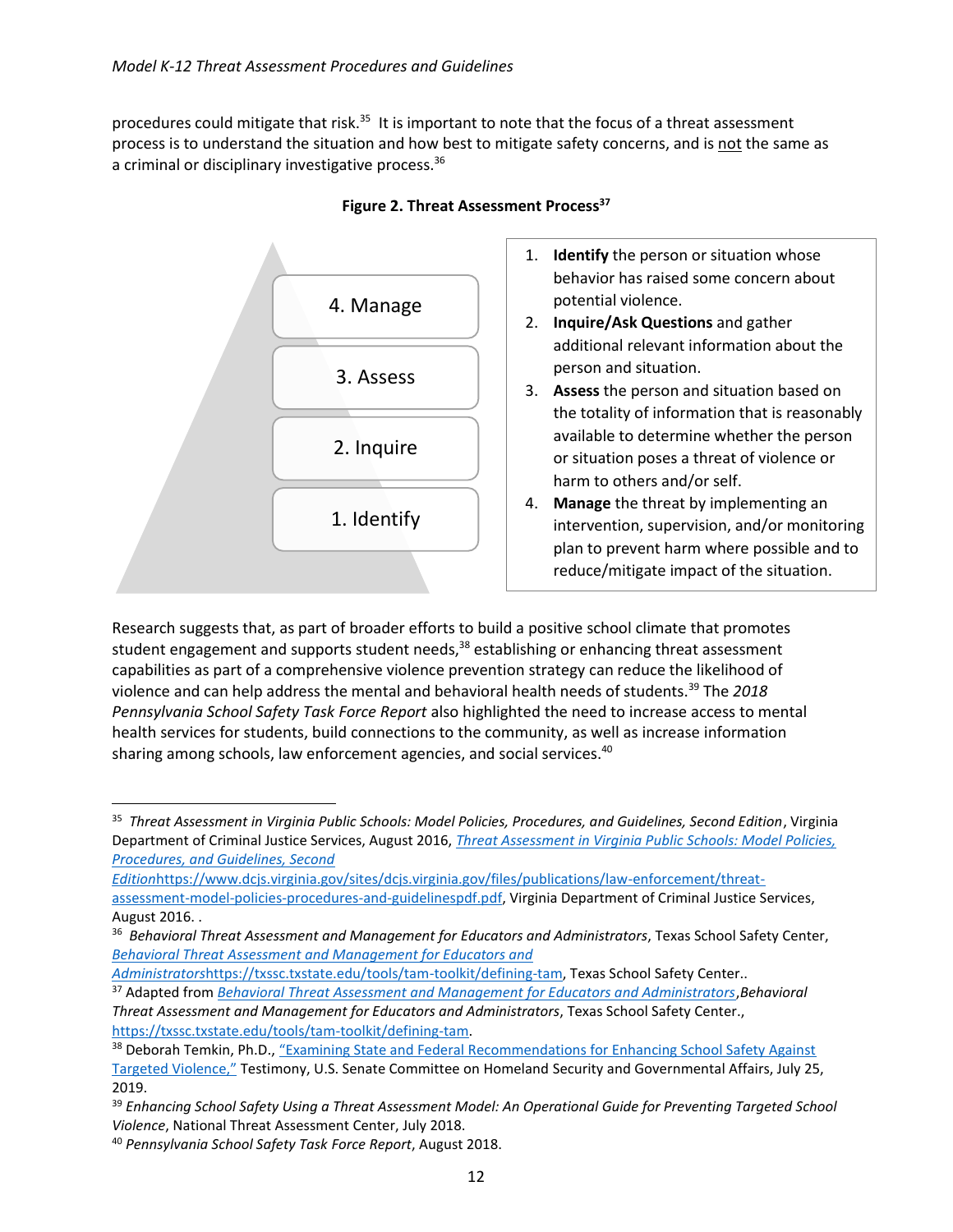procedures could mitigate that risk.[35] It is important to note that the focus of a threat assessment process is to understand the situation and how best to mitigate safety concerns, and is not the same as a criminal or disciplinary investigative process.[36]

**Figure 2. Threat Assessment Process[37]**

4. Manage
3. Assess
2. Inquire
1. Identify

1. **Identify** the person or situation whose behavior has raised some concern about potential violence.
2. **Inquire/Ask Questions** and gather additional relevant information about the person and situation.
3. **Assess** the person and situation based on the totality of information that is reasonably available to determine whether the person or situation poses a threat of violence or harm to others and/or self.
4. **Manage** the threat by implementing an intervention, supervision, and/or monitoring plan to prevent harm where possible and to reduce/mitigate impact of the situation.

Research suggests that, as part of broader efforts to build a positive school climate that promotes student engagement and supports student needs,[38] establishing or enhancing threat assessment capabilities as part of a comprehensive violence prevention strategy can reduce the likelihood of violence and can help address the mental and behavioral health needs of students.[39] The *2018 Pennsylvania School Safety Task Force Report* also highlighted the need to increase access to mental health services for students, build connections to the community, as well as increase information sharing among schools, law enforcement agencies, and social services.[40]

---

[35] *Threat Assessment in Virginia Public Schools: Model Policies, Procedures, and Guidelines, Second Edition*, Virginia Department of Criminal Justice Services, August 2016, *Threat Assessment in Virginia Public Schools: Model Policies, Procedures, and Guidelines, Second Edition*https://www.dcjs.virginia.gov/sites/dcjs.virginia.gov/files/publications/law-enforcement/threat-assessment-model-policies-procedures-and-guidelinespdf.pdf, Virginia Department of Criminal Justice Services, August 2016. .

[36] *Behavioral Threat Assessment and Management for Educators and Administrators*, Texas School Safety Center, *Behavioral Threat Assessment and Management for Educators and Administrators*https://txssc.txstate.edu/tools/tam-toolkit/defining-tam, Texas School Safety Center..

[37] Adapted from *Behavioral Threat Assessment and Management for Educators and Administrators*,*Behavioral Threat Assessment and Management for Educators and Administrators*, Texas School Safety Center., https://txssc.txstate.edu/tools/tam-toolkit/defining-tam.

[38] Deborah Temkin, Ph.D., "Examining State and Federal Recommendations for Enhancing School Safety Against Targeted Violence," Testimony, U.S. Senate Committee on Homeland Security and Governmental Affairs, July 25, 2019.

[39] *Enhancing School Safety Using a Threat Assessment Model: An Operational Guide for Preventing Targeted School Violence*, National Threat Assessment Center, July 2018.

[40] *Pennsylvania School Safety Task Force Report*, August 2018.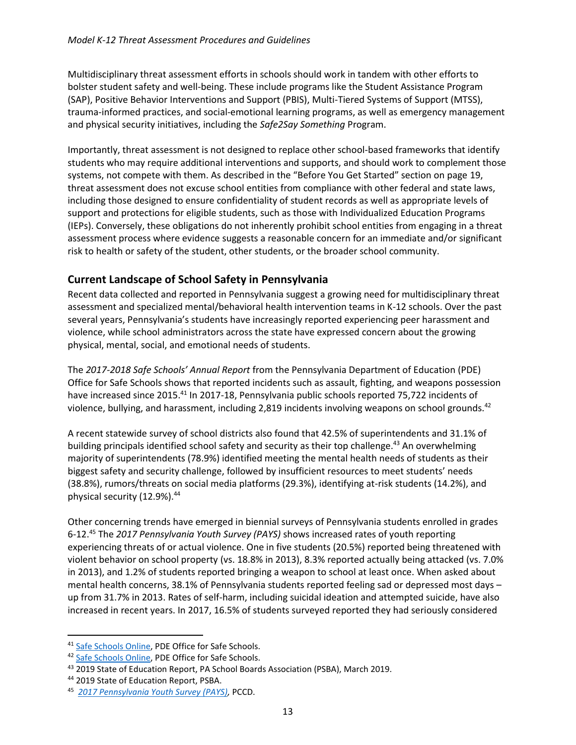Multidisciplinary threat assessment efforts in schools should work in tandem with other efforts to bolster student safety and well-being. These include programs like the Student Assistance Program (SAP), Positive Behavior Interventions and Support (PBIS), Multi-Tiered Systems of Support (MTSS), trauma-informed practices, and social-emotional learning programs, as well as emergency management and physical security initiatives, including the *Safe2Say Something* Program.

Importantly, threat assessment is not designed to replace other school-based frameworks that identify students who may require additional interventions and supports, and should work to complement those systems, not compete with them. As described in the "Before You Get Started" section on page 19, threat assessment does not excuse school entities from compliance with other federal and state laws, including those designed to ensure confidentiality of student records as well as appropriate levels of support and protections for eligible students, such as those with Individualized Education Programs (IEPs). Conversely, these obligations do not inherently prohibit school entities from engaging in a threat assessment process where evidence suggests a reasonable concern for an immediate and/or significant risk to health or safety of the student, other students, or the broader school community.

## Current Landscape of School Safety in Pennsylvania

Recent data collected and reported in Pennsylvania suggest a growing need for multidisciplinary threat assessment and specialized mental/behavioral health intervention teams in K-12 schools. Over the past several years, Pennsylvania's students have increasingly reported experiencing peer harassment and violence, while school administrators across the state have expressed concern about the growing physical, mental, social, and emotional needs of students.

The *2017-2018 Safe Schools' Annual Report* from the Pennsylvania Department of Education (PDE) Office for Safe Schools shows that reported incidents such as assault, fighting, and weapons possession have increased since 2015.[41] In 2017-18, Pennsylvania public schools reported 75,722 incidents of violence, bullying, and harassment, including 2,819 incidents involving weapons on school grounds.[42]

A recent statewide survey of school districts also found that 42.5% of superintendents and 31.1% of building principals identified school safety and security as their top challenge.[43] An overwhelming majority of superintendents (78.9%) identified meeting the mental health needs of students as their biggest safety and security challenge, followed by insufficient resources to meet students' needs (38.8%), rumors/threats on social media platforms (29.3%), identifying at-risk students (14.2%), and physical security (12.9%).[44]

Other concerning trends have emerged in biennial surveys of Pennsylvania students enrolled in grades 6-12.[45] The *2017 Pennsylvania Youth Survey (PAYS)* shows increased rates of youth reporting experiencing threats of or actual violence. One in five students (20.5%) reported being threatened with violent behavior on school property (vs. 18.8% in 2013), 8.3% reported actually being attacked (vs. 7.0% in 2013), and 1.2% of students reported bringing a weapon to school at least once. When asked about mental health concerns, 38.1% of Pennsylvania students reported feeling sad or depressed most days – up from 31.7% in 2013. Rates of self-harm, including suicidal ideation and attempted suicide, have also increased in recent years. In 2017, 16.5% of students surveyed reported they had seriously considered

---

[41] Safe Schools Online, PDE Office for Safe Schools.

[42] Safe Schools Online, PDE Office for Safe Schools.

[43] 2019 State of Education Report, PA School Boards Association (PSBA), March 2019.

[44] 2019 State of Education Report, PSBA.

[45] *2017 Pennsylvania Youth Survey (PAYS)*, PCCD.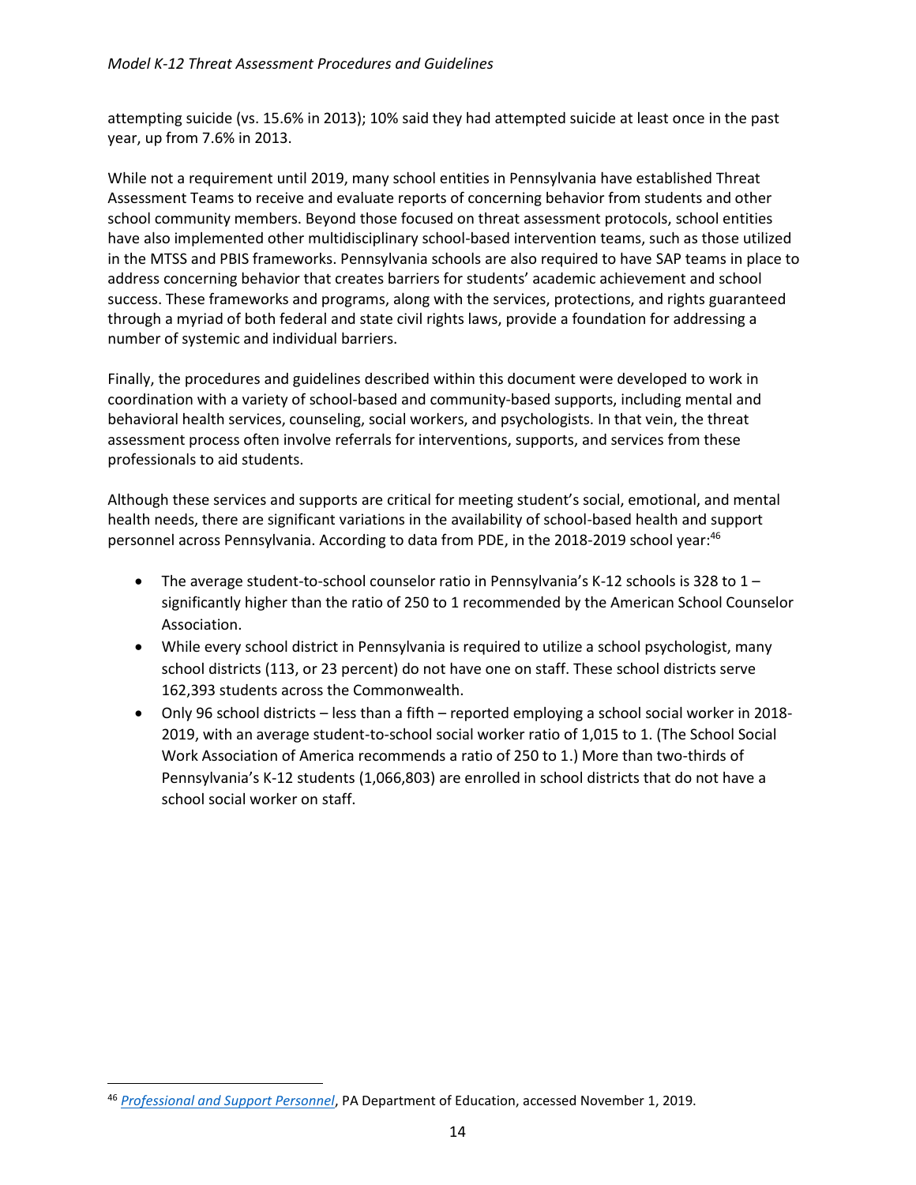attempting suicide (vs. 15.6% in 2013); 10% said they had attempted suicide at least once in the past year, up from 7.6% in 2013.

While not a requirement until 2019, many school entities in Pennsylvania have established Threat Assessment Teams to receive and evaluate reports of concerning behavior from students and other school community members. Beyond those focused on threat assessment protocols, school entities have also implemented other multidisciplinary school-based intervention teams, such as those utilized in the MTSS and PBIS frameworks. Pennsylvania schools are also required to have SAP teams in place to address concerning behavior that creates barriers for students' academic achievement and school success. These frameworks and programs, along with the services, protections, and rights guaranteed through a myriad of both federal and state civil rights laws, provide a foundation for addressing a number of systemic and individual barriers.

Finally, the procedures and guidelines described within this document were developed to work in coordination with a variety of school-based and community-based supports, including mental and behavioral health services, counseling, social workers, and psychologists. In that vein, the threat assessment process often involve referrals for interventions, supports, and services from these professionals to aid students.

Although these services and supports are critical for meeting student's social, emotional, and mental health needs, there are significant variations in the availability of school-based health and support personnel across Pennsylvania. According to data from PDE, in the 2018-2019 school year:[46]

- The average student-to-school counselor ratio in Pennsylvania's K-12 schools is 328 to 1 – significantly higher than the ratio of 250 to 1 recommended by the American School Counselor Association.
- While every school district in Pennsylvania is required to utilize a school psychologist, many school districts (113, or 23 percent) do not have one on staff. These school districts serve 162,393 students across the Commonwealth.
- Only 96 school districts – less than a fifth – reported employing a school social worker in 2018-2019, with an average student-to-school social worker ratio of 1,015 to 1. (The School Social Work Association of America recommends a ratio of 250 to 1.) More than two-thirds of Pennsylvania's K-12 students (1,066,803) are enrolled in school districts that do not have a school social worker on staff.

[46] *Professional and Support Personnel*, PA Department of Education, accessed November 1, 2019.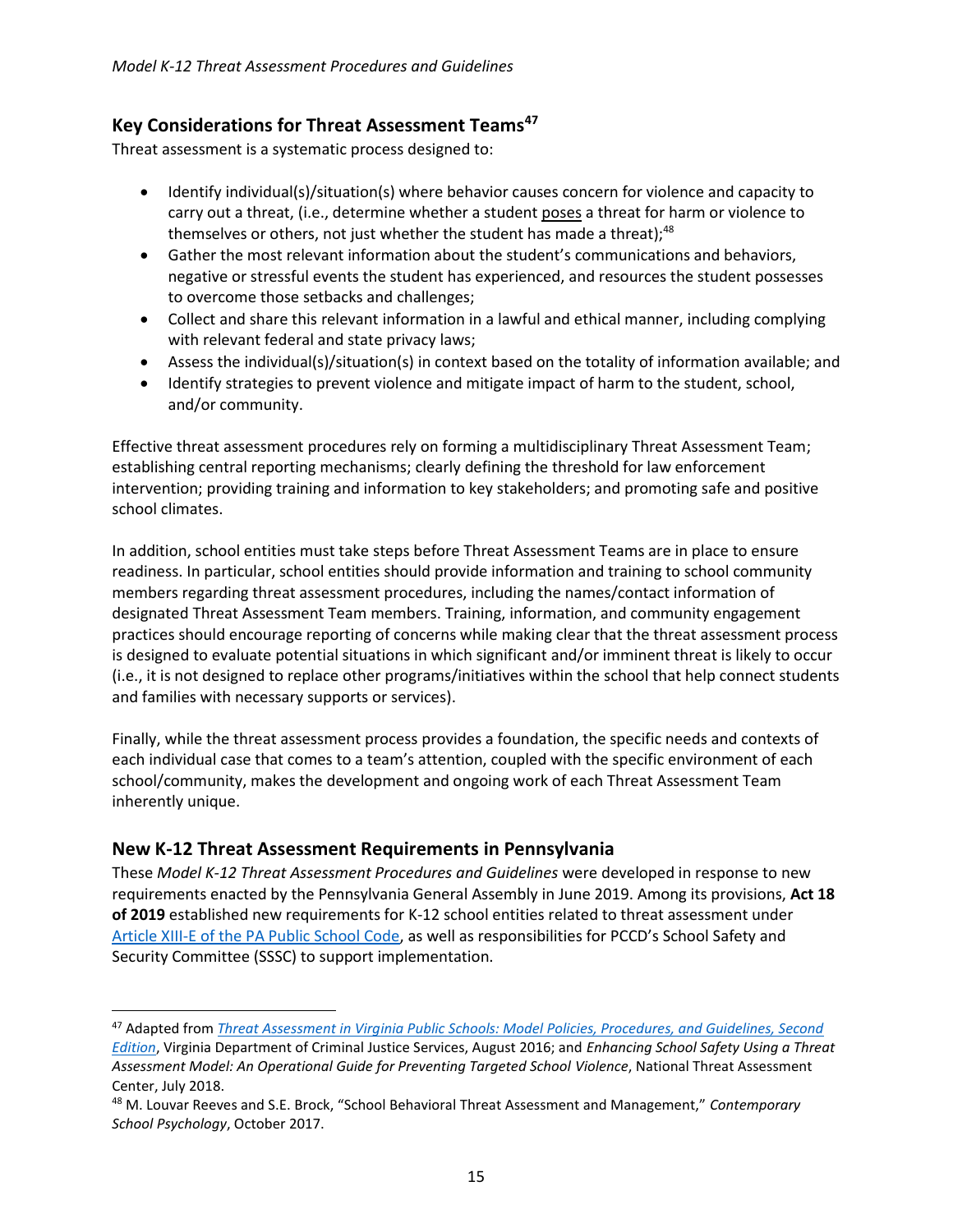## Key Considerations for Threat Assessment Teams[47]

Threat assessment is a systematic process designed to:

- Identify individual(s)/situation(s) where behavior causes concern for violence and capacity to carry out a threat, (i.e., determine whether a student poses a threat for harm or violence to themselves or others, not just whether the student has made a threat);[48]
- Gather the most relevant information about the student's communications and behaviors, negative or stressful events the student has experienced, and resources the student possesses to overcome those setbacks and challenges;
- Collect and share this relevant information in a lawful and ethical manner, including complying with relevant federal and state privacy laws;
- Assess the individual(s)/situation(s) in context based on the totality of information available; and
- Identify strategies to prevent violence and mitigate impact of harm to the student, school, and/or community.

Effective threat assessment procedures rely on forming a multidisciplinary Threat Assessment Team; establishing central reporting mechanisms; clearly defining the threshold for law enforcement intervention; providing training and information to key stakeholders; and promoting safe and positive school climates.

In addition, school entities must take steps before Threat Assessment Teams are in place to ensure readiness. In particular, school entities should provide information and training to school community members regarding threat assessment procedures, including the names/contact information of designated Threat Assessment Team members. Training, information, and community engagement practices should encourage reporting of concerns while making clear that the threat assessment process is designed to evaluate potential situations in which significant and/or imminent threat is likely to occur (i.e., it is not designed to replace other programs/initiatives within the school that help connect students and families with necessary supports or services).

Finally, while the threat assessment process provides a foundation, the specific needs and contexts of each individual case that comes to a team's attention, coupled with the specific environment of each school/community, makes the development and ongoing work of each Threat Assessment Team inherently unique.

## New K-12 Threat Assessment Requirements in Pennsylvania

These *Model K-12 Threat Assessment Procedures and Guidelines* were developed in response to new requirements enacted by the Pennsylvania General Assembly in June 2019. Among its provisions, **Act 18 of 2019** established new requirements for K-12 school entities related to threat assessment under Article XIII-E of the PA Public School Code, as well as responsibilities for PCCD's School Safety and Security Committee (SSSC) to support implementation.

---

[47] Adapted from *Threat Assessment in Virginia Public Schools: Model Policies, Procedures, and Guidelines, Second Edition*, Virginia Department of Criminal Justice Services, August 2016; and *Enhancing School Safety Using a Threat Assessment Model: An Operational Guide for Preventing Targeted School Violence*, National Threat Assessment Center, July 2018.

[48] M. Louvar Reeves and S.E. Brock, "School Behavioral Threat Assessment and Management," *Contemporary School Psychology*, October 2017.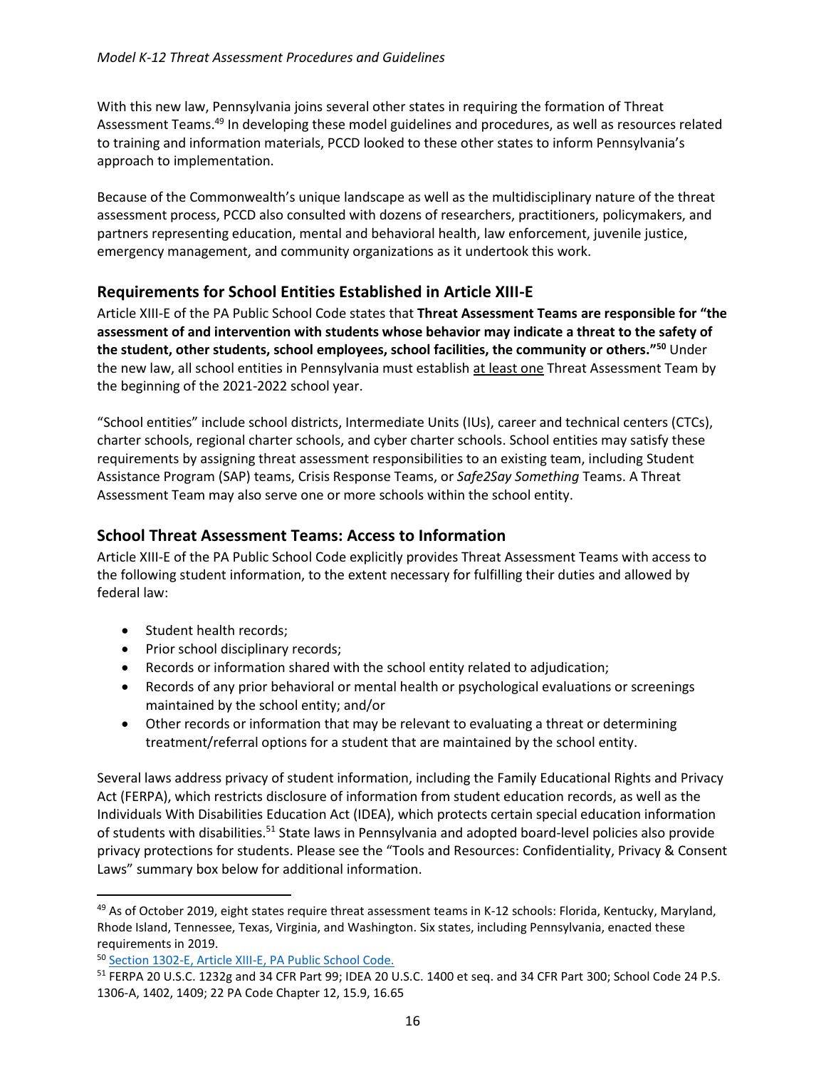With this new law, Pennsylvania joins several other states in requiring the formation of Threat Assessment Teams.[49] In developing these model guidelines and procedures, as well as resources related to training and information materials, PCCD looked to these other states to inform Pennsylvania's approach to implementation.

Because of the Commonwealth's unique landscape as well as the multidisciplinary nature of the threat assessment process, PCCD also consulted with dozens of researchers, practitioners, policymakers, and partners representing education, mental and behavioral health, law enforcement, juvenile justice, emergency management, and community organizations as it undertook this work.

## Requirements for School Entities Established in Article XIII-E

Article XIII-E of the PA Public School Code states that **Threat Assessment Teams are responsible for "the assessment of and intervention with students whose behavior may indicate a threat to the safety of the student, other students, school employees, school facilities, the community or others."[50]** Under the new law, all school entities in Pennsylvania must establish <u>at least one</u> Threat Assessment Team by the beginning of the 2021-2022 school year.

"School entities" include school districts, Intermediate Units (IUs), career and technical centers (CTCs), charter schools, regional charter schools, and cyber charter schools. School entities may satisfy these requirements by assigning threat assessment responsibilities to an existing team, including Student Assistance Program (SAP) teams, Crisis Response Teams, or *Safe2Say Something* Teams. A Threat Assessment Team may also serve one or more schools within the school entity.

## School Threat Assessment Teams: Access to Information

Article XIII-E of the PA Public School Code explicitly provides Threat Assessment Teams with access to the following student information, to the extent necessary for fulfilling their duties and allowed by federal law:

- Student health records;
- Prior school disciplinary records;
- Records or information shared with the school entity related to adjudication;
- Records of any prior behavioral or mental health or psychological evaluations or screenings maintained by the school entity; and/or
- Other records or information that may be relevant to evaluating a threat or determining treatment/referral options for a student that are maintained by the school entity.

Several laws address privacy of student information, including the Family Educational Rights and Privacy Act (FERPA), which restricts disclosure of information from student education records, as well as the Individuals With Disabilities Education Act (IDEA), which protects certain special education information of students with disabilities.[51] State laws in Pennsylvania and adopted board-level policies also provide privacy protections for students. Please see the "Tools and Resources: Confidentiality, Privacy & Consent Laws" summary box below for additional information.

---

[49] As of October 2019, eight states require threat assessment teams in K-12 schools: Florida, Kentucky, Maryland, Rhode Island, Tennessee, Texas, Virginia, and Washington. Six states, including Pennsylvania, enacted these requirements in 2019.

[50] Section 1302-E, Article XIII-E, PA Public School Code.

[51] FERPA 20 U.S.C. 1232g and 34 CFR Part 99; IDEA 20 U.S.C. 1400 et seq. and 34 CFR Part 300; School Code 24 P.S. 1306-A, 1402, 1409; 22 PA Code Chapter 12, 15.9, 16.65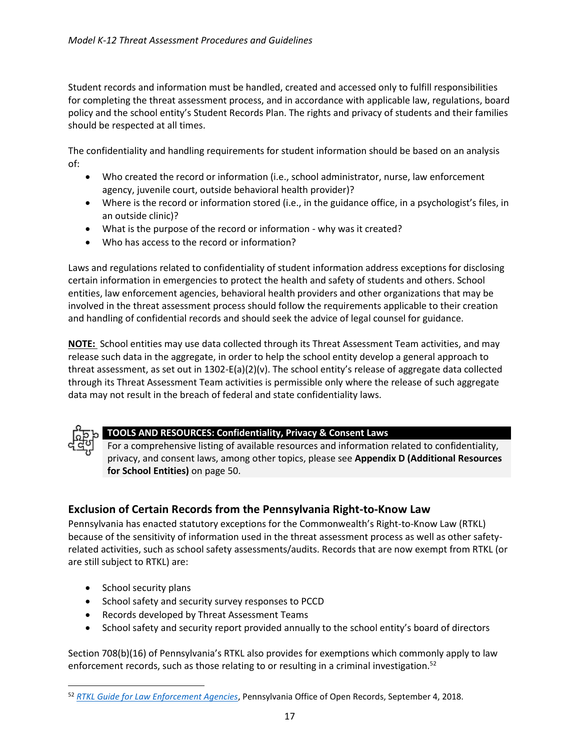Student records and information must be handled, created and accessed only to fulfill responsibilities for completing the threat assessment process, and in accordance with applicable law, regulations, board policy and the school entity's Student Records Plan. The rights and privacy of students and their families should be respected at all times.

The confidentiality and handling requirements for student information should be based on an analysis of:

- Who created the record or information (i.e., school administrator, nurse, law enforcement agency, juvenile court, outside behavioral health provider)?
- Where is the record or information stored (i.e., in the guidance office, in a psychologist's files, in an outside clinic)?
- What is the purpose of the record or information - why was it created?
- Who has access to the record or information?

Laws and regulations related to confidentiality of student information address exceptions for disclosing certain information in emergencies to protect the health and safety of students and others. School entities, law enforcement agencies, behavioral health providers and other organizations that may be involved in the threat assessment process should follow the requirements applicable to their creation and handling of confidential records and should seek the advice of legal counsel for guidance.

**NOTE:** School entities may use data collected through its Threat Assessment Team activities, and may release such data in the aggregate, in order to help the school entity develop a general approach to threat assessment, as set out in 1302-E(a)(2)(v). The school entity's release of aggregate data collected through its Threat Assessment Team activities is permissible only where the release of such aggregate data may not result in the breach of federal and state confidentiality laws.

**TOOLS AND RESOURCES: Confidentiality, Privacy & Consent Laws**

For a comprehensive listing of available resources and information related to confidentiality, privacy, and consent laws, among other topics, please see **Appendix D (Additional Resources for School Entities)** on page 50.

## Exclusion of Certain Records from the Pennsylvania Right-to-Know Law

Pennsylvania has enacted statutory exceptions for the Commonwealth's Right-to-Know Law (RTKL) because of the sensitivity of information used in the threat assessment process as well as other safety-related activities, such as school safety assessments/audits. Records that are now exempt from RTKL (or are still subject to RTKL) are:

- School security plans
- School safety and security survey responses to PCCD
- Records developed by Threat Assessment Teams
- School safety and security report provided annually to the school entity's board of directors

Section 708(b)(16) of Pennsylvania's RTKL also provides for exemptions which commonly apply to law enforcement records, such as those relating to or resulting in a criminal investigation.[52]

[52] *RTKL Guide for Law Enforcement Agencies*, Pennsylvania Office of Open Records, September 4, 2018.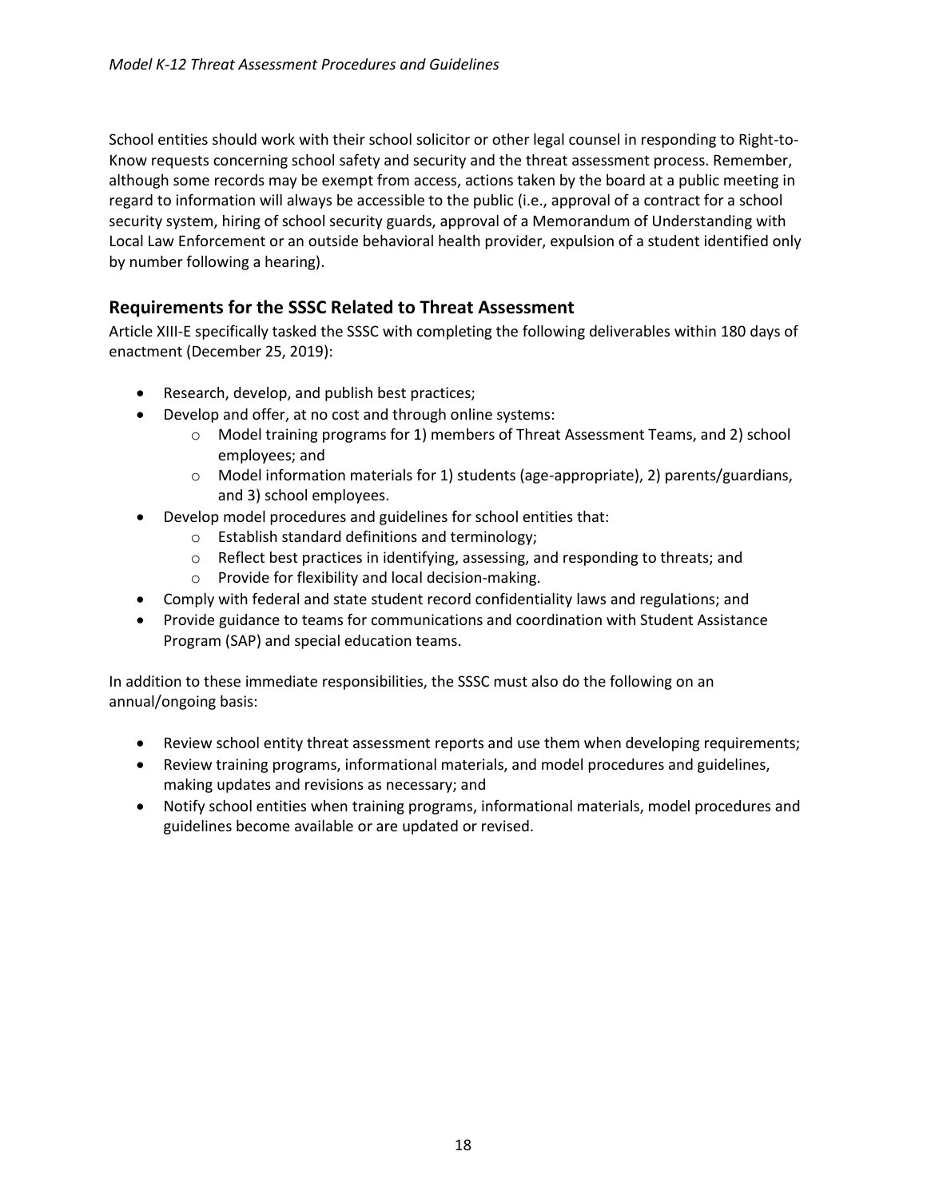School entities should work with their school solicitor or other legal counsel in responding to Right-to-Know requests concerning school safety and security and the threat assessment process. Remember, although some records may be exempt from access, actions taken by the board at a public meeting in regard to information will always be accessible to the public (i.e., approval of a contract for a school security system, hiring of school security guards, approval of a Memorandum of Understanding with Local Law Enforcement or an outside behavioral health provider, expulsion of a student identified only by number following a hearing).

## Requirements for the SSSC Related to Threat Assessment

Article XIII-E specifically tasked the SSSC with completing the following deliverables within 180 days of enactment (December 25, 2019):

- Research, develop, and publish best practices;
- Develop and offer, at no cost and through online systems:
  - Model training programs for 1) members of Threat Assessment Teams, and 2) school employees; and
  - Model information materials for 1) students (age-appropriate), 2) parents/guardians, and 3) school employees.
- Develop model procedures and guidelines for school entities that:
  - Establish standard definitions and terminology;
  - Reflect best practices in identifying, assessing, and responding to threats; and
  - Provide for flexibility and local decision-making.
- Comply with federal and state student record confidentiality laws and regulations; and
- Provide guidance to teams for communications and coordination with Student Assistance Program (SAP) and special education teams.

In addition to these immediate responsibilities, the SSSC must also do the following on an annual/ongoing basis:

- Review school entity threat assessment reports and use them when developing requirements;
- Review training programs, informational materials, and model procedures and guidelines, making updates and revisions as necessary; and
- Notify school entities when training programs, informational materials, model procedures and guidelines become available or are updated or revised.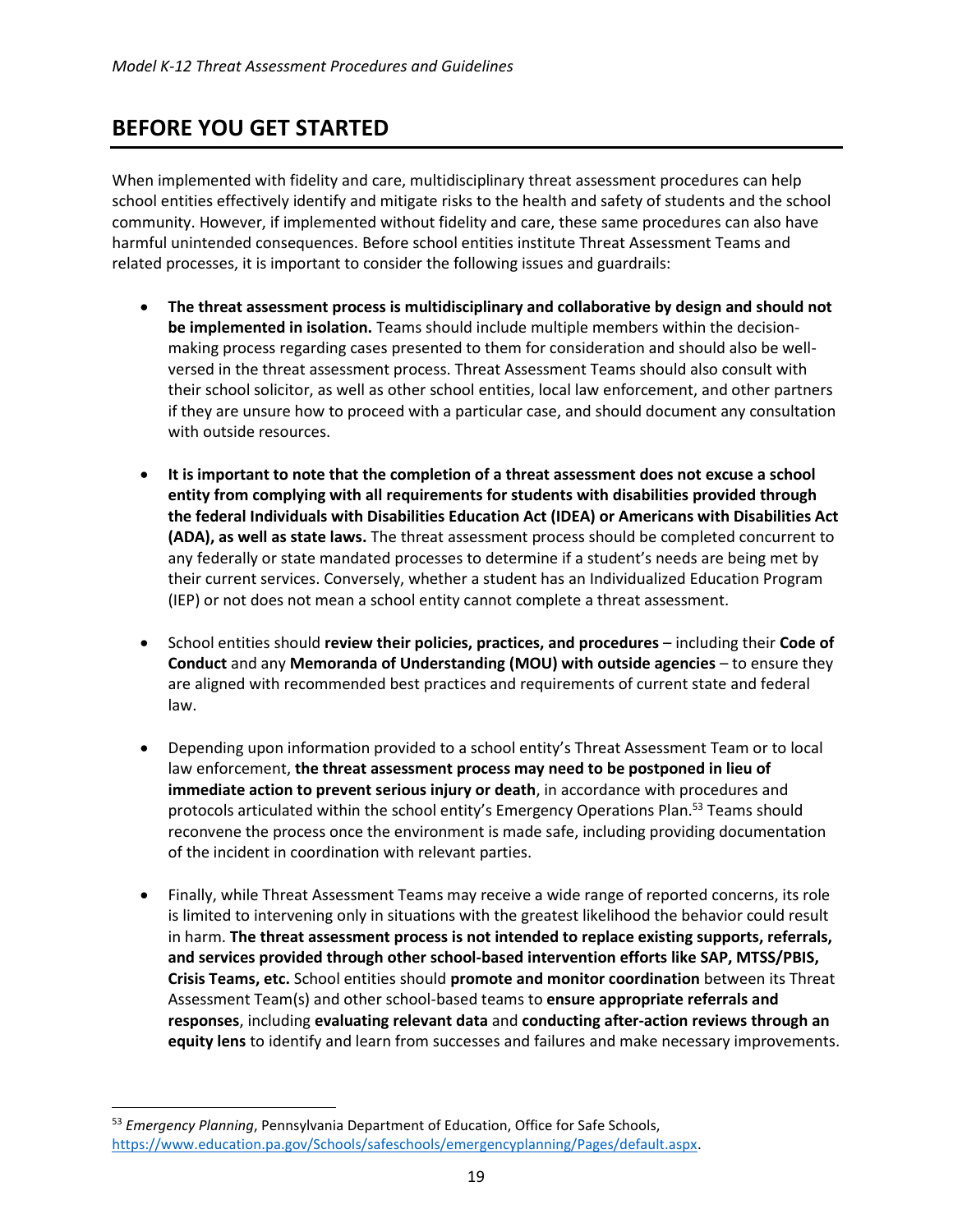## BEFORE YOU GET STARTED

When implemented with fidelity and care, multidisciplinary threat assessment procedures can help school entities effectively identify and mitigate risks to the health and safety of students and the school community. However, if implemented without fidelity and care, these same procedures can also have harmful unintended consequences. Before school entities institute Threat Assessment Teams and related processes, it is important to consider the following issues and guardrails:

- **The threat assessment process is multidisciplinary and collaborative by design and should not be implemented in isolation.** Teams should include multiple members within the decision-making process regarding cases presented to them for consideration and should also be well-versed in the threat assessment process. Threat Assessment Teams should also consult with their school solicitor, as well as other school entities, local law enforcement, and other partners if they are unsure how to proceed with a particular case, and should document any consultation with outside resources.

- **It is important to note that the completion of a threat assessment does not excuse a school entity from complying with all requirements for students with disabilities provided through the federal Individuals with Disabilities Education Act (IDEA) or Americans with Disabilities Act (ADA), as well as state laws.** The threat assessment process should be completed concurrent to any federally or state mandated processes to determine if a student's needs are being met by their current services. Conversely, whether a student has an Individualized Education Program (IEP) or not does not mean a school entity cannot complete a threat assessment.

- School entities should **review their policies, practices, and procedures** – including their **Code of Conduct** and any **Memoranda of Understanding (MOU) with outside agencies** – to ensure they are aligned with recommended best practices and requirements of current state and federal law.

- Depending upon information provided to a school entity's Threat Assessment Team or to local law enforcement, **the threat assessment process may need to be postponed in lieu of immediate action to prevent serious injury or death**, in accordance with procedures and protocols articulated within the school entity's Emergency Operations Plan.[53] Teams should reconvene the process once the environment is made safe, including providing documentation of the incident in coordination with relevant parties.

- Finally, while Threat Assessment Teams may receive a wide range of reported concerns, its role is limited to intervening only in situations with the greatest likelihood the behavior could result in harm. **The threat assessment process is not intended to replace existing supports, referrals, and services provided through other school-based intervention efforts like SAP, MTSS/PBIS, Crisis Teams, etc.** School entities should **promote and monitor coordination** between its Threat Assessment Team(s) and other school-based teams to **ensure appropriate referrals and responses**, including **evaluating relevant data** and **conducting after-action reviews through an equity lens** to identify and learn from successes and failures and make necessary improvements.

---

[53] *Emergency Planning*, Pennsylvania Department of Education, Office for Safe Schools, https://www.education.pa.gov/Schools/safeschools/emergencyplanning/Pages/default.aspx.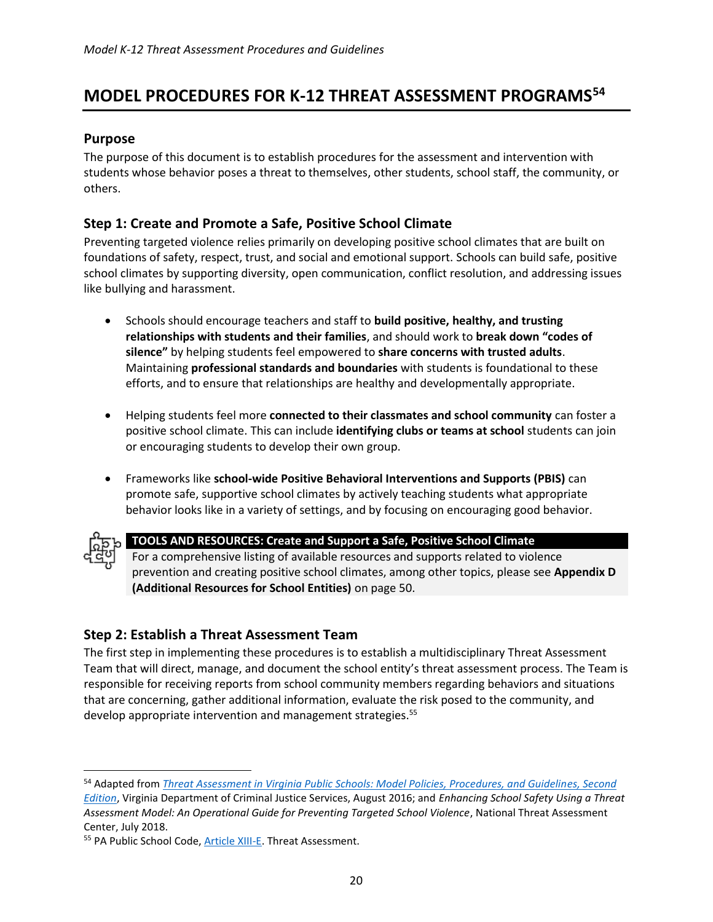# MODEL PROCEDURES FOR K-12 THREAT ASSESSMENT PROGRAMS[54]

## Purpose

The purpose of this document is to establish procedures for the assessment and intervention with students whose behavior poses a threat to themselves, other students, school staff, the community, or others.

## Step 1: Create and Promote a Safe, Positive School Climate

Preventing targeted violence relies primarily on developing positive school climates that are built on foundations of safety, respect, trust, and social and emotional support. Schools can build safe, positive school climates by supporting diversity, open communication, conflict resolution, and addressing issues like bullying and harassment.

- Schools should encourage teachers and staff to **build positive, healthy, and trusting relationships with students and their families**, and should work to **break down "codes of silence"** by helping students feel empowered to **share concerns with trusted adults**. Maintaining **professional standards and boundaries** with students is foundational to these efforts, and to ensure that relationships are healthy and developmentally appropriate.

- Helping students feel more **connected to their classmates and school community** can foster a positive school climate. This can include **identifying clubs or teams at school** students can join or encouraging students to develop their own group.

- Frameworks like **school-wide Positive Behavioral Interventions and Supports (PBIS)** can promote safe, supportive school climates by actively teaching students what appropriate behavior looks like in a variety of settings, and by focusing on encouraging good behavior.

**TOOLS AND RESOURCES: Create and Support a Safe, Positive School Climate**

For a comprehensive listing of available resources and supports related to violence prevention and creating positive school climates, among other topics, please see **Appendix D (Additional Resources for School Entities)** on page 50.

## Step 2: Establish a Threat Assessment Team

The first step in implementing these procedures is to establish a multidisciplinary Threat Assessment Team that will direct, manage, and document the school entity's threat assessment process. The Team is responsible for receiving reports from school community members regarding behaviors and situations that are concerning, gather additional information, evaluate the risk posed to the community, and develop appropriate intervention and management strategies.[55]

---

[54] Adapted from *Threat Assessment in Virginia Public Schools: Model Policies, Procedures, and Guidelines, Second Edition*, Virginia Department of Criminal Justice Services, August 2016; and *Enhancing School Safety Using a Threat Assessment Model: An Operational Guide for Preventing Targeted School Violence*, National Threat Assessment Center, July 2018.

[55] PA Public School Code, Article XIII-E. Threat Assessment.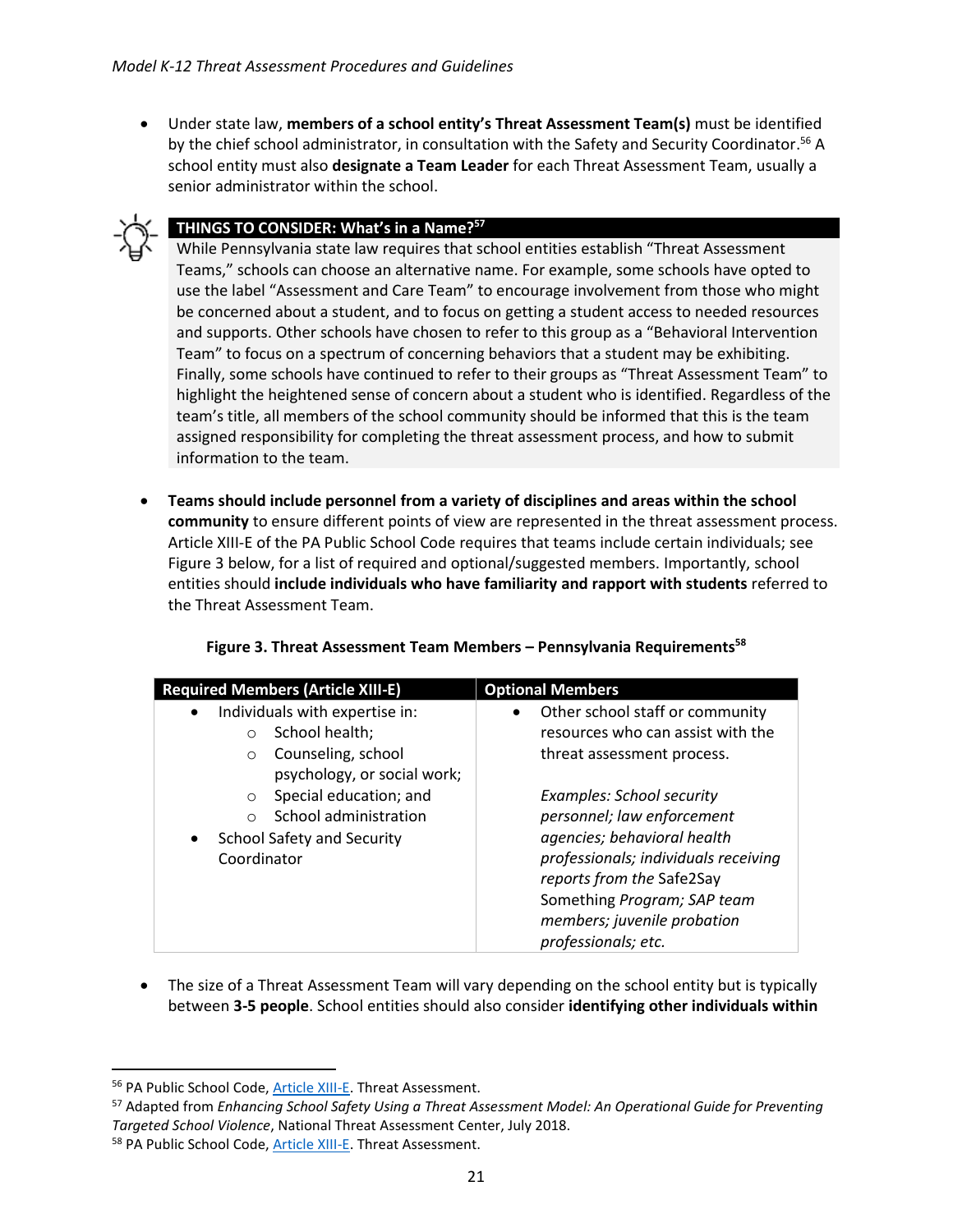- Under state law, **members of a school entity's Threat Assessment Team(s)** must be identified by the chief school administrator, in consultation with the Safety and Security Coordinator.[56] A school entity must also **designate a Team Leader** for each Threat Assessment Team, usually a senior administrator within the school.

**THINGS TO CONSIDER: What's in a Name?**[57]

While Pennsylvania state law requires that school entities establish "Threat Assessment Teams," schools can choose an alternative name. For example, some schools have opted to use the label "Assessment and Care Team" to encourage involvement from those who might be concerned about a student, and to focus on getting a student access to needed resources and supports. Other schools have chosen to refer to this group as a "Behavioral Intervention Team" to focus on a spectrum of concerning behaviors that a student may be exhibiting. Finally, some schools have continued to refer to their groups as "Threat Assessment Team" to highlight the heightened sense of concern about a student who is identified. Regardless of the team's title, all members of the school community should be informed that this is the team assigned responsibility for completing the threat assessment process, and how to submit information to the team.

- **Teams should include personnel from a variety of disciplines and areas within the school community** to ensure different points of view are represented in the threat assessment process. Article XIII-E of the PA Public School Code requires that teams include certain individuals; see Figure 3 below, for a list of required and optional/suggested members. Importantly, school entities should **include individuals who have familiarity and rapport with students** referred to the Threat Assessment Team.

**Figure 3. Threat Assessment Team Members – Pennsylvania Requirements**[58]

| Required Members (Article XIII-E) | Optional Members |
| --- | --- |
| • Individuals with expertise in:<br>  ○ School health;<br>  ○ Counseling, school psychology, or social work;<br>  ○ Special education; and<br>  ○ School administration<br>• School Safety and Security Coordinator | • Other school staff or community resources who can assist with the threat assessment process.<br><br>*Examples: School security personnel; law enforcement agencies; behavioral health professionals; individuals receiving reports from the* Safe2Say Something *Program; SAP team members; juvenile probation professionals; etc.* |

- The size of a Threat Assessment Team will vary depending on the school entity but is typically between **3-5 people**. School entities should also consider **identifying other individuals within**

---

[56] PA Public School Code, Article XIII-E. Threat Assessment.

[57] Adapted from *Enhancing School Safety Using a Threat Assessment Model: An Operational Guide for Preventing Targeted School Violence*, National Threat Assessment Center, July 2018.

[58] PA Public School Code, Article XIII-E. Threat Assessment.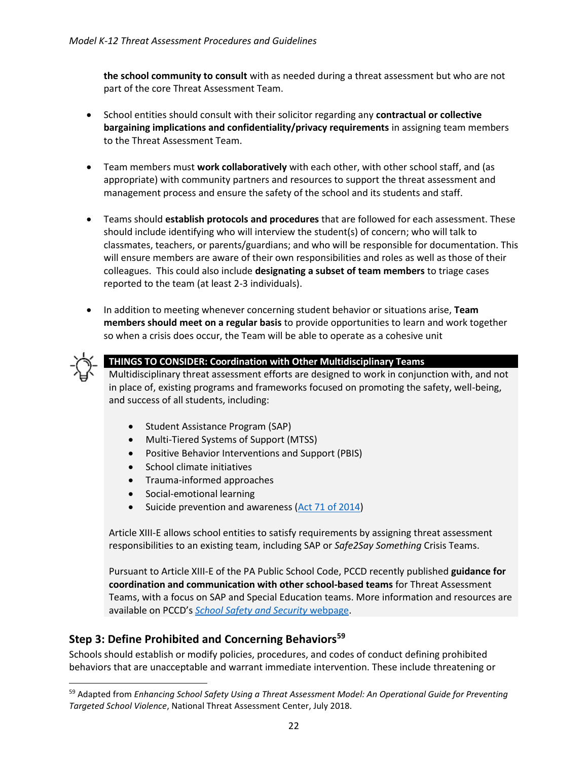**the school community to consult** with as needed during a threat assessment but who are not part of the core Threat Assessment Team.

- School entities should consult with their solicitor regarding any **contractual or collective bargaining implications and confidentiality/privacy requirements** in assigning team members to the Threat Assessment Team.

- Team members must **work collaboratively** with each other, with other school staff, and (as appropriate) with community partners and resources to support the threat assessment and management process and ensure the safety of the school and its students and staff.

- Teams should **establish protocols and procedures** that are followed for each assessment. These should include identifying who will interview the student(s) of concern; who will talk to classmates, teachers, or parents/guardians; and who will be responsible for documentation. This will ensure members are aware of their own responsibilities and roles as well as those of their colleagues. This could also include **designating a subset of team members** to triage cases reported to the team (at least 2-3 individuals).

- In addition to meeting whenever concerning student behavior or situations arise, **Team members should meet on a regular basis** to provide opportunities to learn and work together so when a crisis does occur, the Team will be able to operate as a cohesive unit

**THINGS TO CONSIDER: Coordination with Other Multidisciplinary Teams**

Multidisciplinary threat assessment efforts are designed to work in conjunction with, and not in place of, existing programs and frameworks focused on promoting the safety, well-being, and success of all students, including:

- Student Assistance Program (SAP)
- Multi-Tiered Systems of Support (MTSS)
- Positive Behavior Interventions and Support (PBIS)
- School climate initiatives
- Trauma-informed approaches
- Social-emotional learning
- Suicide prevention and awareness (Act 71 of 2014)

Article XIII-E allows school entities to satisfy requirements by assigning threat assessment responsibilities to an existing team, including SAP or *Safe2Say Something* Crisis Teams.

Pursuant to Article XIII-E of the PA Public School Code, PCCD recently published **guidance for coordination and communication with other school-based teams** for Threat Assessment Teams, with a focus on SAP and Special Education teams. More information and resources are available on PCCD's *School Safety and Security* webpage.

## Step 3: Define Prohibited and Concerning Behaviors[59]

Schools should establish or modify policies, procedures, and codes of conduct defining prohibited behaviors that are unacceptable and warrant immediate intervention. These include threatening or

[59] Adapted from *Enhancing School Safety Using a Threat Assessment Model: An Operational Guide for Preventing Targeted School Violence*, National Threat Assessment Center, July 2018.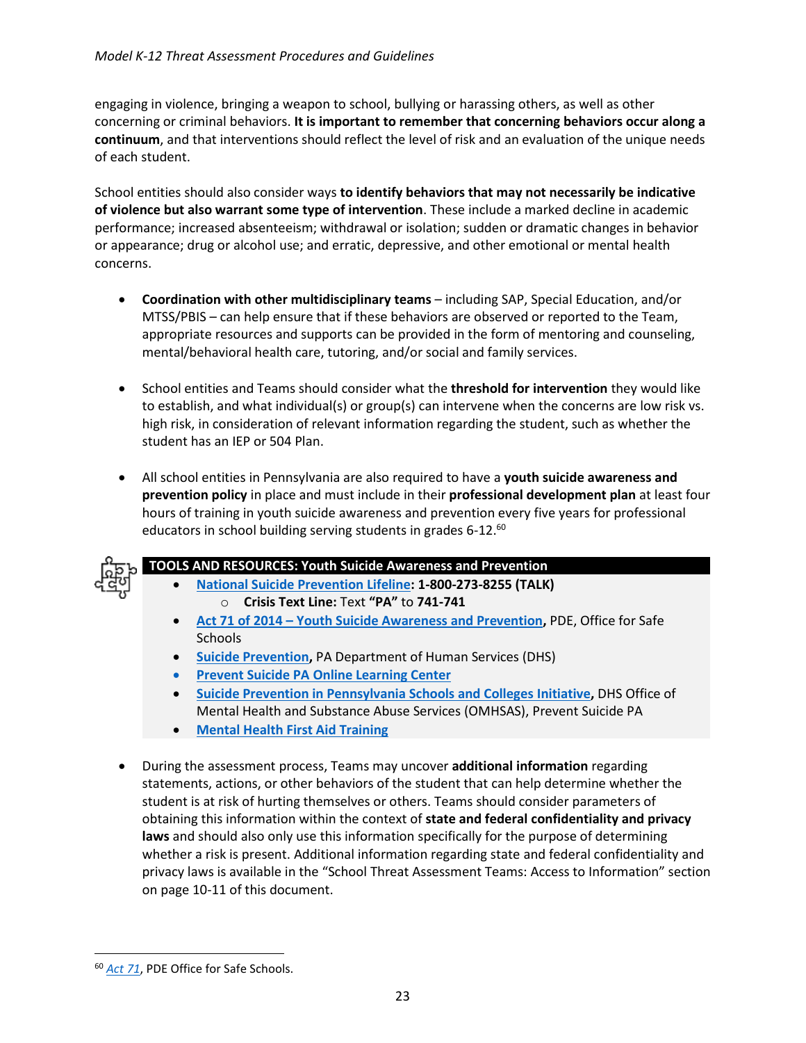engaging in violence, bringing a weapon to school, bullying or harassing others, as well as other concerning or criminal behaviors. **It is important to remember that concerning behaviors occur along a continuum**, and that interventions should reflect the level of risk and an evaluation of the unique needs of each student.

School entities should also consider ways **to identify behaviors that may not necessarily be indicative of violence but also warrant some type of intervention**. These include a marked decline in academic performance; increased absenteeism; withdrawal or isolation; sudden or dramatic changes in behavior or appearance; drug or alcohol use; and erratic, depressive, and other emotional or mental health concerns.

- **Coordination with other multidisciplinary teams** – including SAP, Special Education, and/or MTSS/PBIS – can help ensure that if these behaviors are observed or reported to the Team, appropriate resources and supports can be provided in the form of mentoring and counseling, mental/behavioral health care, tutoring, and/or social and family services.

- School entities and Teams should consider what the **threshold for intervention** they would like to establish, and what individual(s) or group(s) can intervene when the concerns are low risk vs. high risk, in consideration of relevant information regarding the student, such as whether the student has an IEP or 504 Plan.

- All school entities in Pennsylvania are also required to have a **youth suicide awareness and prevention policy** in place and must include in their **professional development plan** at least four hours of training in youth suicide awareness and prevention every five years for professional educators in school building serving students in grades 6-12.[60]

**TOOLS AND RESOURCES: Youth Suicide Awareness and Prevention**

- National Suicide Prevention Lifeline: **1-800-273-8255 (TALK)**
  - **Crisis Text Line:** Text **"PA"** to **741-741**
- Act 71 of 2014 – Youth Suicide Awareness and Prevention, PDE, Office for Safe Schools
- Suicide Prevention, PA Department of Human Services (DHS)
- Prevent Suicide PA Online Learning Center
- Suicide Prevention in Pennsylvania Schools and Colleges Initiative, DHS Office of Mental Health and Substance Abuse Services (OMHSAS), Prevent Suicide PA
- Mental Health First Aid Training

- During the assessment process, Teams may uncover **additional information** regarding statements, actions, or other behaviors of the student that can help determine whether the student is at risk of hurting themselves or others. Teams should consider parameters of obtaining this information within the context of **state and federal confidentiality and privacy laws** and should also only use this information specifically for the purpose of determining whether a risk is present. Additional information regarding state and federal confidentiality and privacy laws is available in the "School Threat Assessment Teams: Access to Information" section on page 10-11 of this document.

---

[60] *Act 71*, PDE Office for Safe Schools.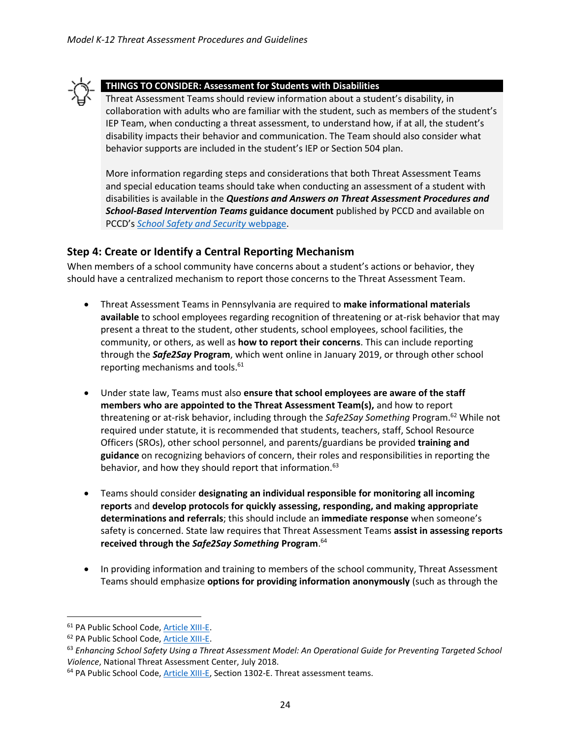**THINGS TO CONSIDER: Assessment for Students with Disabilities**

Threat Assessment Teams should review information about a student's disability, in collaboration with adults who are familiar with the student, such as members of the student's IEP Team, when conducting a threat assessment, to understand how, if at all, the student's disability impacts their behavior and communication. The Team should also consider what behavior supports are included in the student's IEP or Section 504 plan.

More information regarding steps and considerations that both Threat Assessment Teams and special education teams should take when conducting an assessment of a student with disabilities is available in the ***Questions and Answers on Threat Assessment Procedures and School-Based Intervention Teams* guidance document** published by PCCD and available on PCCD's *School Safety and Security* webpage.

## Step 4: Create or Identify a Central Reporting Mechanism

When members of a school community have concerns about a student's actions or behavior, they should have a centralized mechanism to report those concerns to the Threat Assessment Team.

- Threat Assessment Teams in Pennsylvania are required to **make informational materials available** to school employees regarding recognition of threatening or at-risk behavior that may present a threat to the student, other students, school employees, school facilities, the community, or others, as well as **how to report their concerns**. This can include reporting through the ***Safe2Say* Program**, which went online in January 2019, or through other school reporting mechanisms and tools.[61]

- Under state law, Teams must also **ensure that school employees are aware of the staff members who are appointed to the Threat Assessment Team(s),** and how to report threatening or at-risk behavior, including through the *Safe2Say Something* Program.[62] While not required under statute, it is recommended that students, teachers, staff, School Resource Officers (SROs), other school personnel, and parents/guardians be provided **training and guidance** on recognizing behaviors of concern, their roles and responsibilities in reporting the behavior, and how they should report that information.[63]

- Teams should consider **designating an individual responsible for monitoring all incoming reports** and **develop protocols for quickly assessing, responding, and making appropriate determinations and referrals**; this should include an **immediate response** when someone's safety is concerned. State law requires that Threat Assessment Teams **assist in assessing reports received through the *Safe2Say Something* Program**.[64]

- In providing information and training to members of the school community, Threat Assessment Teams should emphasize **options for providing information anonymously** (such as through the

---

[61] PA Public School Code, Article XIII-E.

[62] PA Public School Code, Article XIII-E.

[63] *Enhancing School Safety Using a Threat Assessment Model: An Operational Guide for Preventing Targeted School Violence*, National Threat Assessment Center, July 2018.

[64] PA Public School Code, Article XIII-E, Section 1302-E. Threat assessment teams.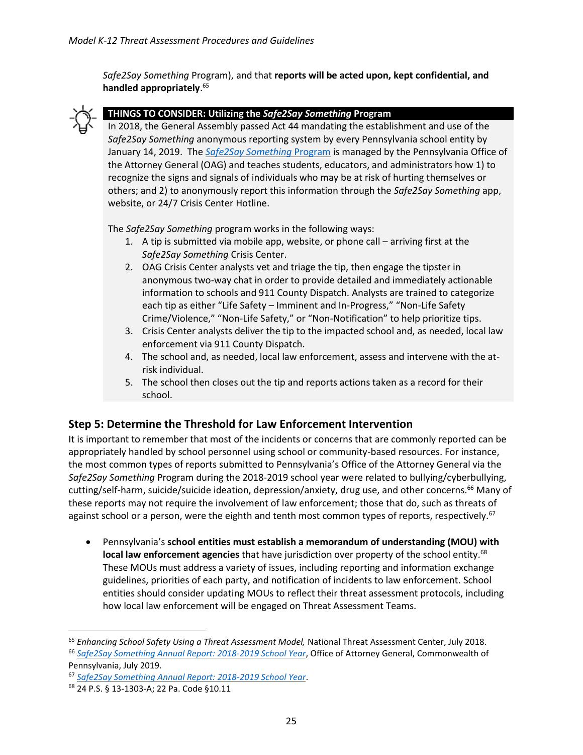*Safe2Say Something* Program), and that **reports will be acted upon, kept confidential, and handled appropriately**.[65]

**THINGS TO CONSIDER: Utilizing the *Safe2Say Something* Program**

In 2018, the General Assembly passed Act 44 mandating the establishment and use of the *Safe2Say Something* anonymous reporting system by every Pennsylvania school entity by January 14, 2019. The *Safe2Say Something* Program is managed by the Pennsylvania Office of the Attorney General (OAG) and teaches students, educators, and administrators how 1) to recognize the signs and signals of individuals who may be at risk of hurting themselves or others; and 2) to anonymously report this information through the *Safe2Say Something* app, website, or 24/7 Crisis Center Hotline.

The *Safe2Say Something* program works in the following ways:

1. A tip is submitted via mobile app, website, or phone call – arriving first at the *Safe2Say Something* Crisis Center.
2. OAG Crisis Center analysts vet and triage the tip, then engage the tipster in anonymous two-way chat in order to provide detailed and immediately actionable information to schools and 911 County Dispatch. Analysts are trained to categorize each tip as either "Life Safety – Imminent and In-Progress," "Non-Life Safety Crime/Violence," "Non-Life Safety," or "Non-Notification" to help prioritize tips.
3. Crisis Center analysts deliver the tip to the impacted school and, as needed, local law enforcement via 911 County Dispatch.
4. The school and, as needed, local law enforcement, assess and intervene with the at-risk individual.
5. The school then closes out the tip and reports actions taken as a record for their school.

## Step 5: Determine the Threshold for Law Enforcement Intervention

It is important to remember that most of the incidents or concerns that are commonly reported can be appropriately handled by school personnel using school or community-based resources. For instance, the most common types of reports submitted to Pennsylvania's Office of the Attorney General via the *Safe2Say Something* Program during the 2018-2019 school year were related to bullying/cyberbullying, cutting/self-harm, suicide/suicide ideation, depression/anxiety, drug use, and other concerns.[66] Many of these reports may not require the involvement of law enforcement; those that do, such as threats of against school or a person, were the eighth and tenth most common types of reports, respectively.[67]

- Pennsylvania's **school entities must establish a memorandum of understanding (MOU) with local law enforcement agencies** that have jurisdiction over property of the school entity.[68] These MOUs must address a variety of issues, including reporting and information exchange guidelines, priorities of each party, and notification of incidents to law enforcement. School entities should consider updating MOUs to reflect their threat assessment protocols, including how local law enforcement will be engaged on Threat Assessment Teams.

---

[65] *Enhancing School Safety Using a Threat Assessment Model,* National Threat Assessment Center, July 2018.

[66] *Safe2Say Something Annual Report: 2018-2019 School Year*, Office of Attorney General, Commonwealth of Pennsylvania, July 2019.

[67] *Safe2Say Something Annual Report: 2018-2019 School Year*.

[68] 24 P.S. § 13-1303-A; 22 Pa. Code §10.11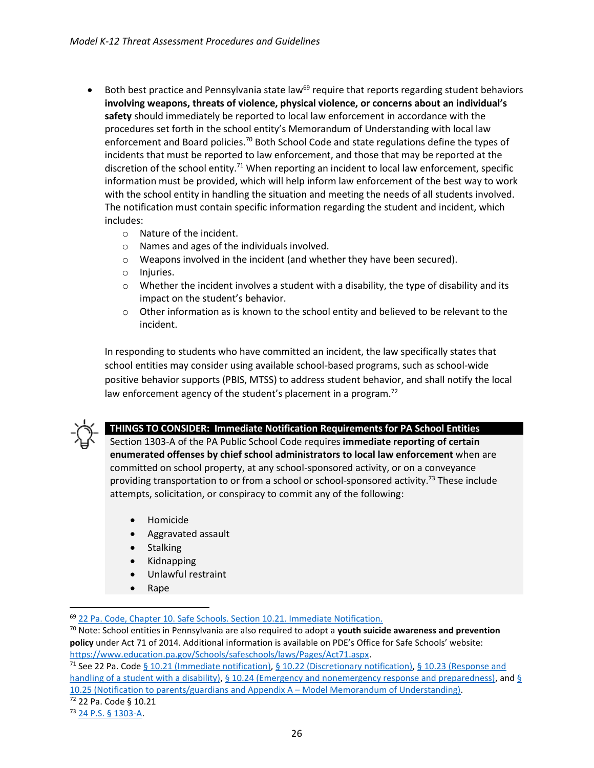- Both best practice and Pennsylvania state law[69] require that reports regarding student behaviors **involving weapons, threats of violence, physical violence, or concerns about an individual's safety** should immediately be reported to local law enforcement in accordance with the procedures set forth in the school entity's Memorandum of Understanding with local law enforcement and Board policies.[70] Both School Code and state regulations define the types of incidents that must be reported to law enforcement, and those that may be reported at the discretion of the school entity.[71] When reporting an incident to local law enforcement, specific information must be provided, which will help inform law enforcement of the best way to work with the school entity in handling the situation and meeting the needs of all students involved. The notification must contain specific information regarding the student and incident, which includes:
  - Nature of the incident.
  - Names and ages of the individuals involved.
  - Weapons involved in the incident (and whether they have been secured).
  - Injuries.
  - Whether the incident involves a student with a disability, the type of disability and its impact on the student's behavior.
  - Other information as is known to the school entity and believed to be relevant to the incident.

  In responding to students who have committed an incident, the law specifically states that school entities may consider using available school-based programs, such as school-wide positive behavior supports (PBIS, MTSS) to address student behavior, and shall notify the local law enforcement agency of the student's placement in a program.[72]

**THINGS TO CONSIDER: Immediate Notification Requirements for PA School Entities**

Section 1303-A of the PA Public School Code requires **immediate reporting of certain enumerated offenses by chief school administrators to local law enforcement** when are committed on school property, at any school-sponsored activity, or on a conveyance providing transportation to or from a school or school-sponsored activity.[73] These include attempts, solicitation, or conspiracy to commit any of the following:

- Homicide
- Aggravated assault
- Stalking
- Kidnapping
- Unlawful restraint
- Rape

---

[69] 22 Pa. Code, Chapter 10. Safe Schools. Section 10.21. Immediate Notification.

[70] Note: School entities in Pennsylvania are also required to adopt a **youth suicide awareness and prevention policy** under Act 71 of 2014. Additional information is available on PDE's Office for Safe Schools' website: https://www.education.pa.gov/Schools/safeschools/laws/Pages/Act71.aspx.

[71] See 22 Pa. Code § 10.21 (Immediate notification), § 10.22 (Discretionary notification), § 10.23 (Response and handling of a student with a disability), § 10.24 (Emergency and nonemergency response and preparedness), and § 10.25 (Notification to parents/guardians and Appendix A – Model Memorandum of Understanding).

[72] 22 Pa. Code § 10.21

[73] 24 P.S. § 1303-A.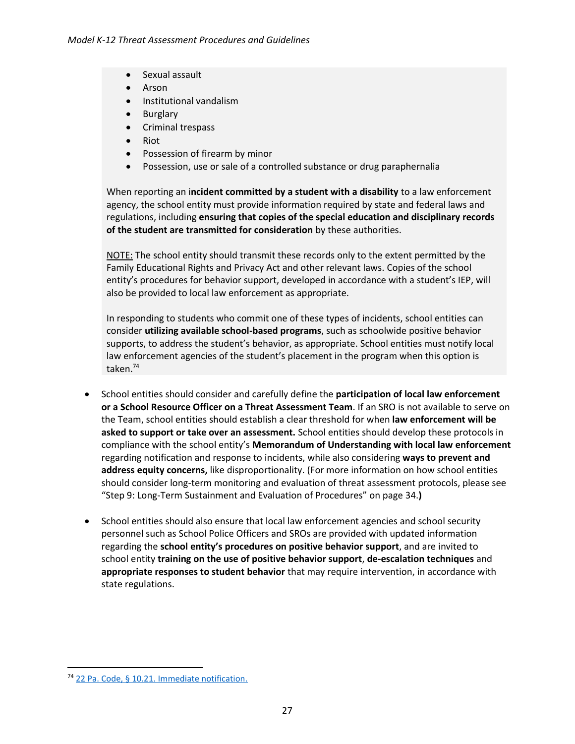- Sexual assault
- Arson
- Institutional vandalism
- Burglary
- Criminal trespass
- Riot
- Possession of firearm by minor
- Possession, use or sale of a controlled substance or drug paraphernalia

When reporting an **incident committed by a student with a disability** to a law enforcement agency, the school entity must provide information required by state and federal laws and regulations, including **ensuring that copies of the special education and disciplinary records of the student are transmitted for consideration** by these authorities.

NOTE: The school entity should transmit these records only to the extent permitted by the Family Educational Rights and Privacy Act and other relevant laws. Copies of the school entity's procedures for behavior support, developed in accordance with a student's IEP, will also be provided to local law enforcement as appropriate.

In responding to students who commit one of these types of incidents, school entities can consider **utilizing available school-based programs**, such as schoolwide positive behavior supports, to address the student's behavior, as appropriate. School entities must notify local law enforcement agencies of the student's placement in the program when this option is taken.[74]

- School entities should consider and carefully define the **participation of local law enforcement or a School Resource Officer on a Threat Assessment Team**. If an SRO is not available to serve on the Team, school entities should establish a clear threshold for when **law enforcement will be asked to support or take over an assessment.** School entities should develop these protocols in compliance with the school entity's **Memorandum of Understanding with local law enforcement** regarding notification and response to incidents, while also considering **ways to prevent and address equity concerns,** like disproportionality. (For more information on how school entities should consider long-term monitoring and evaluation of threat assessment protocols, please see "Step 9: Long-Term Sustainment and Evaluation of Procedures" on page 34.**)**

- School entities should also ensure that local law enforcement agencies and school security personnel such as School Police Officers and SROs are provided with updated information regarding the **school entity's procedures on positive behavior support**, and are invited to school entity **training on the use of positive behavior support**, **de-escalation techniques** and **appropriate responses to student behavior** that may require intervention, in accordance with state regulations.

[74] 22 Pa. Code, § 10.21. Immediate notification.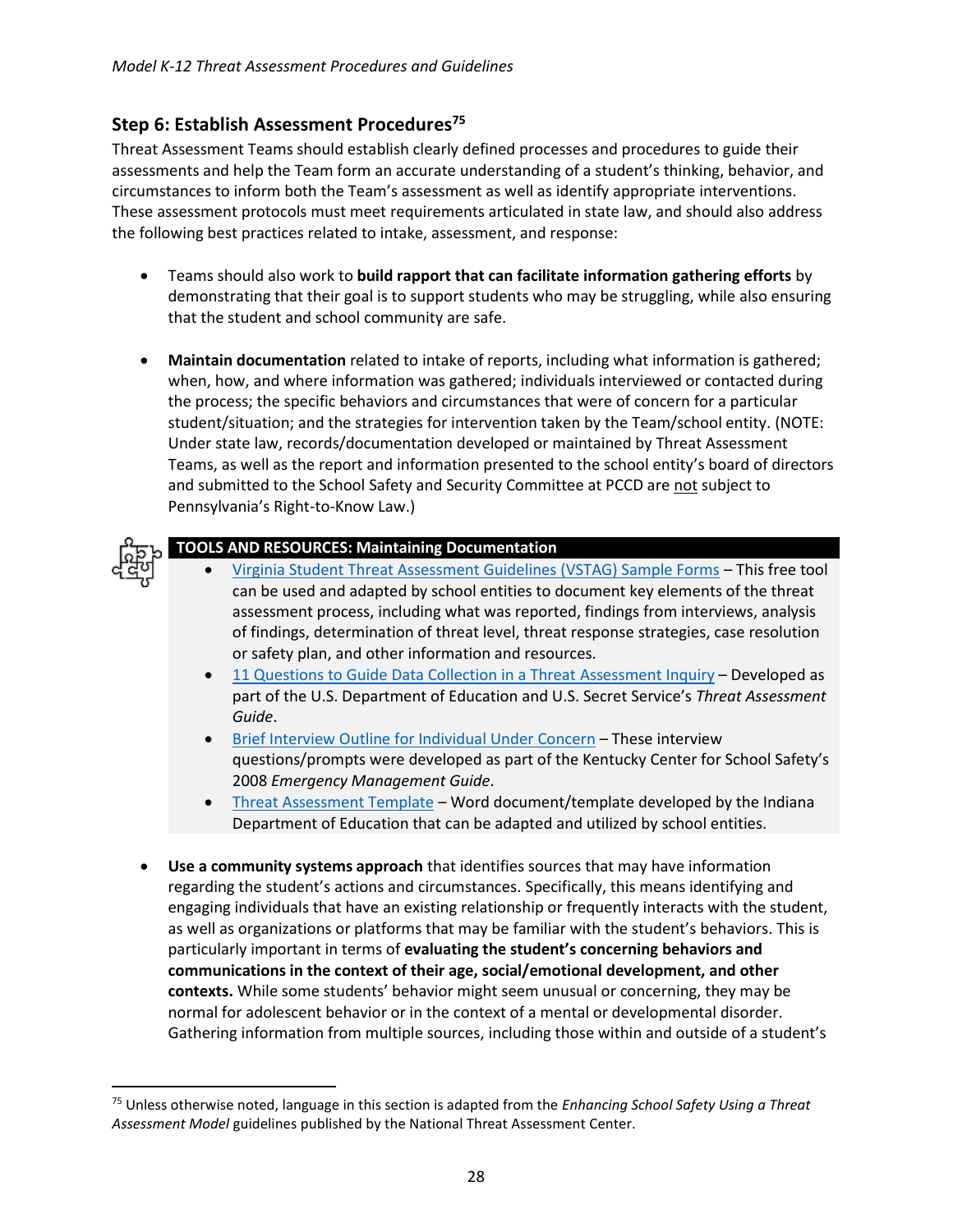## Step 6: Establish Assessment Procedures[75]

Threat Assessment Teams should establish clearly defined processes and procedures to guide their assessments and help the Team form an accurate understanding of a student's thinking, behavior, and circumstances to inform both the Team's assessment as well as identify appropriate interventions. These assessment protocols must meet requirements articulated in state law, and should also address the following best practices related to intake, assessment, and response:

- Teams should also work to **build rapport that can facilitate information gathering efforts** by demonstrating that their goal is to support students who may be struggling, while also ensuring that the student and school community are safe.

- **Maintain documentation** related to intake of reports, including what information is gathered; when, how, and where information was gathered; individuals interviewed or contacted during the process; the specific behaviors and circumstances that were of concern for a particular student/situation; and the strategies for intervention taken by the Team/school entity. (NOTE: Under state law, records/documentation developed or maintained by Threat Assessment Teams, as well as the report and information presented to the school entity's board of directors and submitted to the School Safety and Security Committee at PCCD are not subject to Pennsylvania's Right-to-Know Law.)

**TOOLS AND RESOURCES: Maintaining Documentation**

- Virginia Student Threat Assessment Guidelines (VSTAG) Sample Forms – This free tool can be used and adapted by school entities to document key elements of the threat assessment process, including what was reported, findings from interviews, analysis of findings, determination of threat level, threat response strategies, case resolution or safety plan, and other information and resources.
- 11 Questions to Guide Data Collection in a Threat Assessment Inquiry – Developed as part of the U.S. Department of Education and U.S. Secret Service's *Threat Assessment Guide*.
- Brief Interview Outline for Individual Under Concern – These interview questions/prompts were developed as part of the Kentucky Center for School Safety's 2008 *Emergency Management Guide*.
- Threat Assessment Template – Word document/template developed by the Indiana Department of Education that can be adapted and utilized by school entities.

- **Use a community systems approach** that identifies sources that may have information regarding the student's actions and circumstances. Specifically, this means identifying and engaging individuals that have an existing relationship or frequently interacts with the student, as well as organizations or platforms that may be familiar with the student's behaviors. This is particularly important in terms of **evaluating the student's concerning behaviors and communications in the context of their age, social/emotional development, and other contexts.** While some students' behavior might seem unusual or concerning, they may be normal for adolescent behavior or in the context of a mental or developmental disorder. Gathering information from multiple sources, including those within and outside of a student's

[75] Unless otherwise noted, language in this section is adapted from the *Enhancing School Safety Using a Threat Assessment Model* guidelines published by the National Threat Assessment Center.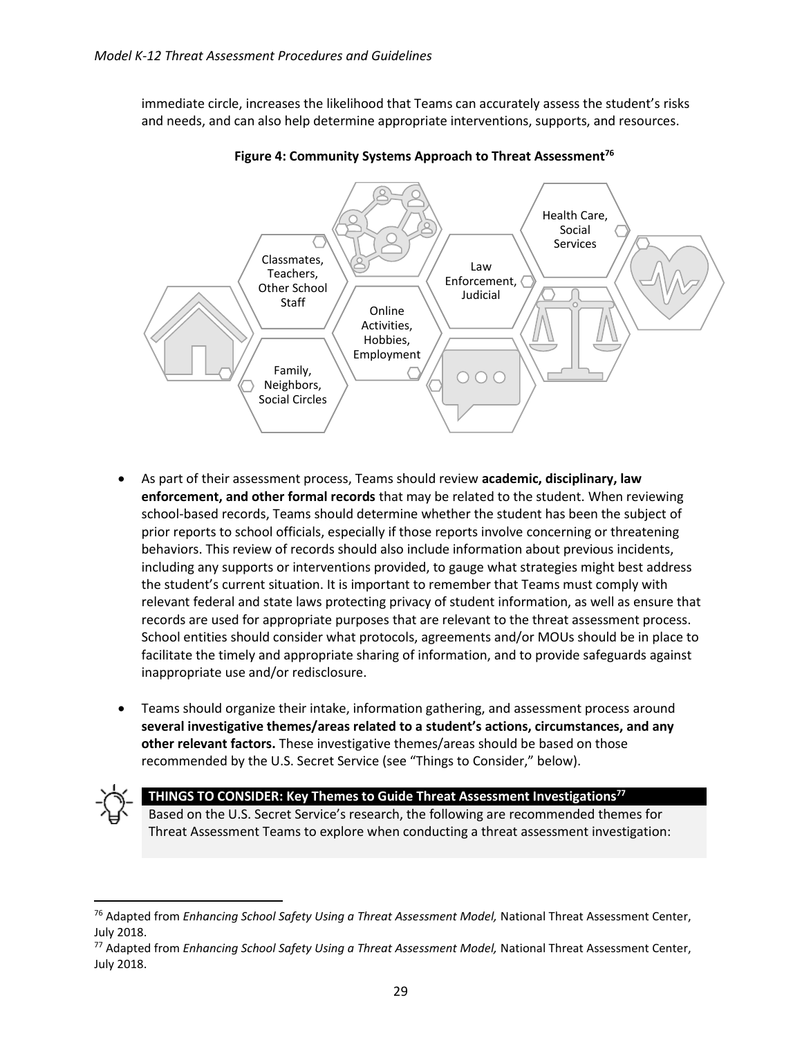immediate circle, increases the likelihood that Teams can accurately assess the student's risks and needs, and can also help determine appropriate interventions, supports, and resources.

**Figure 4: Community Systems Approach to Threat Assessment**[76]

Classmates, Teachers, Other School Staff

Family, Neighbors, Social Circles

Online Activities, Hobbies, Employment

Law Enforcement, Judicial

Health Care, Social Services

- As part of their assessment process, Teams should review **academic, disciplinary, law enforcement, and other formal records** that may be related to the student. When reviewing school-based records, Teams should determine whether the student has been the subject of prior reports to school officials, especially if those reports involve concerning or threatening behaviors. This review of records should also include information about previous incidents, including any supports or interventions provided, to gauge what strategies might best address the student's current situation. It is important to remember that Teams must comply with relevant federal and state laws protecting privacy of student information, as well as ensure that records are used for appropriate purposes that are relevant to the threat assessment process. School entities should consider what protocols, agreements and/or MOUs should be in place to facilitate the timely and appropriate sharing of information, and to provide safeguards against inappropriate use and/or redisclosure.

- Teams should organize their intake, information gathering, and assessment process around **several investigative themes/areas related to a student's actions, circumstances, and any other relevant factors.** These investigative themes/areas should be based on those recommended by the U.S. Secret Service (see "Things to Consider," below).

**THINGS TO CONSIDER: Key Themes to Guide Threat Assessment Investigations**[77]

Based on the U.S. Secret Service's research, the following are recommended themes for Threat Assessment Teams to explore when conducting a threat assessment investigation:

---

[76] Adapted from *Enhancing School Safety Using a Threat Assessment Model,* National Threat Assessment Center, July 2018.

[77] Adapted from *Enhancing School Safety Using a Threat Assessment Model,* National Threat Assessment Center, July 2018.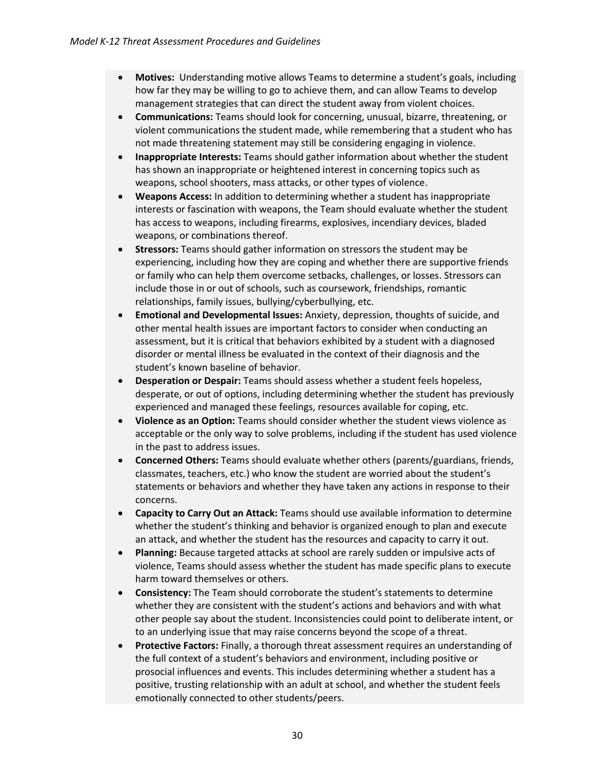- **Motives:** Understanding motive allows Teams to determine a student's goals, including how far they may be willing to go to achieve them, and can allow Teams to develop management strategies that can direct the student away from violent choices.
- **Communications:** Teams should look for concerning, unusual, bizarre, threatening, or violent communications the student made, while remembering that a student who has not made threatening statement may still be considering engaging in violence.
- **Inappropriate Interests:** Teams should gather information about whether the student has shown an inappropriate or heightened interest in concerning topics such as weapons, school shooters, mass attacks, or other types of violence.
- **Weapons Access:** In addition to determining whether a student has inappropriate interests or fascination with weapons, the Team should evaluate whether the student has access to weapons, including firearms, explosives, incendiary devices, bladed weapons, or combinations thereof.
- **Stressors:** Teams should gather information on stressors the student may be experiencing, including how they are coping and whether there are supportive friends or family who can help them overcome setbacks, challenges, or losses. Stressors can include those in or out of schools, such as coursework, friendships, romantic relationships, family issues, bullying/cyberbullying, etc.
- **Emotional and Developmental Issues:** Anxiety, depression, thoughts of suicide, and other mental health issues are important factors to consider when conducting an assessment, but it is critical that behaviors exhibited by a student with a diagnosed disorder or mental illness be evaluated in the context of their diagnosis and the student's known baseline of behavior.
- **Desperation or Despair:** Teams should assess whether a student feels hopeless, desperate, or out of options, including determining whether the student has previously experienced and managed these feelings, resources available for coping, etc.
- **Violence as an Option:** Teams should consider whether the student views violence as acceptable or the only way to solve problems, including if the student has used violence in the past to address issues.
- **Concerned Others:** Teams should evaluate whether others (parents/guardians, friends, classmates, teachers, etc.) who know the student are worried about the student's statements or behaviors and whether they have taken any actions in response to their concerns.
- **Capacity to Carry Out an Attack:** Teams should use available information to determine whether the student's thinking and behavior is organized enough to plan and execute an attack, and whether the student has the resources and capacity to carry it out.
- **Planning:** Because targeted attacks at school are rarely sudden or impulsive acts of violence, Teams should assess whether the student has made specific plans to execute harm toward themselves or others.
- **Consistency:** The Team should corroborate the student's statements to determine whether they are consistent with the student's actions and behaviors and with what other people say about the student. Inconsistencies could point to deliberate intent, or to an underlying issue that may raise concerns beyond the scope of a threat.
- **Protective Factors:** Finally, a thorough threat assessment requires an understanding of the full context of a student's behaviors and environment, including positive or prosocial influences and events. This includes determining whether a student has a positive, trusting relationship with an adult at school, and whether the student feels emotionally connected to other students/peers.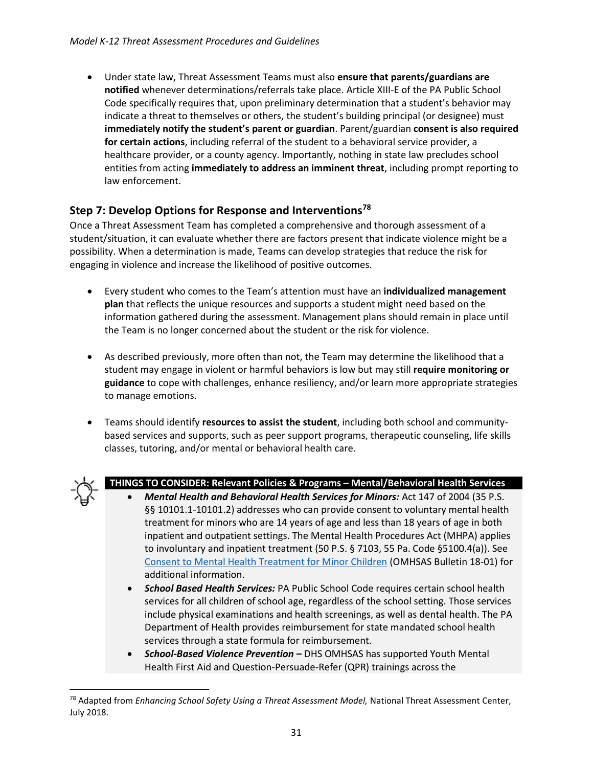- Under state law, Threat Assessment Teams must also **ensure that parents/guardians are notified** whenever determinations/referrals take place. Article XIII-E of the PA Public School Code specifically requires that, upon preliminary determination that a student's behavior may indicate a threat to themselves or others, the student's building principal (or designee) must **immediately notify the student's parent or guardian**. Parent/guardian **consent is also required for certain actions**, including referral of the student to a behavioral service provider, a healthcare provider, or a county agency. Importantly, nothing in state law precludes school entities from acting **immediately to address an imminent threat**, including prompt reporting to law enforcement.

## Step 7: Develop Options for Response and Interventions[78]

Once a Threat Assessment Team has completed a comprehensive and thorough assessment of a student/situation, it can evaluate whether there are factors present that indicate violence might be a possibility. When a determination is made, Teams can develop strategies that reduce the risk for engaging in violence and increase the likelihood of positive outcomes.

- Every student who comes to the Team's attention must have an **individualized management plan** that reflects the unique resources and supports a student might need based on the information gathered during the assessment. Management plans should remain in place until the Team is no longer concerned about the student or the risk for violence.

- As described previously, more often than not, the Team may determine the likelihood that a student may engage in violent or harmful behaviors is low but may still **require monitoring or guidance** to cope with challenges, enhance resiliency, and/or learn more appropriate strategies to manage emotions.

- Teams should identify **resources to assist the student**, including both school and community-based services and supports, such as peer support programs, therapeutic counseling, life skills classes, tutoring, and/or mental or behavioral health care.

**THINGS TO CONSIDER: Relevant Policies & Programs – Mental/Behavioral Health Services**

- ***Mental Health and Behavioral Health Services for Minors:*** Act 147 of 2004 (35 P.S. §§ 10101.1-10101.2) addresses who can provide consent to voluntary mental health treatment for minors who are 14 years of age and less than 18 years of age in both inpatient and outpatient settings. The Mental Health Procedures Act (MHPA) applies to involuntary and inpatient treatment (50 P.S. § 7103, 55 Pa. Code §5100.4(a)). See [Consent to Mental Health Treatment for Minor Children]() (OMHSAS Bulletin 18-01) for additional information.
- ***School Based Health Services:*** PA Public School Code requires certain school health services for all children of school age, regardless of the school setting. Those services include physical examinations and health screenings, as well as dental health. The PA Department of Health provides reimbursement for state mandated school health services through a state formula for reimbursement.
- ***School-Based Violence Prevention –*** DHS OMHSAS has supported Youth Mental Health First Aid and Question-Persuade-Refer (QPR) trainings across the

---

[78] Adapted from *Enhancing School Safety Using a Threat Assessment Model,* National Threat Assessment Center, July 2018.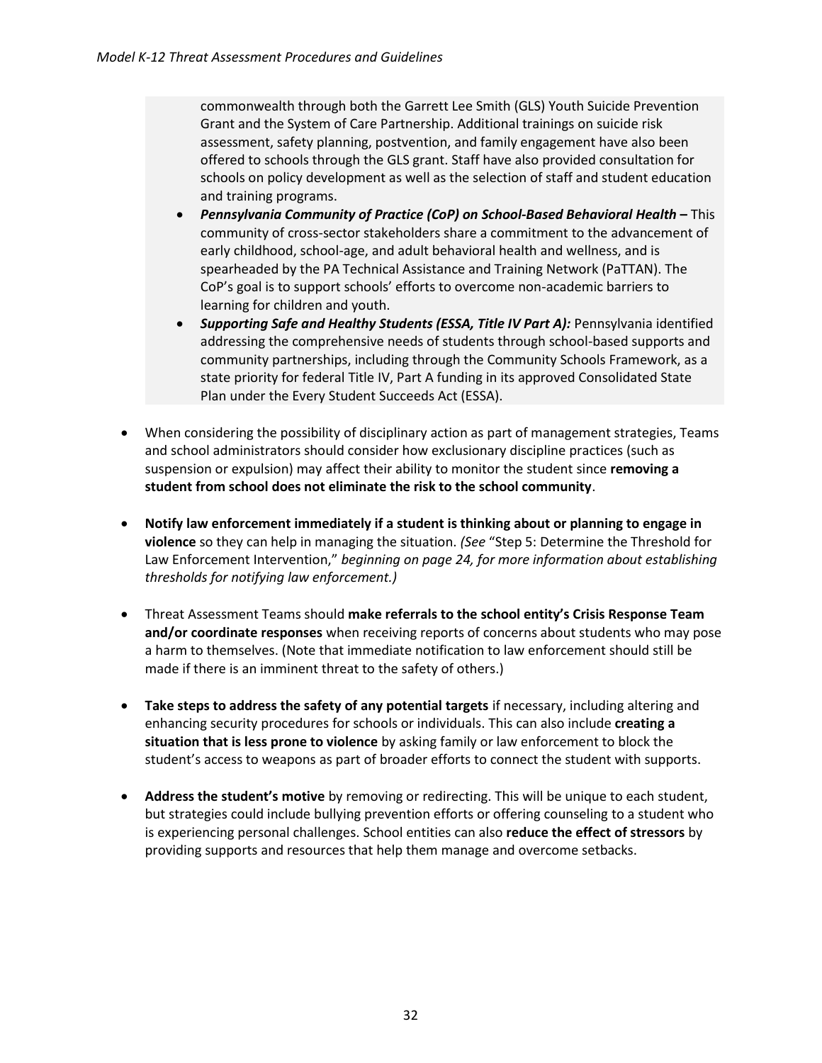commonwealth through both the Garrett Lee Smith (GLS) Youth Suicide Prevention Grant and the System of Care Partnership. Additional trainings on suicide risk assessment, safety planning, postvention, and family engagement have also been offered to schools through the GLS grant. Staff have also provided consultation for schools on policy development as well as the selection of staff and student education and training programs.

- ***Pennsylvania Community of Practice (CoP) on School-Based Behavioral Health –*** This community of cross-sector stakeholders share a commitment to the advancement of early childhood, school-age, and adult behavioral health and wellness, and is spearheaded by the PA Technical Assistance and Training Network (PaTTAN). The CoP's goal is to support schools' efforts to overcome non-academic barriers to learning for children and youth.
- ***Supporting Safe and Healthy Students (ESSA, Title IV Part A):*** Pennsylvania identified addressing the comprehensive needs of students through school-based supports and community partnerships, including through the Community Schools Framework, as a state priority for federal Title IV, Part A funding in its approved Consolidated State Plan under the Every Student Succeeds Act (ESSA).

- When considering the possibility of disciplinary action as part of management strategies, Teams and school administrators should consider how exclusionary discipline practices (such as suspension or expulsion) may affect their ability to monitor the student since **removing a student from school does not eliminate the risk to the school community**.

- **Notify law enforcement immediately if a student is thinking about or planning to engage in violence** so they can help in managing the situation. *(See* "Step 5: Determine the Threshold for Law Enforcement Intervention," *beginning on page 24, for more information about establishing thresholds for notifying law enforcement.)*

- Threat Assessment Teams should **make referrals to the school entity's Crisis Response Team and/or coordinate responses** when receiving reports of concerns about students who may pose a harm to themselves. (Note that immediate notification to law enforcement should still be made if there is an imminent threat to the safety of others.)

- **Take steps to address the safety of any potential targets** if necessary, including altering and enhancing security procedures for schools or individuals. This can also include **creating a situation that is less prone to violence** by asking family or law enforcement to block the student's access to weapons as part of broader efforts to connect the student with supports.

- **Address the student's motive** by removing or redirecting. This will be unique to each student, but strategies could include bullying prevention efforts or offering counseling to a student who is experiencing personal challenges. School entities can also **reduce the effect of stressors** by providing supports and resources that help them manage and overcome setbacks.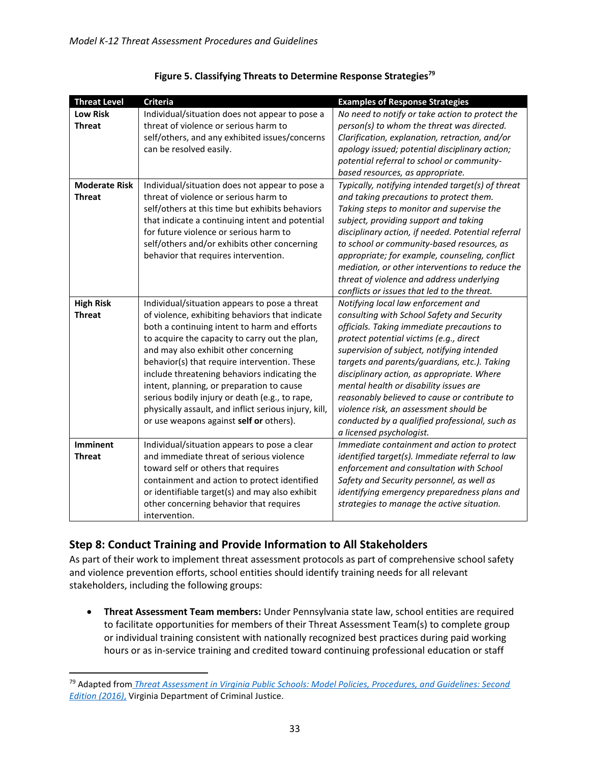**Figure 5. Classifying Threats to Determine Response Strategies**[79]

| Threat Level | Criteria | Examples of Response Strategies |
|---|---|---|
| **Low Risk Threat** | Individual/situation does not appear to pose a threat of violence or serious harm to self/others, and any exhibited issues/concerns can be resolved easily. | *No need to notify or take action to protect the person(s) to whom the threat was directed. Clarification, explanation, retraction, and/or apology issued; potential disciplinary action; potential referral to school or community-based resources, as appropriate.* |
| **Moderate Risk Threat** | Individual/situation does not appear to pose a threat of violence or serious harm to self/others at this time but exhibits behaviors that indicate a continuing intent and potential for future violence or serious harm to self/others and/or exhibits other concerning behavior that requires intervention. | *Typically, notifying intended target(s) of threat and taking precautions to protect them. Taking steps to monitor and supervise the subject, providing support and taking disciplinary action, if needed. Potential referral to school or community-based resources, as appropriate; for example, counseling, conflict mediation, or other interventions to reduce the threat of violence and address underlying conflicts or issues that led to the threat.* |
| **High Risk Threat** | Individual/situation appears to pose a threat of violence, exhibiting behaviors that indicate both a continuing intent to harm and efforts to acquire the capacity to carry out the plan, and may also exhibit other concerning behavior(s) that require intervention. These include threatening behaviors indicating the intent, planning, or preparation to cause serious bodily injury or death (e.g., to rape, physically assault, and inflict serious injury, kill, or use weapons against **self or** others). | *Notifying local law enforcement and consulting with School Safety and Security officials. Taking immediate precautions to protect potential victims (e.g., direct supervision of subject, notifying intended targets and parents/guardians, etc.). Taking disciplinary action, as appropriate. Where mental health or disability issues are reasonably believed to cause or contribute to violence risk, an assessment should be conducted by a qualified professional, such as a licensed psychologist.* |
| **Imminent Threat** | Individual/situation appears to pose a clear and immediate threat of serious violence toward self or others that requires containment and action to protect identified or identifiable target(s) and may also exhibit other concerning behavior that requires intervention. | *Immediate containment and action to protect identified target(s). Immediate referral to law enforcement and consultation with School Safety and Security personnel, as well as identifying emergency preparedness plans and strategies to manage the active situation.* |

## Step 8: Conduct Training and Provide Information to All Stakeholders

As part of their work to implement threat assessment protocols as part of comprehensive school safety and violence prevention efforts, school entities should identify training needs for all relevant stakeholders, including the following groups:

- **Threat Assessment Team members:** Under Pennsylvania state law, school entities are required to facilitate opportunities for members of their Threat Assessment Team(s) to complete group or individual training consistent with nationally recognized best practices during paid working hours or as in-service training and credited toward continuing professional education or staff

[79] Adapted from *Threat Assessment in Virginia Public Schools: Model Policies, Procedures, and Guidelines: Second Edition (2016),* Virginia Department of Criminal Justice.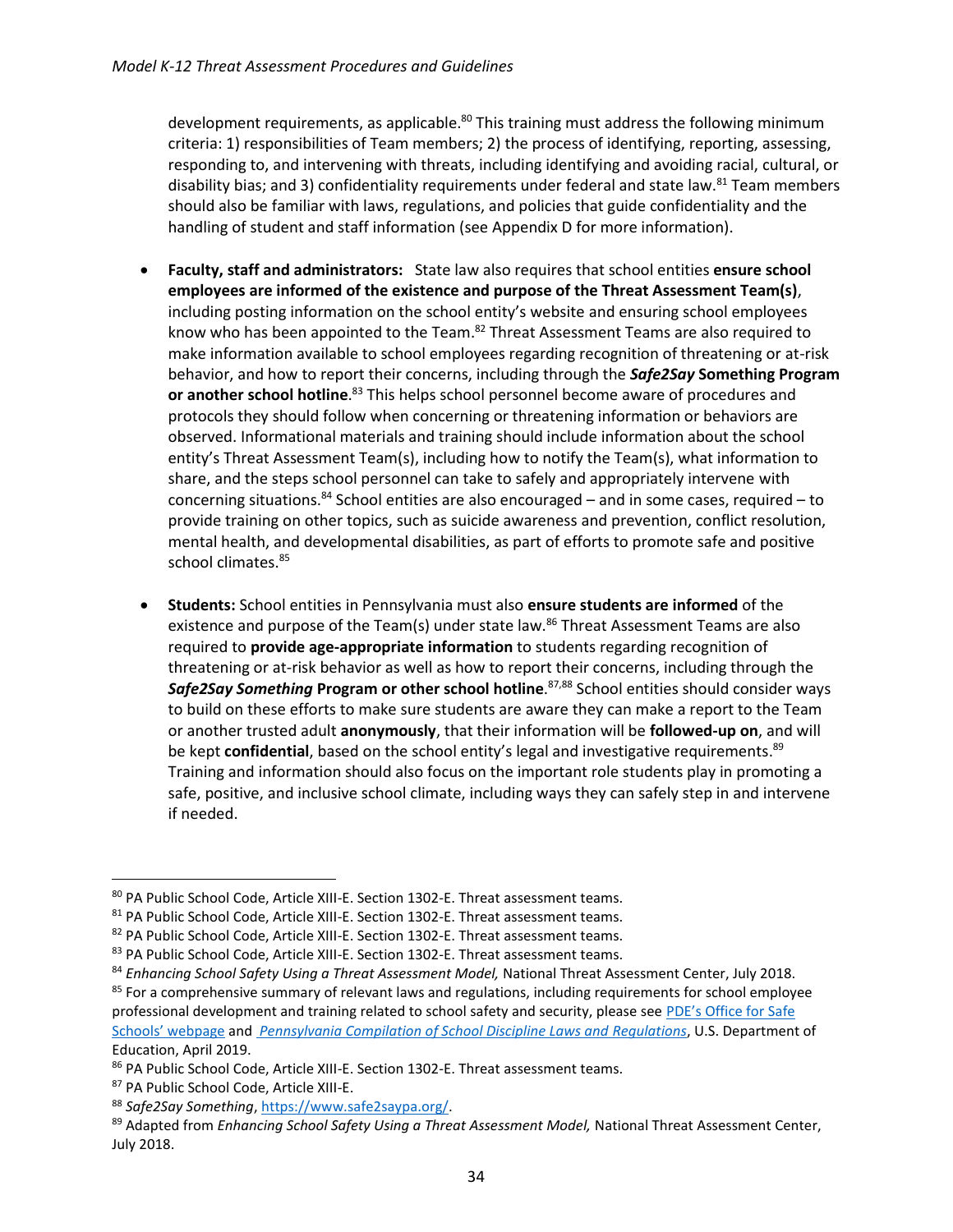development requirements, as applicable.[80] This training must address the following minimum criteria: 1) responsibilities of Team members; 2) the process of identifying, reporting, assessing, responding to, and intervening with threats, including identifying and avoiding racial, cultural, or disability bias; and 3) confidentiality requirements under federal and state law.[81] Team members should also be familiar with laws, regulations, and policies that guide confidentiality and the handling of student and staff information (see Appendix D for more information).

- **Faculty, staff and administrators:** State law also requires that school entities **ensure school employees are informed of the existence and purpose of the Threat Assessment Team(s)**, including posting information on the school entity's website and ensuring school employees know who has been appointed to the Team.[82] Threat Assessment Teams are also required to make information available to school employees regarding recognition of threatening or at-risk behavior, and how to report their concerns, including through the ***Safe2Say* Something Program or another school hotline**.[83] This helps school personnel become aware of procedures and protocols they should follow when concerning or threatening information or behaviors are observed. Informational materials and training should include information about the school entity's Threat Assessment Team(s), including how to notify the Team(s), what information to share, and the steps school personnel can take to safely and appropriately intervene with concerning situations.[84] School entities are also encouraged – and in some cases, required – to provide training on other topics, such as suicide awareness and prevention, conflict resolution, mental health, and developmental disabilities, as part of efforts to promote safe and positive school climates.[85]

- **Students:** School entities in Pennsylvania must also **ensure students are informed** of the existence and purpose of the Team(s) under state law.[86] Threat Assessment Teams are also required to **provide age-appropriate information** to students regarding recognition of threatening or at-risk behavior as well as how to report their concerns, including through the ***Safe2Say Something* Program or other school hotline**.[87,88] School entities should consider ways to build on these efforts to make sure students are aware they can make a report to the Team or another trusted adult **anonymously**, that their information will be **followed-up on**, and will be kept **confidential**, based on the school entity's legal and investigative requirements.[89] Training and information should also focus on the important role students play in promoting a safe, positive, and inclusive school climate, including ways they can safely step in and intervene if needed.

---

[80] PA Public School Code, Article XIII-E. Section 1302-E. Threat assessment teams.

[81] PA Public School Code, Article XIII-E. Section 1302-E. Threat assessment teams.

[82] PA Public School Code, Article XIII-E. Section 1302-E. Threat assessment teams.

[83] PA Public School Code, Article XIII-E. Section 1302-E. Threat assessment teams.

[84] *Enhancing School Safety Using a Threat Assessment Model,* National Threat Assessment Center, July 2018.

[85] For a comprehensive summary of relevant laws and regulations, including requirements for school employee professional development and training related to school safety and security, please see PDE's Office for Safe Schools' webpage and *Pennsylvania Compilation of School Discipline Laws and Regulations*, U.S. Department of Education, April 2019.

[86] PA Public School Code, Article XIII-E. Section 1302-E. Threat assessment teams.

[87] PA Public School Code, Article XIII-E.

[88] *Safe2Say Something*, https://www.safe2saypa.org/.

[89] Adapted from *Enhancing School Safety Using a Threat Assessment Model,* National Threat Assessment Center, July 2018.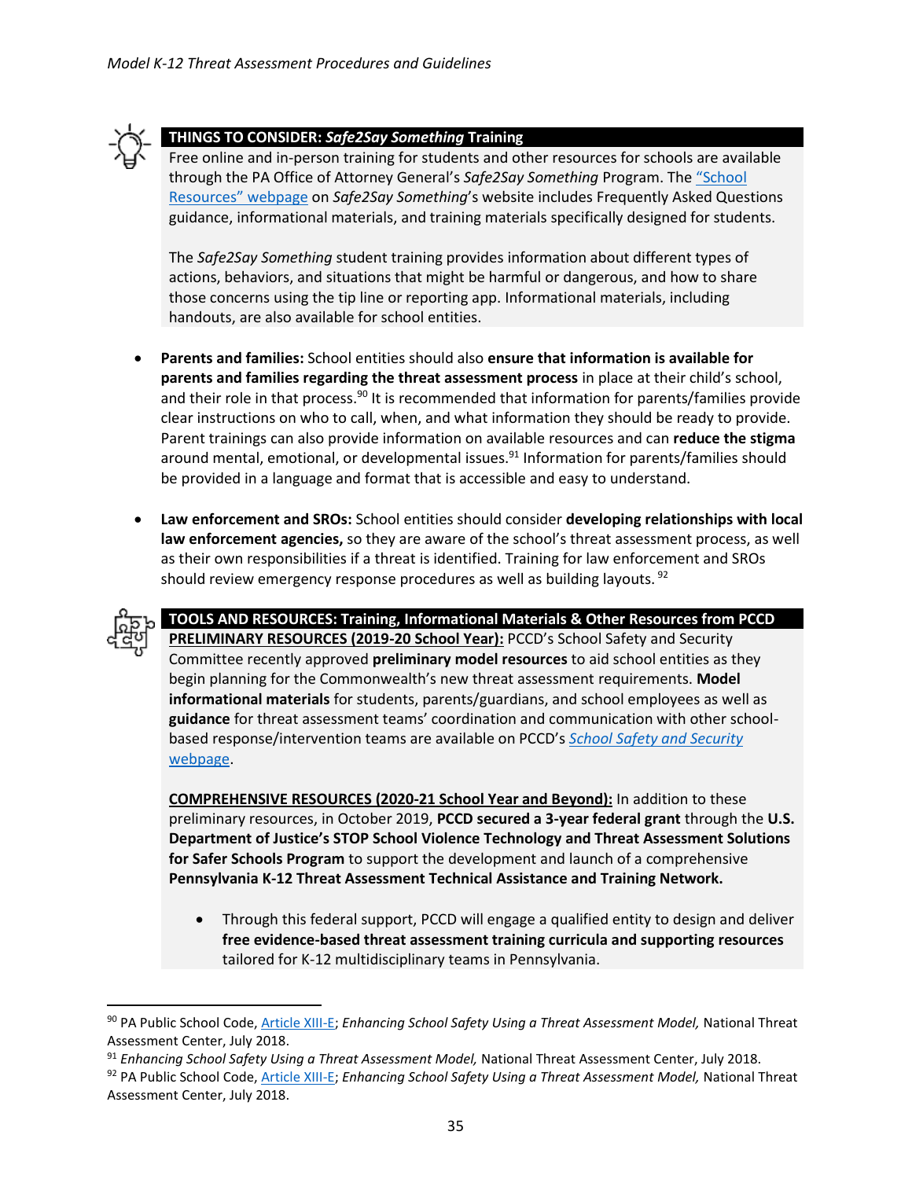**THINGS TO CONSIDER: *Safe2Say Something* Training**

Free online and in-person training for students and other resources for schools are available through the PA Office of Attorney General's *Safe2Say Something* Program. The "School Resources" webpage on *Safe2Say Something*'s website includes Frequently Asked Questions guidance, informational materials, and training materials specifically designed for students.

The *Safe2Say Something* student training provides information about different types of actions, behaviors, and situations that might be harmful or dangerous, and how to share those concerns using the tip line or reporting app. Informational materials, including handouts, are also available for school entities.

- **Parents and families:** School entities should also **ensure that information is available for parents and families regarding the threat assessment process** in place at their child's school, and their role in that process.[90] It is recommended that information for parents/families provide clear instructions on who to call, when, and what information they should be ready to provide. Parent trainings can also provide information on available resources and can **reduce the stigma** around mental, emotional, or developmental issues.[91] Information for parents/families should be provided in a language and format that is accessible and easy to understand.

- **Law enforcement and SROs:** School entities should consider **developing relationships with local law enforcement agencies,** so they are aware of the school's threat assessment process, as well as their own responsibilities if a threat is identified. Training for law enforcement and SROs should review emergency response procedures as well as building layouts.[92]

**TOOLS AND RESOURCES: Training, Informational Materials & Other Resources from PCCD**

**PRELIMINARY RESOURCES (2019-20 School Year):** PCCD's School Safety and Security Committee recently approved **preliminary model resources** to aid school entities as they begin planning for the Commonwealth's new threat assessment requirements. **Model informational materials** for students, parents/guardians, and school employees as well as **guidance** for threat assessment teams' coordination and communication with other school-based response/intervention teams are available on PCCD's *School Safety and Security* webpage.

**COMPREHENSIVE RESOURCES (2020-21 School Year and Beyond):** In addition to these preliminary resources, in October 2019, **PCCD secured a 3-year federal grant** through the **U.S. Department of Justice's STOP School Violence Technology and Threat Assessment Solutions for Safer Schools Program** to support the development and launch of a comprehensive **Pennsylvania K-12 Threat Assessment Technical Assistance and Training Network.**

- Through this federal support, PCCD will engage a qualified entity to design and deliver **free evidence-based threat assessment training curricula and supporting resources** tailored for K-12 multidisciplinary teams in Pennsylvania.

---

[90] PA Public School Code, Article XIII-E; *Enhancing School Safety Using a Threat Assessment Model,* National Threat Assessment Center, July 2018.

[91] *Enhancing School Safety Using a Threat Assessment Model,* National Threat Assessment Center, July 2018.

[92] PA Public School Code, Article XIII-E; *Enhancing School Safety Using a Threat Assessment Model,* National Threat Assessment Center, July 2018.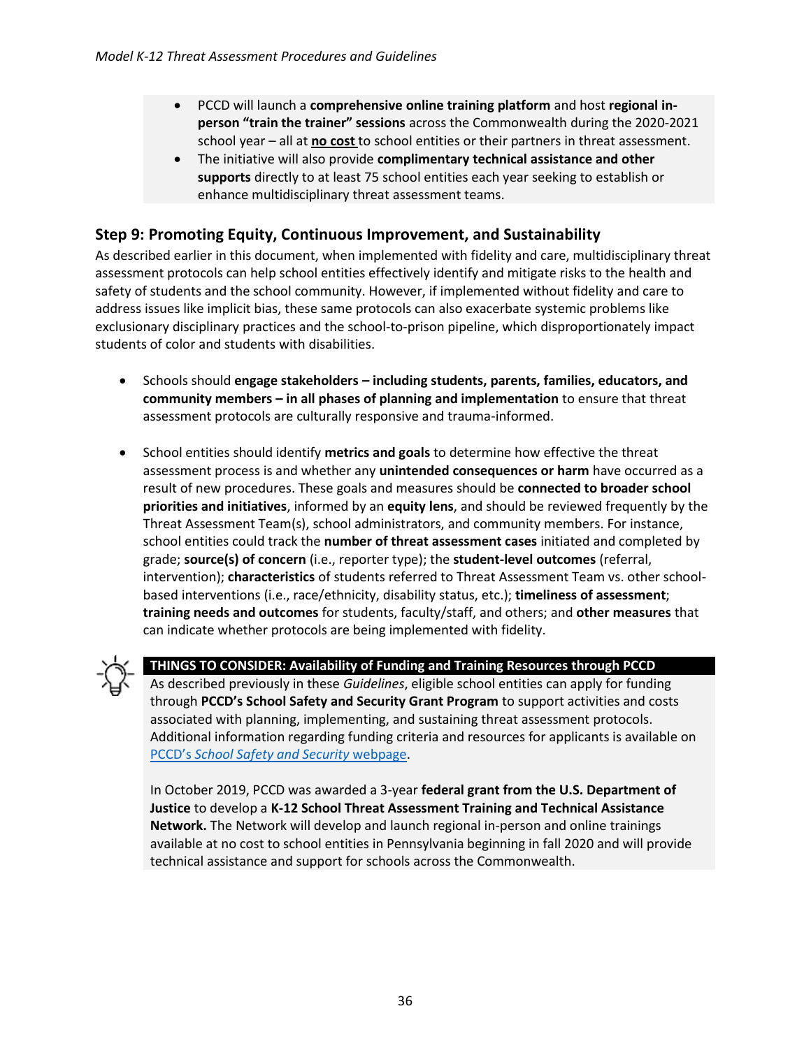- PCCD will launch a **comprehensive online training platform** and host **regional in-person "train the trainer" sessions** across the Commonwealth during the 2020-2021 school year – all at **no cost** to school entities or their partners in threat assessment.
- The initiative will also provide **complimentary technical assistance and other supports** directly to at least 75 school entities each year seeking to establish or enhance multidisciplinary threat assessment teams.

## Step 9: Promoting Equity, Continuous Improvement, and Sustainability

As described earlier in this document, when implemented with fidelity and care, multidisciplinary threat assessment protocols can help school entities effectively identify and mitigate risks to the health and safety of students and the school community. However, if implemented without fidelity and care to address issues like implicit bias, these same protocols can also exacerbate systemic problems like exclusionary disciplinary practices and the school-to-prison pipeline, which disproportionately impact students of color and students with disabilities.

- Schools should **engage stakeholders – including students, parents, families, educators, and community members – in all phases of planning and implementation** to ensure that threat assessment protocols are culturally responsive and trauma-informed.

- School entities should identify **metrics and goals** to determine how effective the threat assessment process is and whether any **unintended consequences or harm** have occurred as a result of new procedures. These goals and measures should be **connected to broader school priorities and initiatives**, informed by an **equity lens**, and should be reviewed frequently by the Threat Assessment Team(s), school administrators, and community members. For instance, school entities could track the **number of threat assessment cases** initiated and completed by grade; **source(s) of concern** (i.e., reporter type); the **student-level outcomes** (referral, intervention); **characteristics** of students referred to Threat Assessment Team vs. other school-based interventions (i.e., race/ethnicity, disability status, etc.); **timeliness of assessment**; **training needs and outcomes** for students, faculty/staff, and others; and **other measures** that can indicate whether protocols are being implemented with fidelity.

**THINGS TO CONSIDER: Availability of Funding and Training Resources through PCCD**

As described previously in these *Guidelines*, eligible school entities can apply for funding through **PCCD's School Safety and Security Grant Program** to support activities and costs associated with planning, implementing, and sustaining threat assessment protocols. Additional information regarding funding criteria and resources for applicants is available on PCCD's *School Safety and Security* webpage.

In October 2019, PCCD was awarded a 3-year **federal grant from the U.S. Department of Justice** to develop a **K-12 School Threat Assessment Training and Technical Assistance Network.** The Network will develop and launch regional in-person and online trainings available at no cost to school entities in Pennsylvania beginning in fall 2020 and will provide technical assistance and support for schools across the Commonwealth.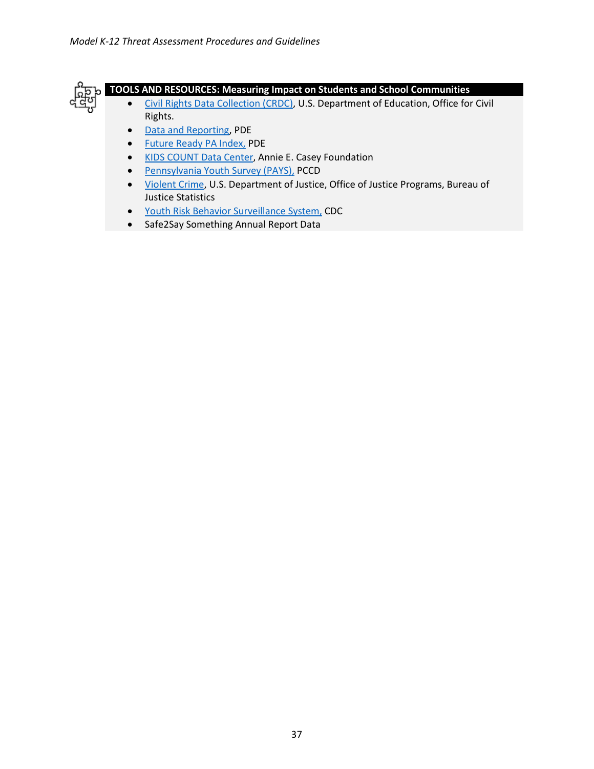**TOOLS AND RESOURCES: Measuring Impact on Students and School Communities**

- Civil Rights Data Collection (CRDC), U.S. Department of Education, Office for Civil Rights.
- Data and Reporting, PDE
- Future Ready PA Index, PDE
- KIDS COUNT Data Center, Annie E. Casey Foundation
- Pennsylvania Youth Survey (PAYS), PCCD
- Violent Crime, U.S. Department of Justice, Office of Justice Programs, Bureau of Justice Statistics
- Youth Risk Behavior Surveillance System, CDC
- Safe2Say Something Annual Report Data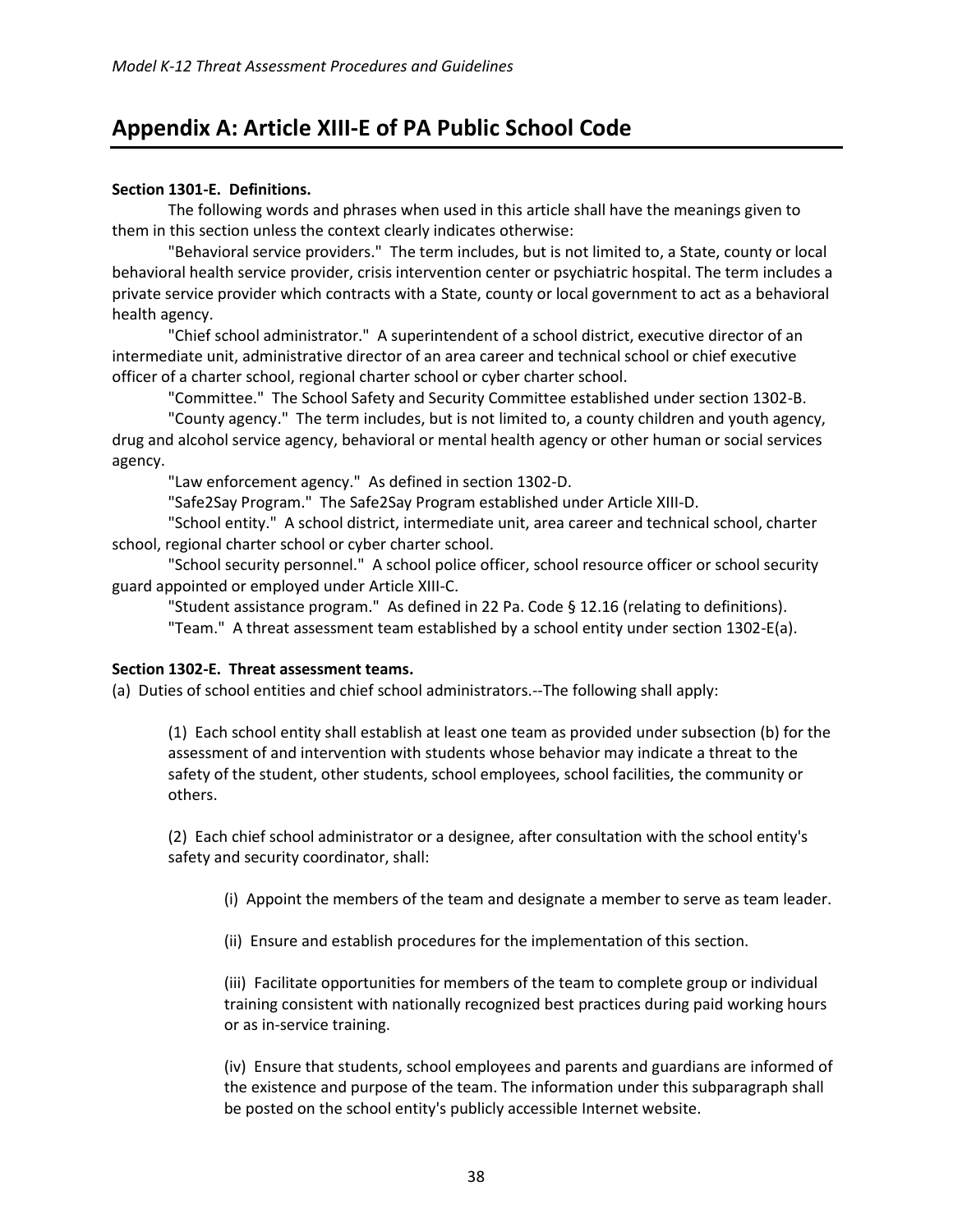## Appendix A: Article XIII-E of PA Public School Code

**Section 1301-E. Definitions.**

The following words and phrases when used in this article shall have the meanings given to them in this section unless the context clearly indicates otherwise:

"Behavioral service providers." The term includes, but is not limited to, a State, county or local behavioral health service provider, crisis intervention center or psychiatric hospital. The term includes a private service provider which contracts with a State, county or local government to act as a behavioral health agency.

"Chief school administrator." A superintendent of a school district, executive director of an intermediate unit, administrative director of an area career and technical school or chief executive officer of a charter school, regional charter school or cyber charter school.

"Committee." The School Safety and Security Committee established under section 1302-B.

"County agency." The term includes, but is not limited to, a county children and youth agency, drug and alcohol service agency, behavioral or mental health agency or other human or social services agency.

"Law enforcement agency." As defined in section 1302-D.

"Safe2Say Program." The Safe2Say Program established under Article XIII-D.

"School entity." A school district, intermediate unit, area career and technical school, charter school, regional charter school or cyber charter school.

"School security personnel." A school police officer, school resource officer or school security guard appointed or employed under Article XIII-C.

"Student assistance program." As defined in 22 Pa. Code § 12.16 (relating to definitions).

"Team." A threat assessment team established by a school entity under section 1302-E(a).

**Section 1302-E. Threat assessment teams.**

(a) Duties of school entities and chief school administrators.--The following shall apply:

(1) Each school entity shall establish at least one team as provided under subsection (b) for the assessment of and intervention with students whose behavior may indicate a threat to the safety of the student, other students, school employees, school facilities, the community or others.

(2) Each chief school administrator or a designee, after consultation with the school entity's safety and security coordinator, shall:

(i) Appoint the members of the team and designate a member to serve as team leader.

(ii) Ensure and establish procedures for the implementation of this section.

(iii) Facilitate opportunities for members of the team to complete group or individual training consistent with nationally recognized best practices during paid working hours or as in-service training.

(iv) Ensure that students, school employees and parents and guardians are informed of the existence and purpose of the team. The information under this subparagraph shall be posted on the school entity's publicly accessible Internet website.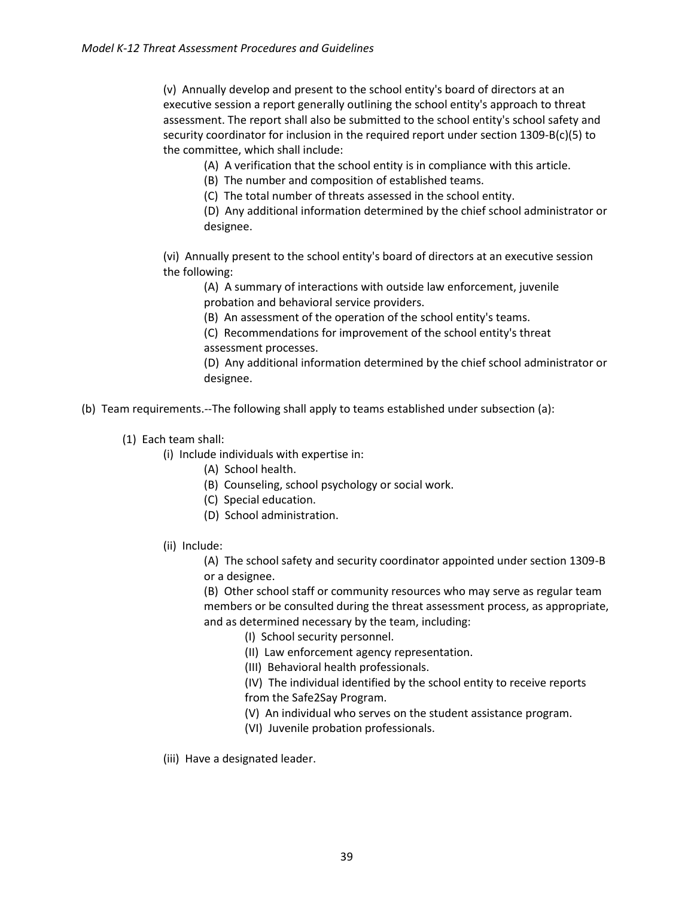(v) Annually develop and present to the school entity's board of directors at an executive session a report generally outlining the school entity's approach to threat assessment. The report shall also be submitted to the school entity's school safety and security coordinator for inclusion in the required report under section 1309-B(c)(5) to the committee, which shall include:

- (A) A verification that the school entity is in compliance with this article.
- (B) The number and composition of established teams.
- (C) The total number of threats assessed in the school entity.
- (D) Any additional information determined by the chief school administrator or designee.

(vi) Annually present to the school entity's board of directors at an executive session the following:

- (A) A summary of interactions with outside law enforcement, juvenile probation and behavioral service providers.
- (B) An assessment of the operation of the school entity's teams.
- (C) Recommendations for improvement of the school entity's threat assessment processes.
- (D) Any additional information determined by the chief school administrator or designee.

(b) Team requirements.--The following shall apply to teams established under subsection (a):

(1) Each team shall:

(i) Include individuals with expertise in:

- (A) School health.
- (B) Counseling, school psychology or social work.
- (C) Special education.
- (D) School administration.

(ii) Include:

- (A) The school safety and security coordinator appointed under section 1309-B or a designee.
- (B) Other school staff or community resources who may serve as regular team members or be consulted during the threat assessment process, as appropriate, and as determined necessary by the team, including:
  - (I) School security personnel.
  - (II) Law enforcement agency representation.
  - (III) Behavioral health professionals.
  - (IV) The individual identified by the school entity to receive reports from the Safe2Say Program.
  - (V) An individual who serves on the student assistance program.
  - (VI) Juvenile probation professionals.

(iii) Have a designated leader.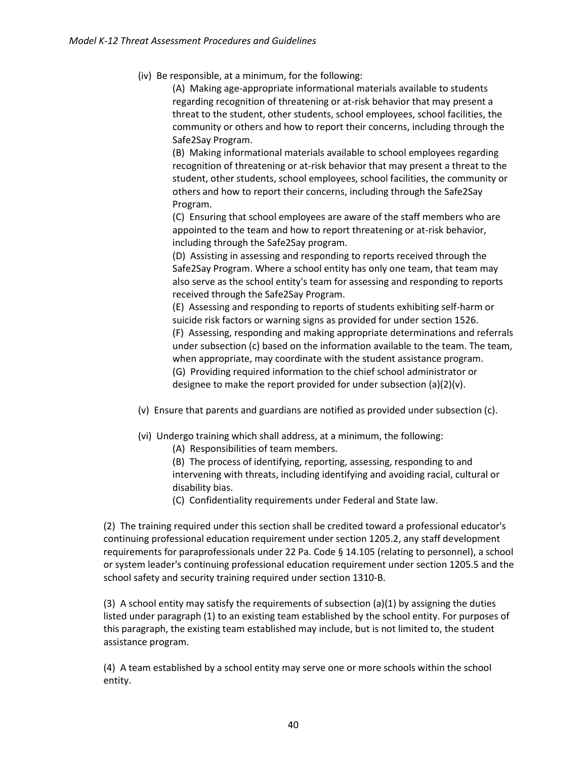(iv) Be responsible, at a minimum, for the following:

(A) Making age-appropriate informational materials available to students regarding recognition of threatening or at-risk behavior that may present a threat to the student, other students, school employees, school facilities, the community or others and how to report their concerns, including through the Safe2Say Program.

(B) Making informational materials available to school employees regarding recognition of threatening or at-risk behavior that may present a threat to the student, other students, school employees, school facilities, the community or others and how to report their concerns, including through the Safe2Say Program.

(C) Ensuring that school employees are aware of the staff members who are appointed to the team and how to report threatening or at-risk behavior, including through the Safe2Say program.

(D) Assisting in assessing and responding to reports received through the Safe2Say Program. Where a school entity has only one team, that team may also serve as the school entity's team for assessing and responding to reports received through the Safe2Say Program.

(E) Assessing and responding to reports of students exhibiting self-harm or suicide risk factors or warning signs as provided for under section 1526.

(F) Assessing, responding and making appropriate determinations and referrals under subsection (c) based on the information available to the team. The team, when appropriate, may coordinate with the student assistance program.

(G) Providing required information to the chief school administrator or designee to make the report provided for under subsection (a)(2)(v).

(v) Ensure that parents and guardians are notified as provided under subsection (c).

(vi) Undergo training which shall address, at a minimum, the following:

(A) Responsibilities of team members.

(B) The process of identifying, reporting, assessing, responding to and intervening with threats, including identifying and avoiding racial, cultural or disability bias.

(C) Confidentiality requirements under Federal and State law.

(2) The training required under this section shall be credited toward a professional educator's continuing professional education requirement under section 1205.2, any staff development requirements for paraprofessionals under 22 Pa. Code § 14.105 (relating to personnel), a school or system leader's continuing professional education requirement under section 1205.5 and the school safety and security training required under section 1310-B.

(3) A school entity may satisfy the requirements of subsection (a)(1) by assigning the duties listed under paragraph (1) to an existing team established by the school entity. For purposes of this paragraph, the existing team established may include, but is not limited to, the student assistance program.

(4) A team established by a school entity may serve one or more schools within the school entity.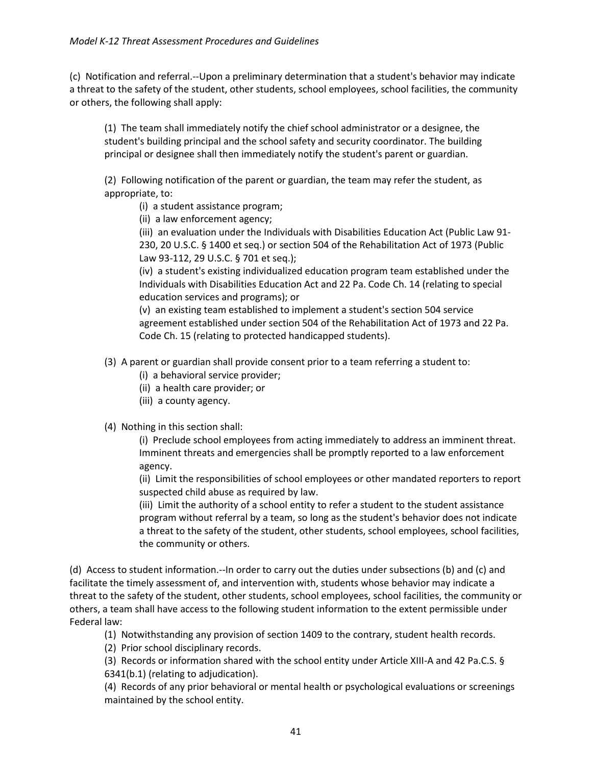(c) Notification and referral.--Upon a preliminary determination that a student's behavior may indicate a threat to the safety of the student, other students, school employees, school facilities, the community or others, the following shall apply:

> (1) The team shall immediately notify the chief school administrator or a designee, the student's building principal and the school safety and security coordinator. The building principal or designee shall then immediately notify the student's parent or guardian.
>
> (2) Following notification of the parent or guardian, the team may refer the student, as appropriate, to:
>
> > (i) a student assistance program;
> > (ii) a law enforcement agency;
> > (iii) an evaluation under the Individuals with Disabilities Education Act (Public Law 91-230, 20 U.S.C. § 1400 et seq.) or section 504 of the Rehabilitation Act of 1973 (Public Law 93-112, 29 U.S.C. § 701 et seq.);
> > (iv) a student's existing individualized education program team established under the Individuals with Disabilities Education Act and 22 Pa. Code Ch. 14 (relating to special education services and programs); or
> > (v) an existing team established to implement a student's section 504 service agreement established under section 504 of the Rehabilitation Act of 1973 and 22 Pa. Code Ch. 15 (relating to protected handicapped students).
>
> (3) A parent or guardian shall provide consent prior to a team referring a student to:
>
> > (i) a behavioral service provider;
> > (ii) a health care provider; or
> > (iii) a county agency.
>
> (4) Nothing in this section shall:
>
> > (i) Preclude school employees from acting immediately to address an imminent threat. Imminent threats and emergencies shall be promptly reported to a law enforcement agency.
> > (ii) Limit the responsibilities of school employees or other mandated reporters to report suspected child abuse as required by law.
> > (iii) Limit the authority of a school entity to refer a student to the student assistance program without referral by a team, so long as the student's behavior does not indicate a threat to the safety of the student, other students, school employees, school facilities, the community or others.

(d) Access to student information.--In order to carry out the duties under subsections (b) and (c) and facilitate the timely assessment of, and intervention with, students whose behavior may indicate a threat to the safety of the student, other students, school employees, school facilities, the community or others, a team shall have access to the following student information to the extent permissible under Federal law:

> (1) Notwithstanding any provision of section 1409 to the contrary, student health records.
> (2) Prior school disciplinary records.
> (3) Records or information shared with the school entity under Article XIII-A and 42 Pa.C.S. § 6341(b.1) (relating to adjudication).
> (4) Records of any prior behavioral or mental health or psychological evaluations or screenings maintained by the school entity.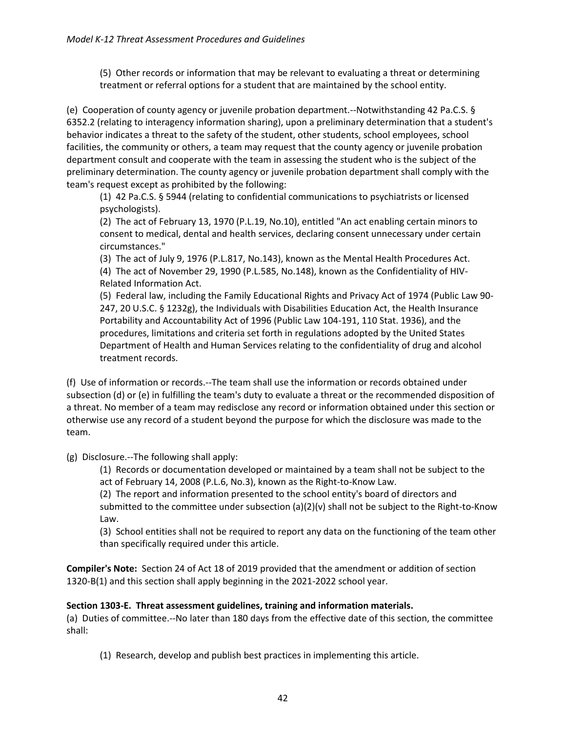(5) Other records or information that may be relevant to evaluating a threat or determining treatment or referral options for a student that are maintained by the school entity.

(e) Cooperation of county agency or juvenile probation department.--Notwithstanding 42 Pa.C.S. § 6352.2 (relating to interagency information sharing), upon a preliminary determination that a student's behavior indicates a threat to the safety of the student, other students, school employees, school facilities, the community or others, a team may request that the county agency or juvenile probation department consult and cooperate with the team in assessing the student who is the subject of the preliminary determination. The county agency or juvenile probation department shall comply with the team's request except as prohibited by the following:

(1) 42 Pa.C.S. § 5944 (relating to confidential communications to psychiatrists or licensed psychologists).

(2) The act of February 13, 1970 (P.L.19, No.10), entitled "An act enabling certain minors to consent to medical, dental and health services, declaring consent unnecessary under certain circumstances."

(3) The act of July 9, 1976 (P.L.817, No.143), known as the Mental Health Procedures Act.

(4) The act of November 29, 1990 (P.L.585, No.148), known as the Confidentiality of HIV-Related Information Act.

(5) Federal law, including the Family Educational Rights and Privacy Act of 1974 (Public Law 90-247, 20 U.S.C. § 1232g), the Individuals with Disabilities Education Act, the Health Insurance Portability and Accountability Act of 1996 (Public Law 104-191, 110 Stat. 1936), and the procedures, limitations and criteria set forth in regulations adopted by the United States Department of Health and Human Services relating to the confidentiality of drug and alcohol treatment records.

(f) Use of information or records.--The team shall use the information or records obtained under subsection (d) or (e) in fulfilling the team's duty to evaluate a threat or the recommended disposition of a threat. No member of a team may redisclose any record or information obtained under this section or otherwise use any record of a student beyond the purpose for which the disclosure was made to the team.

(g) Disclosure.--The following shall apply:

(1) Records or documentation developed or maintained by a team shall not be subject to the act of February 14, 2008 (P.L.6, No.3), known as the Right-to-Know Law.

(2) The report and information presented to the school entity's board of directors and submitted to the committee under subsection (a)(2)(v) shall not be subject to the Right-to-Know Law.

(3) School entities shall not be required to report any data on the functioning of the team other than specifically required under this article.

**Compiler's Note:** Section 24 of Act 18 of 2019 provided that the amendment or addition of section 1320-B(1) and this section shall apply beginning in the 2021-2022 school year.

**Section 1303-E. Threat assessment guidelines, training and information materials.**

(a) Duties of committee.--No later than 180 days from the effective date of this section, the committee shall:

(1) Research, develop and publish best practices in implementing this article.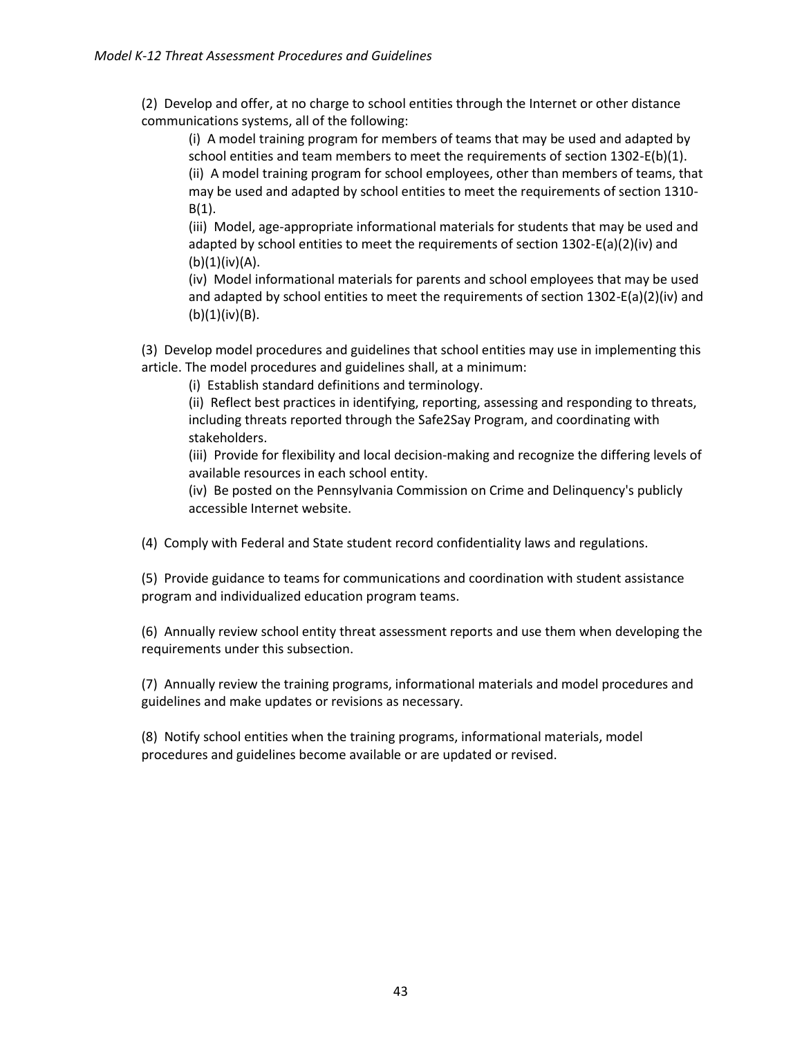(2) Develop and offer, at no charge to school entities through the Internet or other distance communications systems, all of the following:

(i) A model training program for members of teams that may be used and adapted by school entities and team members to meet the requirements of section 1302-E(b)(1).

(ii) A model training program for school employees, other than members of teams, that may be used and adapted by school entities to meet the requirements of section 1310-B(1).

(iii) Model, age-appropriate informational materials for students that may be used and adapted by school entities to meet the requirements of section 1302-E(a)(2)(iv) and (b)(1)(iv)(A).

(iv) Model informational materials for parents and school employees that may be used and adapted by school entities to meet the requirements of section 1302-E(a)(2)(iv) and (b)(1)(iv)(B).

(3) Develop model procedures and guidelines that school entities may use in implementing this article. The model procedures and guidelines shall, at a minimum:

(i) Establish standard definitions and terminology.

(ii) Reflect best practices in identifying, reporting, assessing and responding to threats, including threats reported through the Safe2Say Program, and coordinating with stakeholders.

(iii) Provide for flexibility and local decision-making and recognize the differing levels of available resources in each school entity.

(iv) Be posted on the Pennsylvania Commission on Crime and Delinquency's publicly accessible Internet website.

(4) Comply with Federal and State student record confidentiality laws and regulations.

(5) Provide guidance to teams for communications and coordination with student assistance program and individualized education program teams.

(6) Annually review school entity threat assessment reports and use them when developing the requirements under this subsection.

(7) Annually review the training programs, informational materials and model procedures and guidelines and make updates or revisions as necessary.

(8) Notify school entities when the training programs, informational materials, model procedures and guidelines become available or are updated or revised.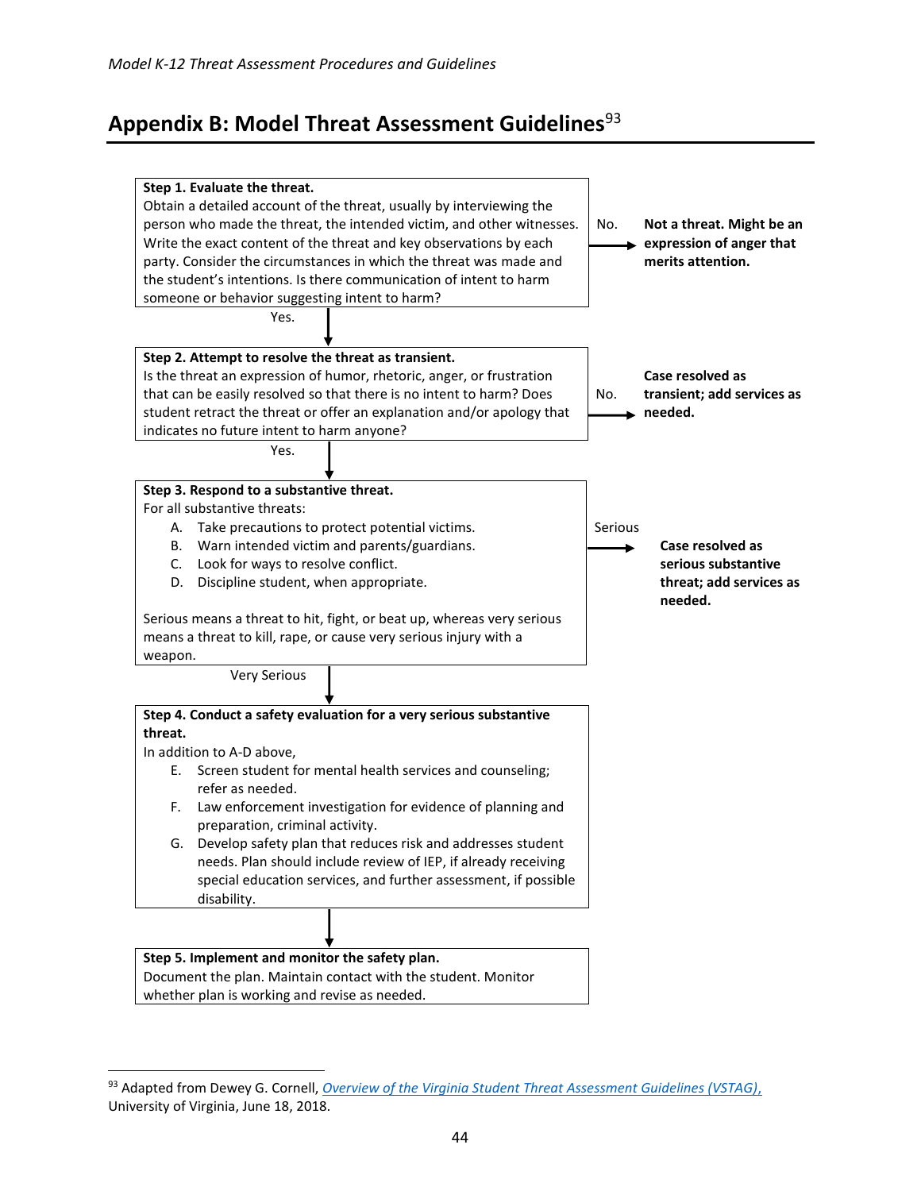## Appendix B: Model Threat Assessment Guidelines[93]

**Step 1. Evaluate the threat.**
Obtain a detailed account of the threat, usually by interviewing the person who made the threat, the intended victim, and other witnesses. Write the exact content of the threat and key observations by each party. Consider the circumstances in which the threat was made and the student's intentions. Is there communication of intent to harm someone or behavior suggesting intent to harm?

- No. → **Not a threat. Might be an expression of anger that merits attention.**
- Yes. ↓

**Step 2. Attempt to resolve the threat as transient.**
Is the threat an expression of humor, rhetoric, anger, or frustration that can be easily resolved so that there is no intent to harm? Does student retract the threat or offer an explanation and/or apology that indicates no future intent to harm anyone?

- No. → **Case resolved as transient; add services as needed.**
- Yes. ↓

**Step 3. Respond to a substantive threat.**
For all substantive threats:

A. Take precautions to protect potential victims.
B. Warn intended victim and parents/guardians.
C. Look for ways to resolve conflict.
D. Discipline student, when appropriate.

Serious means a threat to hit, fight, or beat up, whereas very serious means a threat to kill, rape, or cause very serious injury with a weapon.

- Serious → **Case resolved as serious substantive threat; add services as needed.**
- Very Serious ↓

**Step 4. Conduct a safety evaluation for a very serious substantive threat.**
In addition to A-D above,

E. Screen student for mental health services and counseling; refer as needed.
F. Law enforcement investigation for evidence of planning and preparation, criminal activity.
G. Develop safety plan that reduces risk and addresses student needs. Plan should include review of IEP, if already receiving special education services, and further assessment, if possible disability.

↓

**Step 5. Implement and monitor the safety plan.**
Document the plan. Maintain contact with the student. Monitor whether plan is working and revise as needed.

---

[93] Adapted from Dewey G. Cornell, *Overview of the Virginia Student Threat Assessment Guidelines (VSTAG),* University of Virginia, June 18, 2018.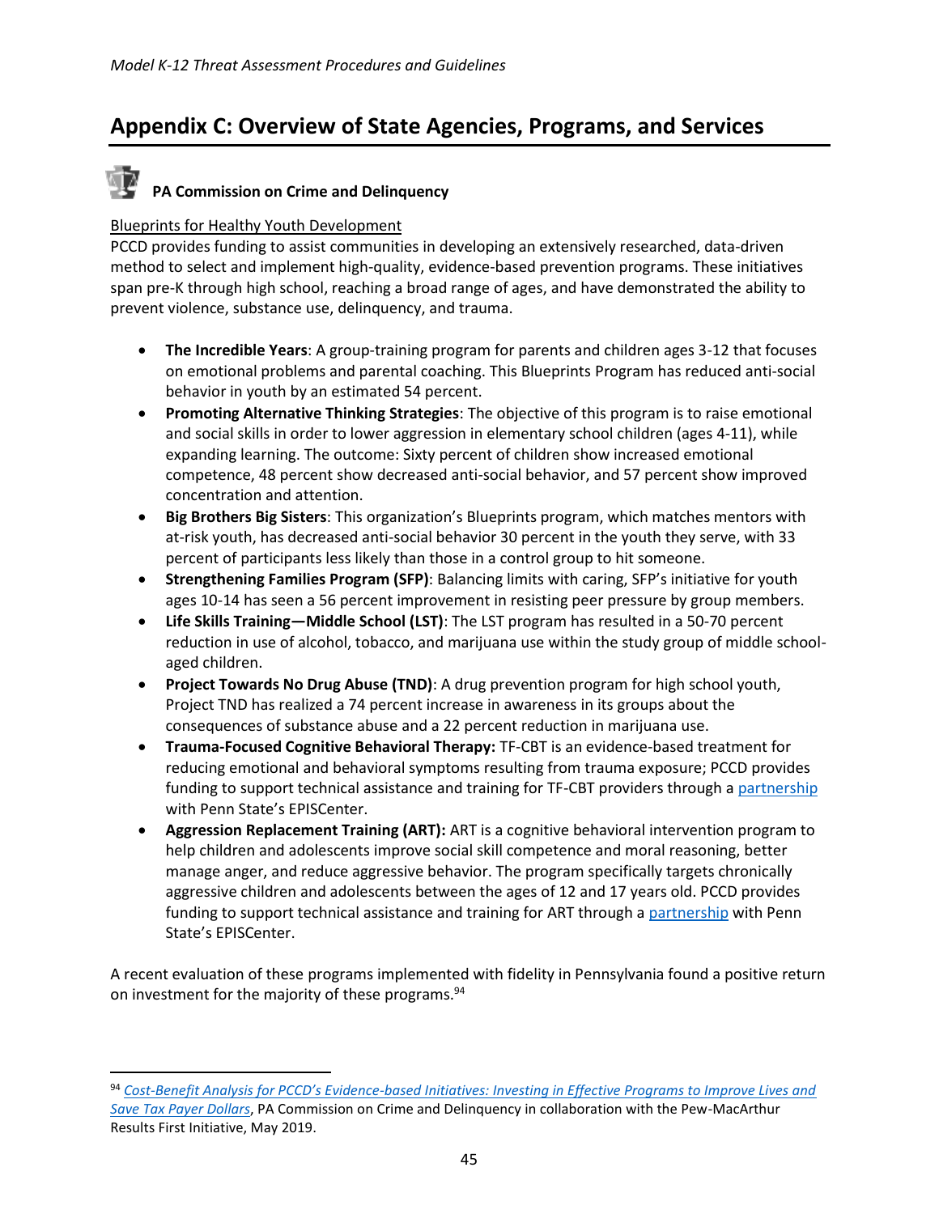# Appendix C: Overview of State Agencies, Programs, and Services

## PA Commission on Crime and Delinquency

Blueprints for Healthy Youth Development

PCCD provides funding to assist communities in developing an extensively researched, data-driven method to select and implement high-quality, evidence-based prevention programs. These initiatives span pre-K through high school, reaching a broad range of ages, and have demonstrated the ability to prevent violence, substance use, delinquency, and trauma.

- **The Incredible Years**: A group-training program for parents and children ages 3-12 that focuses on emotional problems and parental coaching. This Blueprints Program has reduced anti-social behavior in youth by an estimated 54 percent.
- **Promoting Alternative Thinking Strategies**: The objective of this program is to raise emotional and social skills in order to lower aggression in elementary school children (ages 4-11), while expanding learning. The outcome: Sixty percent of children show increased emotional competence, 48 percent show decreased anti-social behavior, and 57 percent show improved concentration and attention.
- **Big Brothers Big Sisters**: This organization's Blueprints program, which matches mentors with at-risk youth, has decreased anti-social behavior 30 percent in the youth they serve, with 33 percent of participants less likely than those in a control group to hit someone.
- **Strengthening Families Program (SFP)**: Balancing limits with caring, SFP's initiative for youth ages 10-14 has seen a 56 percent improvement in resisting peer pressure by group members.
- **Life Skills Training—Middle School (LST)**: The LST program has resulted in a 50-70 percent reduction in use of alcohol, tobacco, and marijuana use within the study group of middle school-aged children.
- **Project Towards No Drug Abuse (TND)**: A drug prevention program for high school youth, Project TND has realized a 74 percent increase in awareness in its groups about the consequences of substance abuse and a 22 percent reduction in marijuana use.
- **Trauma-Focused Cognitive Behavioral Therapy:** TF-CBT is an evidence-based treatment for reducing emotional and behavioral symptoms resulting from trauma exposure; PCCD provides funding to support technical assistance and training for TF-CBT providers through a partnership with Penn State's EPISCenter.
- **Aggression Replacement Training (ART):** ART is a cognitive behavioral intervention program to help children and adolescents improve social skill competence and moral reasoning, better manage anger, and reduce aggressive behavior. The program specifically targets chronically aggressive children and adolescents between the ages of 12 and 17 years old. PCCD provides funding to support technical assistance and training for ART through a partnership with Penn State's EPISCenter.

A recent evaluation of these programs implemented with fidelity in Pennsylvania found a positive return on investment for the majority of these programs.[94]

---

[94] *Cost-Benefit Analysis for PCCD's Evidence-based Initiatives: Investing in Effective Programs to Improve Lives and Save Tax Payer Dollars*, PA Commission on Crime and Delinquency in collaboration with the Pew-MacArthur Results First Initiative, May 2019.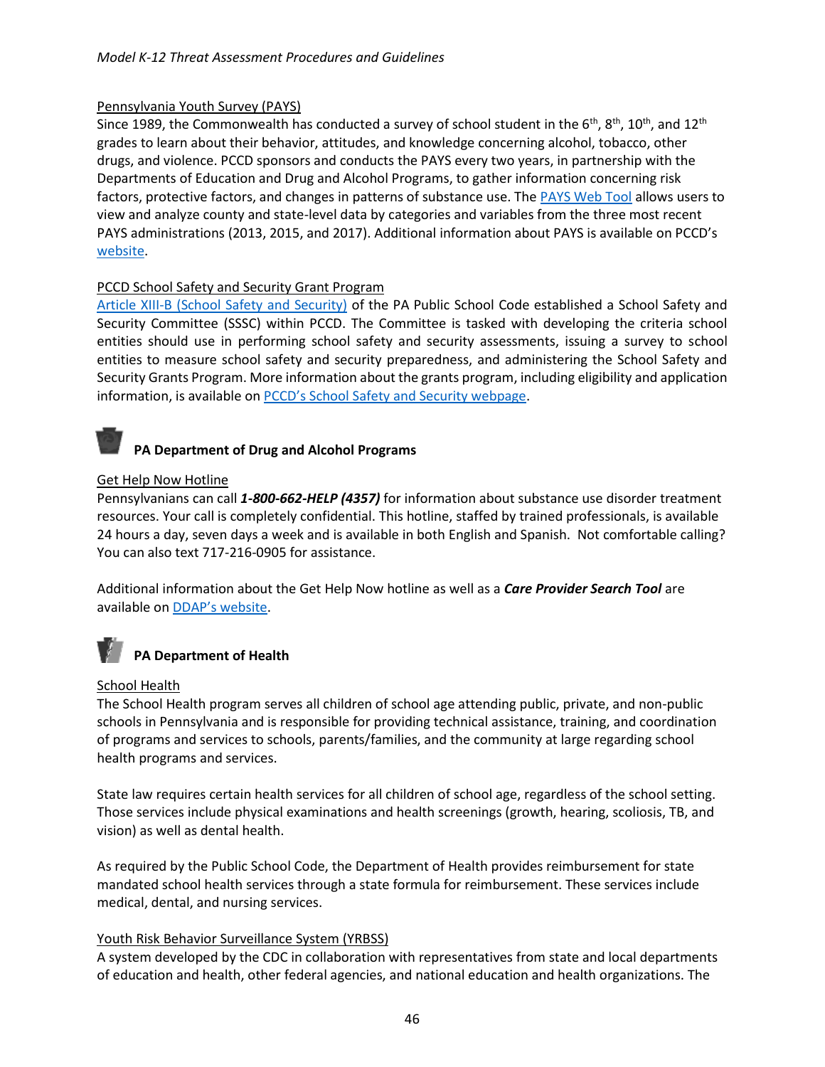Pennsylvania Youth Survey (PAYS)

Since 1989, the Commonwealth has conducted a survey of school student in the 6th, 8th, 10th, and 12th grades to learn about their behavior, attitudes, and knowledge concerning alcohol, tobacco, other drugs, and violence. PCCD sponsors and conducts the PAYS every two years, in partnership with the Departments of Education and Drug and Alcohol Programs, to gather information concerning risk factors, protective factors, and changes in patterns of substance use. The PAYS Web Tool allows users to view and analyze county and state-level data by categories and variables from the three most recent PAYS administrations (2013, 2015, and 2017). Additional information about PAYS is available on PCCD's website.

PCCD School Safety and Security Grant Program

Article XIII-B (School Safety and Security) of the PA Public School Code established a School Safety and Security Committee (SSSC) within PCCD. The Committee is tasked with developing the criteria school entities should use in performing school safety and security assessments, issuing a survey to school entities to measure school safety and security preparedness, and administering the School Safety and Security Grants Program. More information about the grants program, including eligibility and application information, is available on PCCD's School Safety and Security webpage.

### PA Department of Drug and Alcohol Programs

Get Help Now Hotline

Pennsylvanians can call ***1-800-662-HELP (4357)*** for information about substance use disorder treatment resources. Your call is completely confidential. This hotline, staffed by trained professionals, is available 24 hours a day, seven days a week and is available in both English and Spanish. Not comfortable calling? You can also text 717-216-0905 for assistance.

Additional information about the Get Help Now hotline as well as a ***Care Provider Search Tool*** are available on DDAP's website.

### PA Department of Health

School Health

The School Health program serves all children of school age attending public, private, and non-public schools in Pennsylvania and is responsible for providing technical assistance, training, and coordination of programs and services to schools, parents/families, and the community at large regarding school health programs and services.

State law requires certain health services for all children of school age, regardless of the school setting. Those services include physical examinations and health screenings (growth, hearing, scoliosis, TB, and vision) as well as dental health.

As required by the Public School Code, the Department of Health provides reimbursement for state mandated school health services through a state formula for reimbursement. These services include medical, dental, and nursing services.

Youth Risk Behavior Surveillance System (YRBSS)

A system developed by the CDC in collaboration with representatives from state and local departments of education and health, other federal agencies, and national education and health organizations. The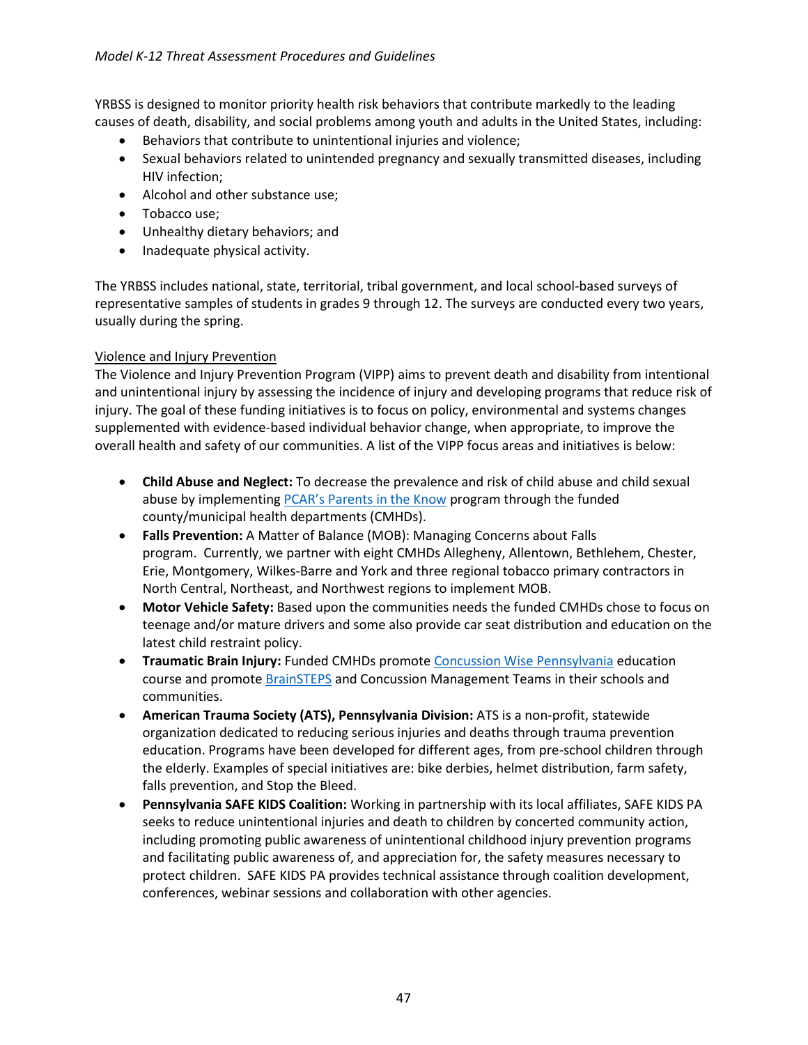YRBSS is designed to monitor priority health risk behaviors that contribute markedly to the leading causes of death, disability, and social problems among youth and adults in the United States, including:

- Behaviors that contribute to unintentional injuries and violence;
- Sexual behaviors related to unintended pregnancy and sexually transmitted diseases, including HIV infection;
- Alcohol and other substance use;
- Tobacco use;
- Unhealthy dietary behaviors; and
- Inadequate physical activity.

The YRBSS includes national, state, territorial, tribal government, and local school-based surveys of representative samples of students in grades 9 through 12. The surveys are conducted every two years, usually during the spring.

Violence and Injury Prevention

The Violence and Injury Prevention Program (VIPP) aims to prevent death and disability from intentional and unintentional injury by assessing the incidence of injury and developing programs that reduce risk of injury. The goal of these funding initiatives is to focus on policy, environmental and systems changes supplemented with evidence-based individual behavior change, when appropriate, to improve the overall health and safety of our communities. A list of the VIPP focus areas and initiatives is below:

- **Child Abuse and Neglect:** To decrease the prevalence and risk of child abuse and child sexual abuse by implementing PCAR's Parents in the Know program through the funded county/municipal health departments (CMHDs).
- **Falls Prevention:** A Matter of Balance (MOB): Managing Concerns about Falls program. Currently, we partner with eight CMHDs Allegheny, Allentown, Bethlehem, Chester, Erie, Montgomery, Wilkes-Barre and York and three regional tobacco primary contractors in North Central, Northeast, and Northwest regions to implement MOB.
- **Motor Vehicle Safety:** Based upon the communities needs the funded CMHDs chose to focus on teenage and/or mature drivers and some also provide car seat distribution and education on the latest child restraint policy.
- **Traumatic Brain Injury:** Funded CMHDs promote Concussion Wise Pennsylvania education course and promote BrainSTEPS and Concussion Management Teams in their schools and communities.
- **American Trauma Society (ATS), Pennsylvania Division:** ATS is a non-profit, statewide organization dedicated to reducing serious injuries and deaths through trauma prevention education. Programs have been developed for different ages, from pre-school children through the elderly. Examples of special initiatives are: bike derbies, helmet distribution, farm safety, falls prevention, and Stop the Bleed.
- **Pennsylvania SAFE KIDS Coalition:** Working in partnership with its local affiliates, SAFE KIDS PA seeks to reduce unintentional injuries and death to children by concerted community action, including promoting public awareness of unintentional childhood injury prevention programs and facilitating public awareness of, and appreciation for, the safety measures necessary to protect children. SAFE KIDS PA provides technical assistance through coalition development, conferences, webinar sessions and collaboration with other agencies.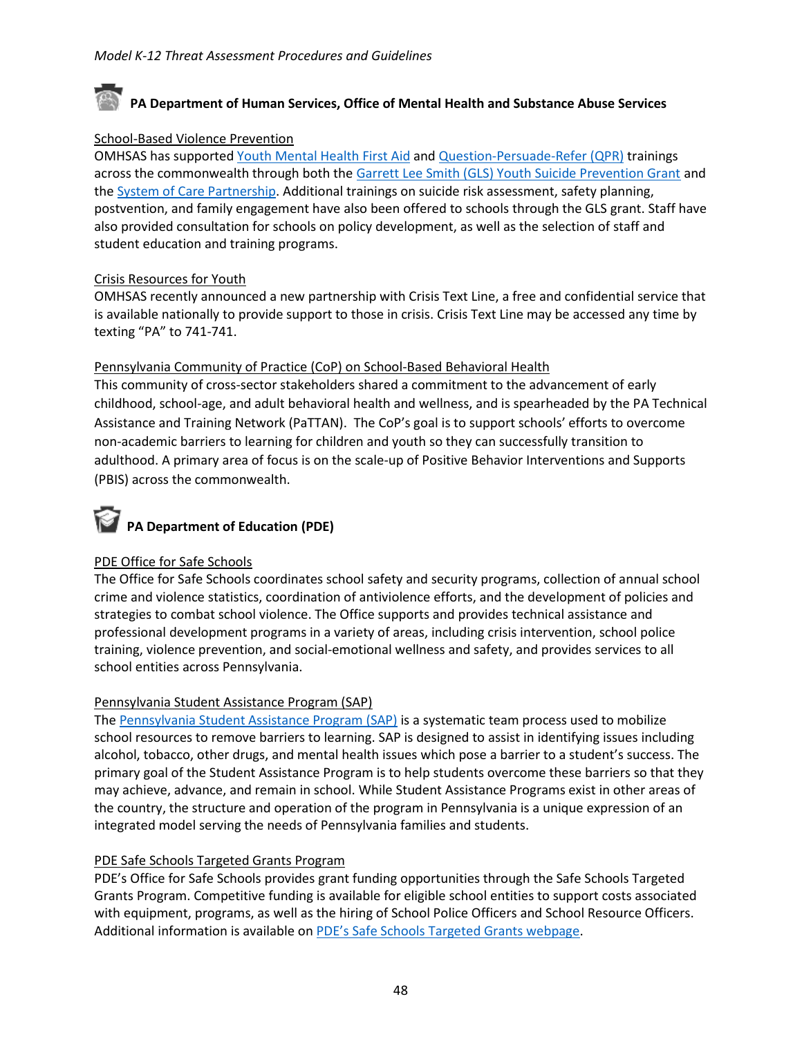## PA Department of Human Services, Office of Mental Health and Substance Abuse Services

School-Based Violence Prevention

OMHSAS has supported Youth Mental Health First Aid and Question-Persuade-Refer (QPR) trainings across the commonwealth through both the Garrett Lee Smith (GLS) Youth Suicide Prevention Grant and the System of Care Partnership. Additional trainings on suicide risk assessment, safety planning, postvention, and family engagement have also been offered to schools through the GLS grant. Staff have also provided consultation for schools on policy development, as well as the selection of staff and student education and training programs.

Crisis Resources for Youth

OMHSAS recently announced a new partnership with Crisis Text Line, a free and confidential service that is available nationally to provide support to those in crisis. Crisis Text Line may be accessed any time by texting "PA" to 741-741.

Pennsylvania Community of Practice (CoP) on School-Based Behavioral Health

This community of cross-sector stakeholders shared a commitment to the advancement of early childhood, school-age, and adult behavioral health and wellness, and is spearheaded by the PA Technical Assistance and Training Network (PaTTAN). The CoP's goal is to support schools' efforts to overcome non-academic barriers to learning for children and youth so they can successfully transition to adulthood. A primary area of focus is on the scale-up of Positive Behavior Interventions and Supports (PBIS) across the commonwealth.

## PA Department of Education (PDE)

PDE Office for Safe Schools

The Office for Safe Schools coordinates school safety and security programs, collection of annual school crime and violence statistics, coordination of antiviolence efforts, and the development of policies and strategies to combat school violence. The Office supports and provides technical assistance and professional development programs in a variety of areas, including crisis intervention, school police training, violence prevention, and social-emotional wellness and safety, and provides services to all school entities across Pennsylvania.

Pennsylvania Student Assistance Program (SAP)

The Pennsylvania Student Assistance Program (SAP) is a systematic team process used to mobilize school resources to remove barriers to learning. SAP is designed to assist in identifying issues including alcohol, tobacco, other drugs, and mental health issues which pose a barrier to a student's success. The primary goal of the Student Assistance Program is to help students overcome these barriers so that they may achieve, advance, and remain in school. While Student Assistance Programs exist in other areas of the country, the structure and operation of the program in Pennsylvania is a unique expression of an integrated model serving the needs of Pennsylvania families and students.

PDE Safe Schools Targeted Grants Program

PDE's Office for Safe Schools provides grant funding opportunities through the Safe Schools Targeted Grants Program. Competitive funding is available for eligible school entities to support costs associated with equipment, programs, as well as the hiring of School Police Officers and School Resource Officers. Additional information is available on PDE's Safe Schools Targeted Grants webpage.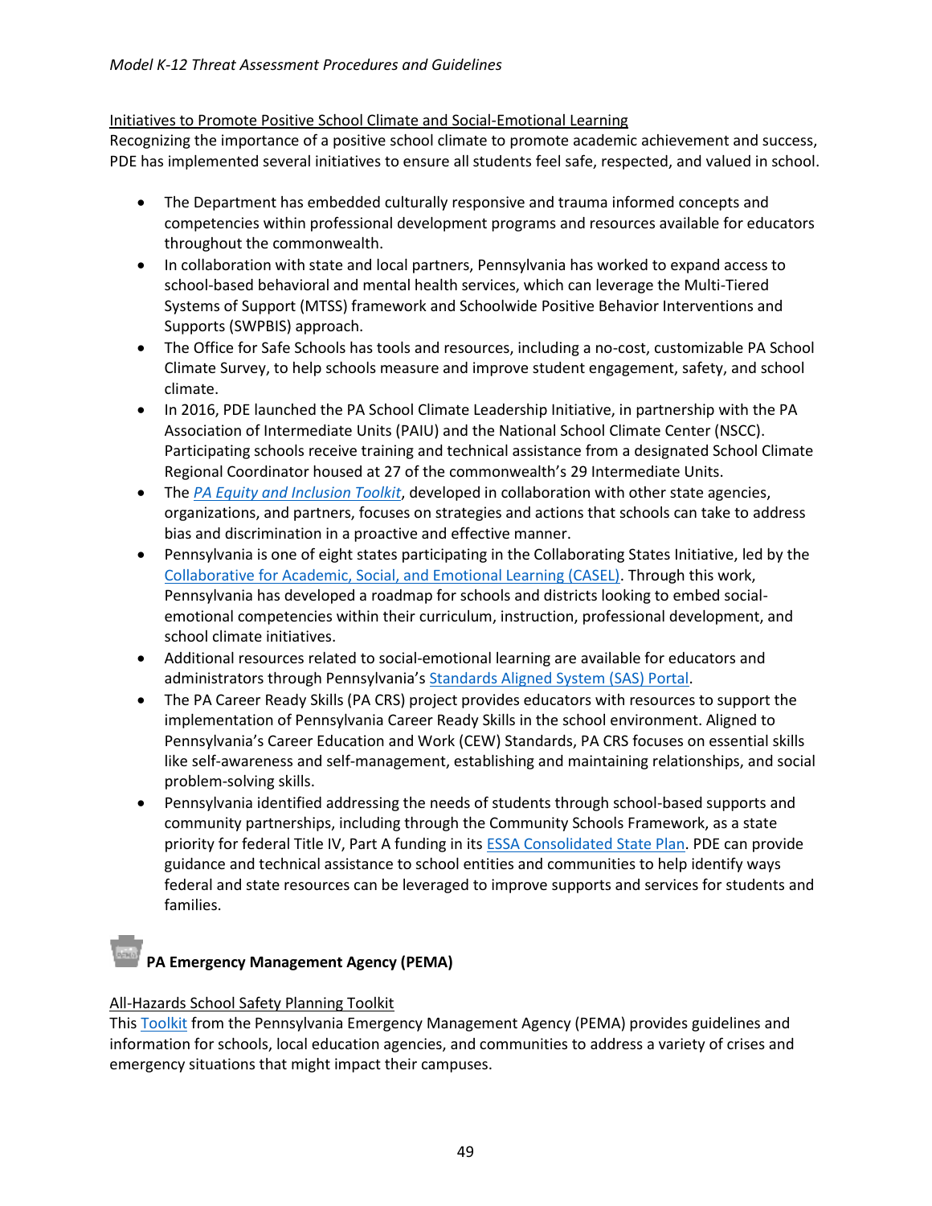Initiatives to Promote Positive School Climate and Social-Emotional Learning

Recognizing the importance of a positive school climate to promote academic achievement and success, PDE has implemented several initiatives to ensure all students feel safe, respected, and valued in school.

- The Department has embedded culturally responsive and trauma informed concepts and competencies within professional development programs and resources available for educators throughout the commonwealth.
- In collaboration with state and local partners, Pennsylvania has worked to expand access to school-based behavioral and mental health services, which can leverage the Multi-Tiered Systems of Support (MTSS) framework and Schoolwide Positive Behavior Interventions and Supports (SWPBIS) approach.
- The Office for Safe Schools has tools and resources, including a no-cost, customizable PA School Climate Survey, to help schools measure and improve student engagement, safety, and school climate.
- In 2016, PDE launched the PA School Climate Leadership Initiative, in partnership with the PA Association of Intermediate Units (PAIU) and the National School Climate Center (NSCC). Participating schools receive training and technical assistance from a designated School Climate Regional Coordinator housed at 27 of the commonwealth's 29 Intermediate Units.
- The *PA Equity and Inclusion Toolkit*, developed in collaboration with other state agencies, organizations, and partners, focuses on strategies and actions that schools can take to address bias and discrimination in a proactive and effective manner.
- Pennsylvania is one of eight states participating in the Collaborating States Initiative, led by the Collaborative for Academic, Social, and Emotional Learning (CASEL). Through this work, Pennsylvania has developed a roadmap for schools and districts looking to embed social-emotional competencies within their curriculum, instruction, professional development, and school climate initiatives.
- Additional resources related to social-emotional learning are available for educators and administrators through Pennsylvania's Standards Aligned System (SAS) Portal.
- The PA Career Ready Skills (PA CRS) project provides educators with resources to support the implementation of Pennsylvania Career Ready Skills in the school environment. Aligned to Pennsylvania's Career Education and Work (CEW) Standards, PA CRS focuses on essential skills like self-awareness and self-management, establishing and maintaining relationships, and social problem-solving skills.
- Pennsylvania identified addressing the needs of students through school-based supports and community partnerships, including through the Community Schools Framework, as a state priority for federal Title IV, Part A funding in its ESSA Consolidated State Plan. PDE can provide guidance and technical assistance to school entities and communities to help identify ways federal and state resources can be leveraged to improve supports and services for students and families.

### PA Emergency Management Agency (PEMA)

All-Hazards School Safety Planning Toolkit

This Toolkit from the Pennsylvania Emergency Management Agency (PEMA) provides guidelines and information for schools, local education agencies, and communities to address a variety of crises and emergency situations that might impact their campuses.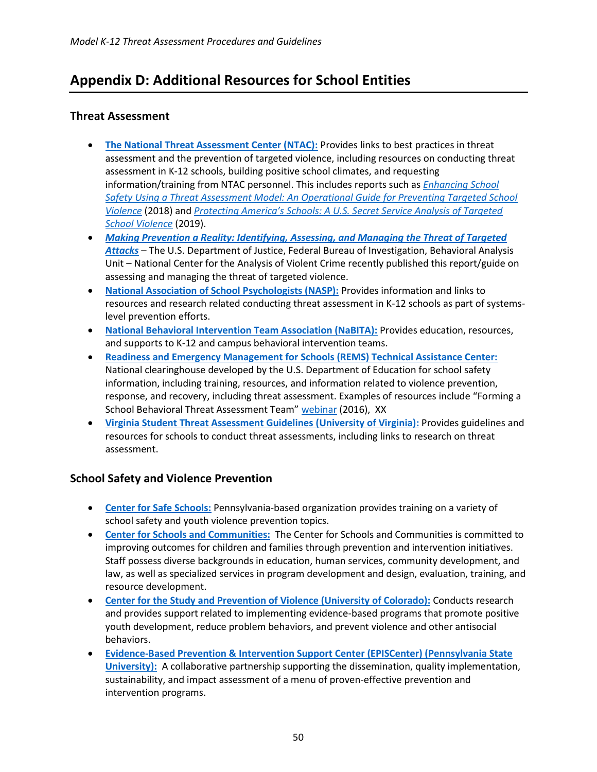# Appendix D: Additional Resources for School Entities

## Threat Assessment

- **The National Threat Assessment Center (NTAC):** Provides links to best practices in threat assessment and the prevention of targeted violence, including resources on conducting threat assessment in K-12 schools, building positive school climates, and requesting information/training from NTAC personnel. This includes reports such as *Enhancing School Safety Using a Threat Assessment Model: An Operational Guide for Preventing Targeted School Violence* (2018) and *Protecting America's Schools: A U.S. Secret Service Analysis of Targeted School Violence* (2019).
- ***Making Prevention a Reality: Identifying, Assessing, and Managing the Threat of Targeted Attacks*** – The U.S. Department of Justice, Federal Bureau of Investigation, Behavioral Analysis Unit – National Center for the Analysis of Violent Crime recently published this report/guide on assessing and managing the threat of targeted violence.
- **National Association of School Psychologists (NASP):** Provides information and links to resources and research related conducting threat assessment in K-12 schools as part of systems-level prevention efforts.
- **National Behavioral Intervention Team Association (NaBITA):** Provides education, resources, and supports to K-12 and campus behavioral intervention teams.
- **Readiness and Emergency Management for Schools (REMS) Technical Assistance Center:** National clearinghouse developed by the U.S. Department of Education for school safety information, including training, resources, and information related to violence prevention, response, and recovery, including threat assessment. Examples of resources include "Forming a School Behavioral Threat Assessment Team" webinar (2016), XX
- **Virginia Student Threat Assessment Guidelines (University of Virginia):** Provides guidelines and resources for schools to conduct threat assessments, including links to research on threat assessment.

## School Safety and Violence Prevention

- **Center for Safe Schools:** Pennsylvania-based organization provides training on a variety of school safety and youth violence prevention topics.
- **Center for Schools and Communities:** The Center for Schools and Communities is committed to improving outcomes for children and families through prevention and intervention initiatives. Staff possess diverse backgrounds in education, human services, community development, and law, as well as specialized services in program development and design, evaluation, training, and resource development.
- **Center for the Study and Prevention of Violence (University of Colorado):** Conducts research and provides support related to implementing evidence-based programs that promote positive youth development, reduce problem behaviors, and prevent violence and other antisocial behaviors.
- **Evidence-Based Prevention & Intervention Support Center (EPISCenter) (Pennsylvania State University):** A collaborative partnership supporting the dissemination, quality implementation, sustainability, and impact assessment of a menu of proven-effective prevention and intervention programs.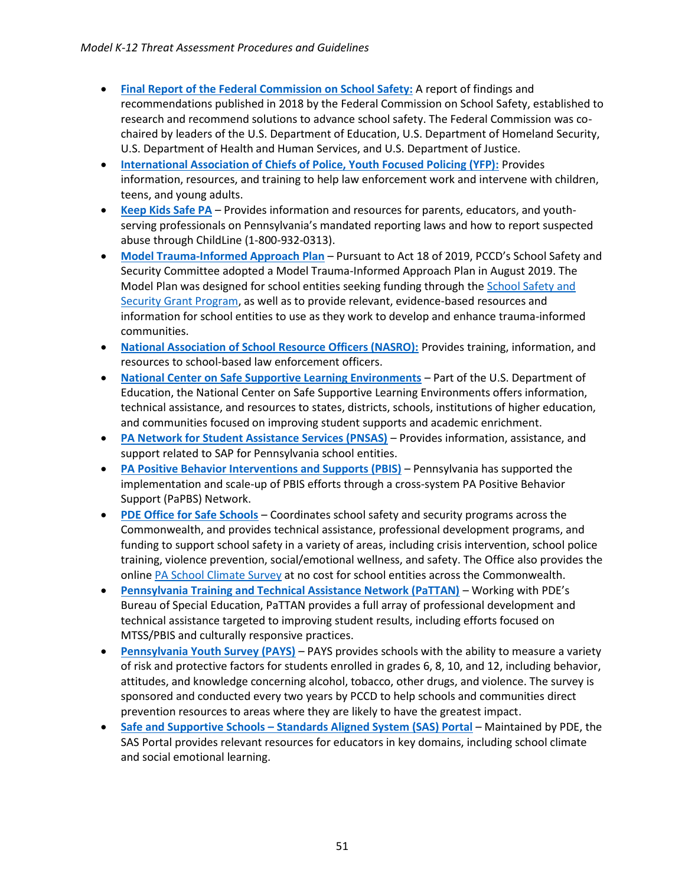- **Final Report of the Federal Commission on School Safety:** A report of findings and recommendations published in 2018 by the Federal Commission on School Safety, established to research and recommend solutions to advance school safety. The Federal Commission was co-chaired by leaders of the U.S. Department of Education, U.S. Department of Homeland Security, U.S. Department of Health and Human Services, and U.S. Department of Justice.
- **International Association of Chiefs of Police, Youth Focused Policing (YFP):** Provides information, resources, and training to help law enforcement work and intervene with children, teens, and young adults.
- **Keep Kids Safe PA** – Provides information and resources for parents, educators, and youth-serving professionals on Pennsylvania's mandated reporting laws and how to report suspected abuse through ChildLine (1-800-932-0313).
- **Model Trauma-Informed Approach Plan** – Pursuant to Act 18 of 2019, PCCD's School Safety and Security Committee adopted a Model Trauma-Informed Approach Plan in August 2019. The Model Plan was designed for school entities seeking funding through the School Safety and Security Grant Program, as well as to provide relevant, evidence-based resources and information for school entities to use as they work to develop and enhance trauma-informed communities.
- **National Association of School Resource Officers (NASRO):** Provides training, information, and resources to school-based law enforcement officers.
- **National Center on Safe Supportive Learning Environments** – Part of the U.S. Department of Education, the National Center on Safe Supportive Learning Environments offers information, technical assistance, and resources to states, districts, schools, institutions of higher education, and communities focused on improving student supports and academic enrichment.
- **PA Network for Student Assistance Services (PNSAS)** – Provides information, assistance, and support related to SAP for Pennsylvania school entities.
- **PA Positive Behavior Interventions and Supports (PBIS)** – Pennsylvania has supported the implementation and scale-up of PBIS efforts through a cross-system PA Positive Behavior Support (PaPBS) Network.
- **PDE Office for Safe Schools** – Coordinates school safety and security programs across the Commonwealth, and provides technical assistance, professional development programs, and funding to support school safety in a variety of areas, including crisis intervention, school police training, violence prevention, social/emotional wellness, and safety. The Office also provides the online PA School Climate Survey at no cost for school entities across the Commonwealth.
- **Pennsylvania Training and Technical Assistance Network (PaTTAN)** – Working with PDE's Bureau of Special Education, PaTTAN provides a full array of professional development and technical assistance targeted to improving student results, including efforts focused on MTSS/PBIS and culturally responsive practices.
- **Pennsylvania Youth Survey (PAYS)** – PAYS provides schools with the ability to measure a variety of risk and protective factors for students enrolled in grades 6, 8, 10, and 12, including behavior, attitudes, and knowledge concerning alcohol, tobacco, other drugs, and violence. The survey is sponsored and conducted every two years by PCCD to help schools and communities direct prevention resources to areas where they are likely to have the greatest impact.
- **Safe and Supportive Schools – Standards Aligned System (SAS) Portal** – Maintained by PDE, the SAS Portal provides relevant resources for educators in key domains, including school climate and social emotional learning.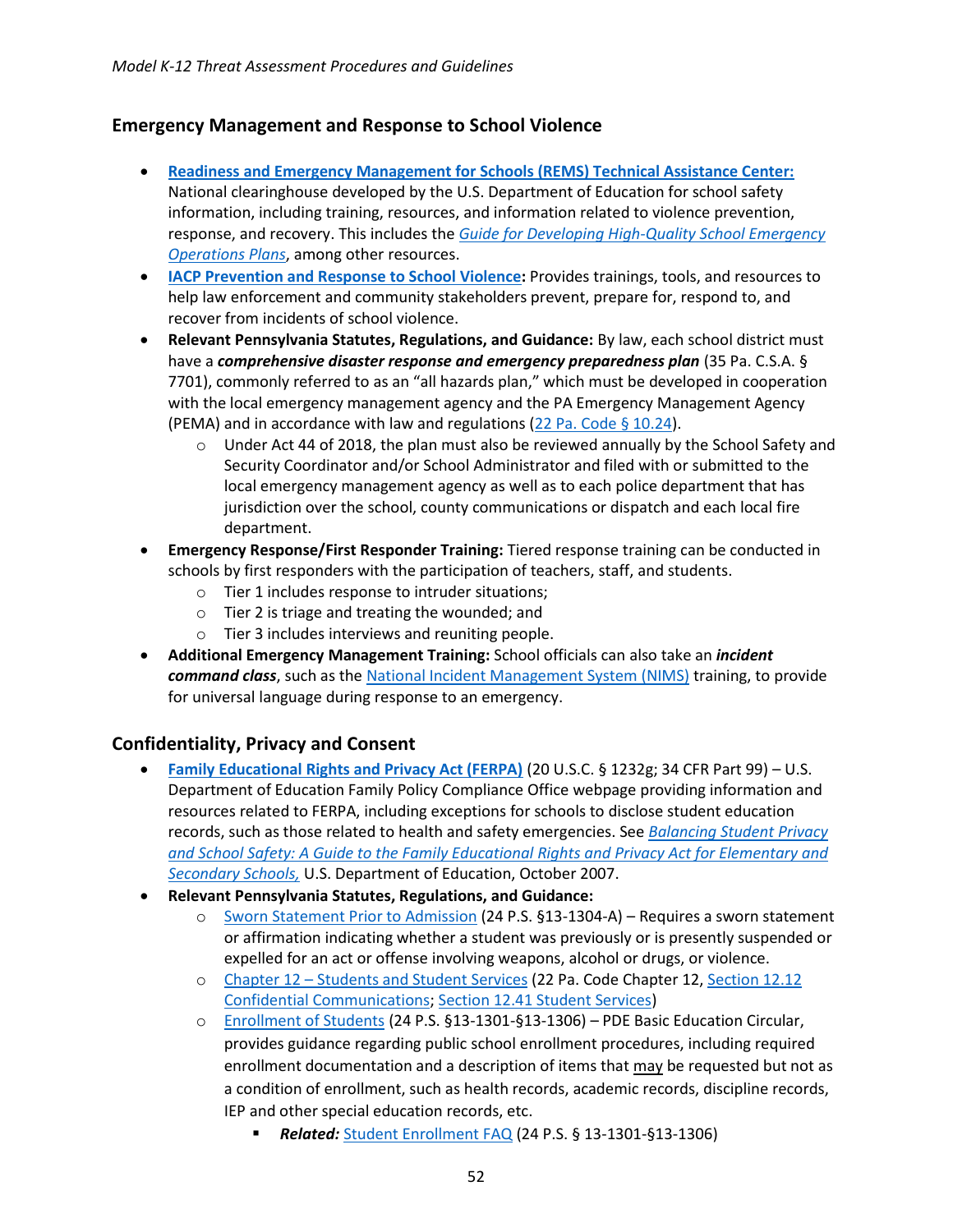## Emergency Management and Response to School Violence

- **Readiness and Emergency Management for Schools (REMS) Technical Assistance Center:** National clearinghouse developed by the U.S. Department of Education for school safety information, including training, resources, and information related to violence prevention, response, and recovery. This includes the *Guide for Developing High-Quality School Emergency Operations Plans*, among other resources.
- **IACP Prevention and Response to School Violence:** Provides trainings, tools, and resources to help law enforcement and community stakeholders prevent, prepare for, respond to, and recover from incidents of school violence.
- **Relevant Pennsylvania Statutes, Regulations, and Guidance:** By law, each school district must have a ***comprehensive disaster response and emergency preparedness plan*** (35 Pa. C.S.A. § 7701), commonly referred to as an "all hazards plan," which must be developed in cooperation with the local emergency management agency and the PA Emergency Management Agency (PEMA) and in accordance with law and regulations (22 Pa. Code § 10.24).
  - Under Act 44 of 2018, the plan must also be reviewed annually by the School Safety and Security Coordinator and/or School Administrator and filed with or submitted to the local emergency management agency as well as to each police department that has jurisdiction over the school, county communications or dispatch and each local fire department.
- **Emergency Response/First Responder Training:** Tiered response training can be conducted in schools by first responders with the participation of teachers, staff, and students.
  - Tier 1 includes response to intruder situations;
  - Tier 2 is triage and treating the wounded; and
  - Tier 3 includes interviews and reuniting people.
- **Additional Emergency Management Training:** School officials can also take an ***incident command class***, such as the National Incident Management System (NIMS) training, to provide for universal language during response to an emergency.

## Confidentiality, Privacy and Consent

- **Family Educational Rights and Privacy Act (FERPA)** (20 U.S.C. § 1232g; 34 CFR Part 99) – U.S. Department of Education Family Policy Compliance Office webpage providing information and resources related to FERPA, including exceptions for schools to disclose student education records, such as those related to health and safety emergencies. See *Balancing Student Privacy and School Safety: A Guide to the Family Educational Rights and Privacy Act for Elementary and Secondary Schools,* U.S. Department of Education, October 2007.
- **Relevant Pennsylvania Statutes, Regulations, and Guidance:**
  - Sworn Statement Prior to Admission (24 P.S. §13-1304-A) – Requires a sworn statement or affirmation indicating whether a student was previously or is presently suspended or expelled for an act or offense involving weapons, alcohol or drugs, or violence.
  - Chapter 12 – Students and Student Services (22 Pa. Code Chapter 12, Section 12.12 Confidential Communications; Section 12.41 Student Services)
  - Enrollment of Students (24 P.S. §13-1301-§13-1306) – PDE Basic Education Circular, provides guidance regarding public school enrollment procedures, including required enrollment documentation and a description of items that may be requested but not as a condition of enrollment, such as health records, academic records, discipline records, IEP and other special education records, etc.
    - ***Related:*** Student Enrollment FAQ (24 P.S. § 13-1301-§13-1306)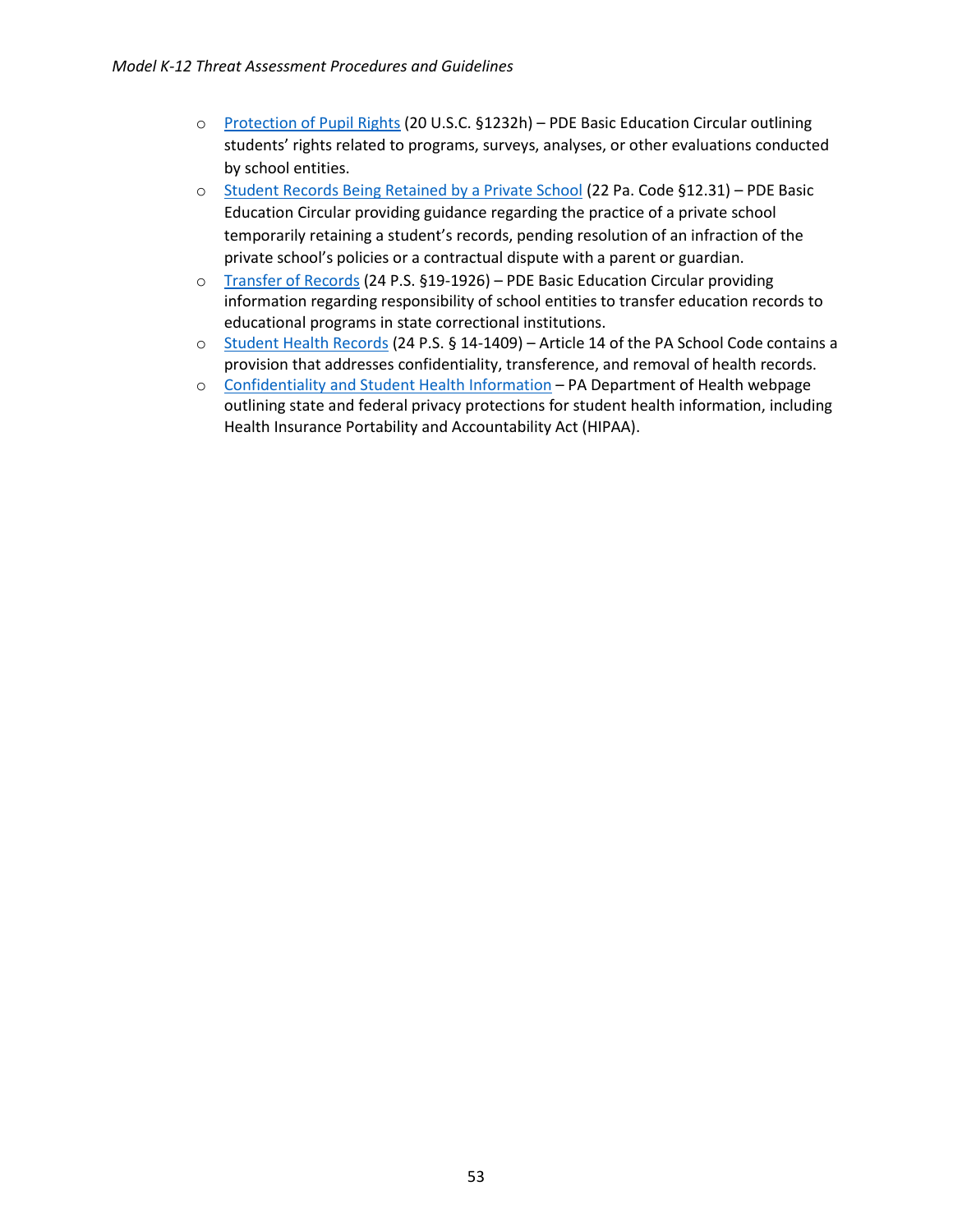- Protection of Pupil Rights (20 U.S.C. §1232h) – PDE Basic Education Circular outlining students' rights related to programs, surveys, analyses, or other evaluations conducted by school entities.
- Student Records Being Retained by a Private School (22 Pa. Code §12.31) – PDE Basic Education Circular providing guidance regarding the practice of a private school temporarily retaining a student's records, pending resolution of an infraction of the private school's policies or a contractual dispute with a parent or guardian.
- Transfer of Records (24 P.S. §19-1926) – PDE Basic Education Circular providing information regarding responsibility of school entities to transfer education records to educational programs in state correctional institutions.
- Student Health Records (24 P.S. § 14-1409) – Article 14 of the PA School Code contains a provision that addresses confidentiality, transference, and removal of health records.
- Confidentiality and Student Health Information – PA Department of Health webpage outlining state and federal privacy protections for student health information, including Health Insurance Portability and Accountability Act (HIPAA).